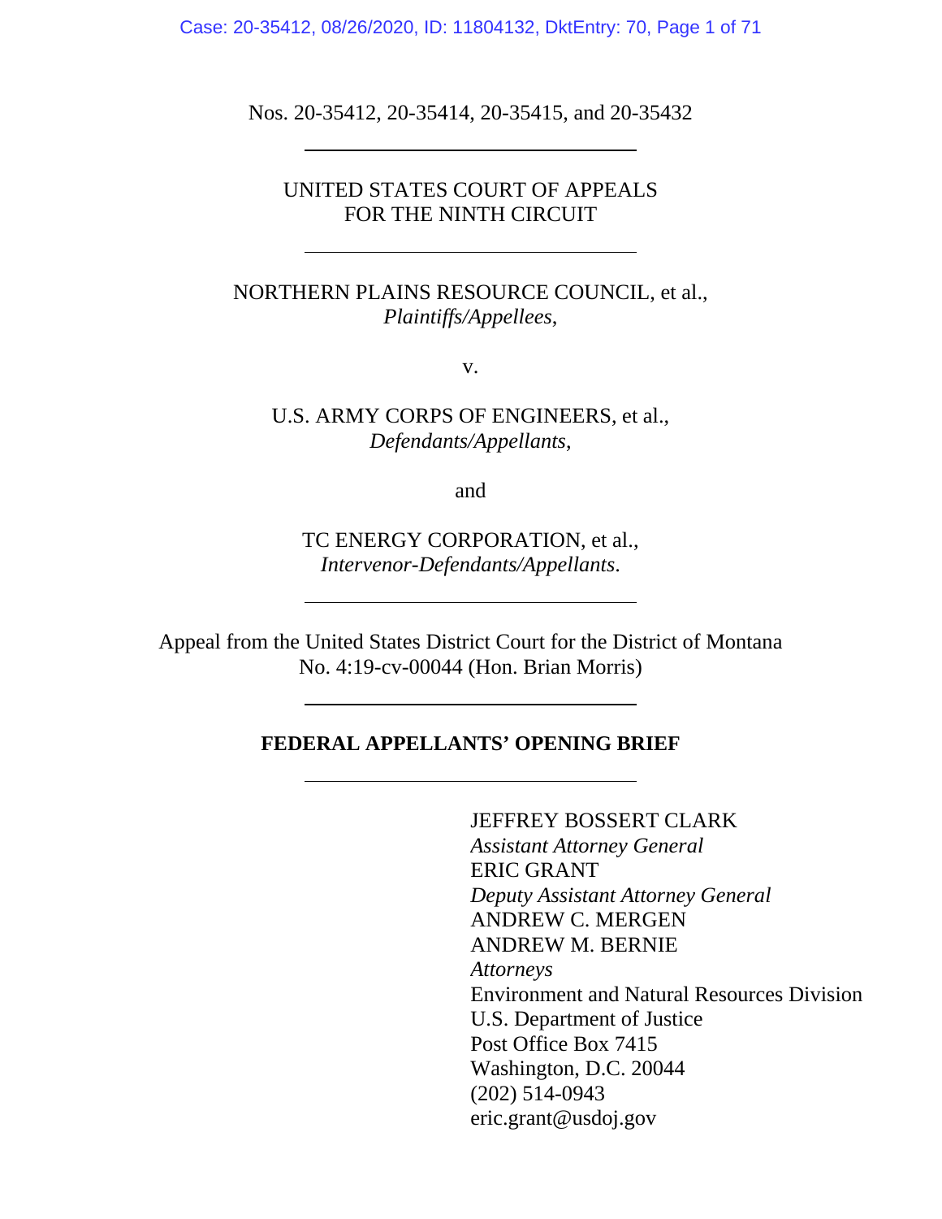Nos. 20-35412, 20-35414, 20-35415, and 20-35432

---

UNITED STATES COURT OF APPEALS
FOR THE NINTH CIRCUIT

---

NORTHERN PLAINS RESOURCE COUNCIL, et al.,
*Plaintiffs/Appellees*,

v.

U.S. ARMY CORPS OF ENGINEERS, et al.,
*Defendants/Appellants*,

and

TC ENERGY CORPORATION, et al.,
*Intervenor-Defendants/Appellants*.

---

Appeal from the United States District Court for the District of Montana
No. 4:19-cv-00044 (Hon. Brian Morris)

---

**FEDERAL APPELLANTS' OPENING BRIEF**

---

JEFFREY BOSSERT CLARK
*Assistant Attorney General*
ERIC GRANT
*Deputy Assistant Attorney General*
ANDREW C. MERGEN
ANDREW M. BERNIE
*Attorneys*
Environment and Natural Resources Division
U.S. Department of Justice
Post Office Box 7415
Washington, D.C. 20044
(202) 514-0943
eric.grant@usdoj.gov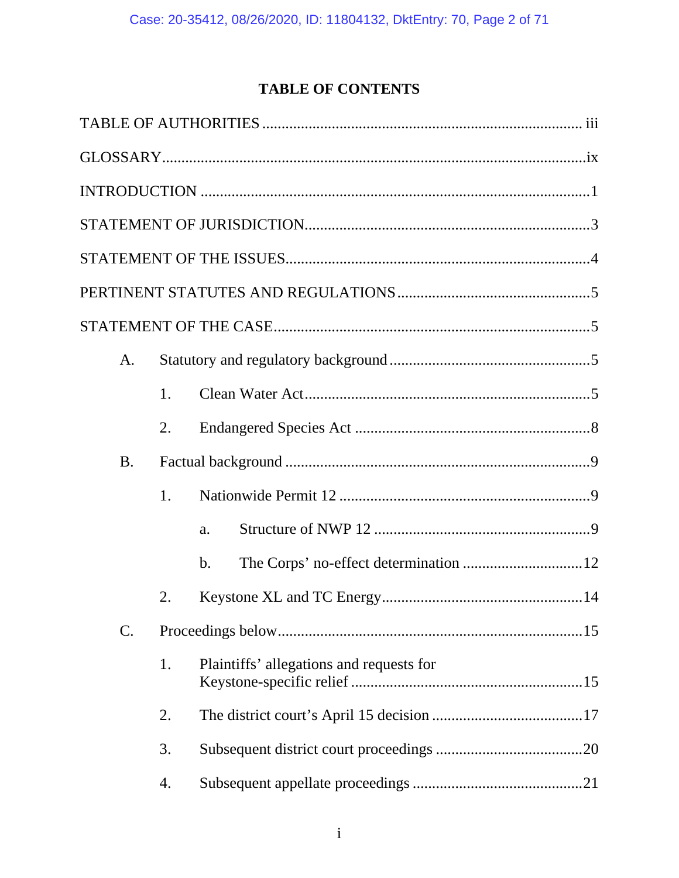# TABLE OF CONTENTS

TABLE OF AUTHORITIES ................................................................................ iii

GLOSSARY..........................................................................................................ix

INTRODUCTION ...................................................................................................1

STATEMENT OF JURISDICTION........................................................................3

STATEMENT OF THE ISSUES.............................................................................4

PERTINENT STATUTES AND REGULATIONS .................................................5

STATEMENT OF THE CASE................................................................................5

- A. Statutory and regulatory background ...................................................5
  - 1. Clean Water Act........................................................................5
  - 2. Endangered Species Act ............................................................8
- B. Factual background ..............................................................................9
  - 1. Nationwide Permit 12 ................................................................9
    - a. Structure of NWP 12 .......................................................9
    - b. The Corps' no-effect determination ...............................12
  - 2. Keystone XL and TC Energy...................................................14
- C. Proceedings below.............................................................................15
  - 1. Plaintiffs' allegations and requests for Keystone-specific relief ..........................................................15
  - 2. The district court's April 15 decision ......................................17
  - 3. Subsequent district court proceedings .....................................20
  - 4. Subsequent appellate proceedings ...........................................21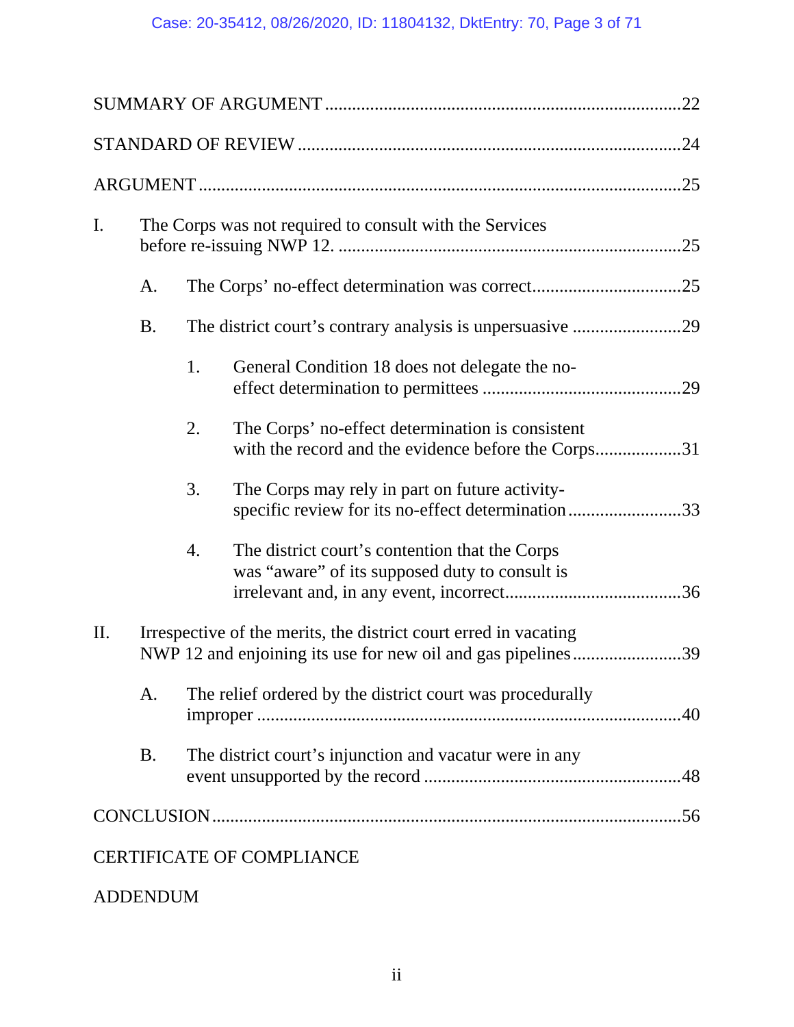SUMMARY OF ARGUMENT ..................................................................................22

STANDARD OF REVIEW ....................................................................................24

ARGUMENT ..........................................................................................................25

I. The Corps was not required to consult with the Services before re-issuing NWP 12. ...........................................................................25

   A. The Corps' no-effect determination was correct................................25

   B. The district court's contrary analysis is unpersuasive ........................29

      1. General Condition 18 does not delegate the no-effect determination to permittees ............................................29

      2. The Corps' no-effect determination is consistent with the record and the evidence before the Corps...................31

      3. The Corps may rely in part on future activity-specific review for its no-effect determination .........................33

      4. The district court's contention that the Corps was "aware" of its supposed duty to consult is irrelevant and, in any event, incorrect.......................................36

II. Irrespective of the merits, the district court erred in vacating NWP 12 and enjoining its use for new oil and gas pipelines........................39

   A. The relief ordered by the district court was procedurally improper ..........................................................................................40

   B. The district court's injunction and vacatur were in any event unsupported by the record ........................................................48

CONCLUSION .......................................................................................................56

CERTIFICATE OF COMPLIANCE

ADDENDUM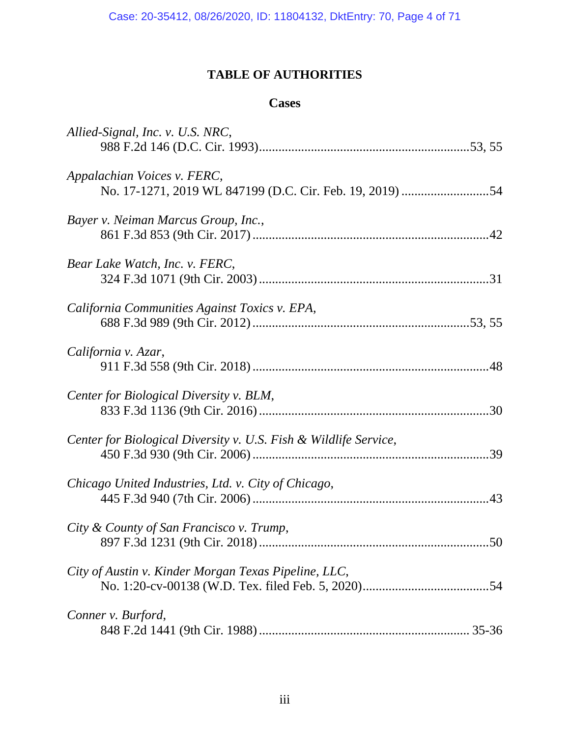# TABLE OF AUTHORITIES

## Cases

*Allied-Signal, Inc. v. U.S. NRC*,
988 F.2d 146 (D.C. Cir. 1993)................................................................53, 55

*Appalachian Voices v. FERC*,
No. 17-1271, 2019 WL 847199 (D.C. Cir. Feb. 19, 2019) ...........................54

*Bayer v. Neiman Marcus Group, Inc.*,
861 F.3d 853 (9th Cir. 2017) ........................................................................42

*Bear Lake Watch, Inc. v. FERC*,
324 F.3d 1071 (9th Cir. 2003) .......................................................................31

*California Communities Against Toxics v. EPA*,
688 F.3d 989 (9th Cir. 2012) ...................................................................53, 55

*California v. Azar*,
911 F.3d 558 (9th Cir. 2018) ........................................................................48

*Center for Biological Diversity v. BLM*,
833 F.3d 1136 (9th Cir. 2016) ......................................................................30

*Center for Biological Diversity v. U.S. Fish & Wildlife Service*,
450 F.3d 930 (9th Cir. 2006) ........................................................................39

*Chicago United Industries, Ltd. v. City of Chicago*,
445 F.3d 940 (7th Cir. 2006) ........................................................................43

*City & County of San Francisco v. Trump*,
897 F.3d 1231 (9th Cir. 2018) ......................................................................50

*City of Austin v. Kinder Morgan Texas Pipeline, LLC*,
No. 1:20-cv-00138 (W.D. Tex. filed Feb. 5, 2020).......................................54

*Conner v. Burford*,
848 F.2d 1441 (9th Cir. 1988) ................................................................ 35-36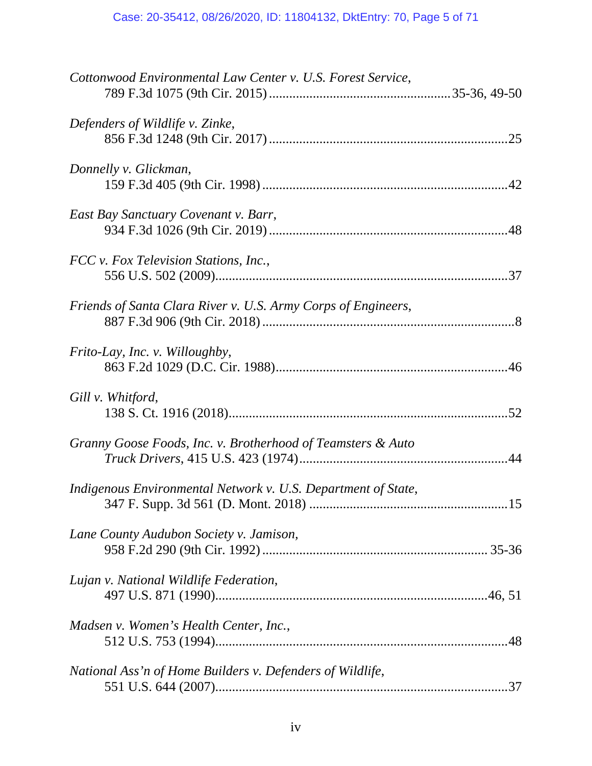*Cottonwood Environmental Law Center v. U.S. Forest Service*,
789 F.3d 1075 (9th Cir. 2015) ....................................................35-36, 49-50

*Defenders of Wildlife v. Zinke*,
856 F.3d 1248 (9th Cir. 2017) .....................................................................25

*Donnelly v. Glickman*,
159 F.3d 405 (9th Cir. 1998) .......................................................................42

*East Bay Sanctuary Covenant v. Barr*,
934 F.3d 1026 (9th Cir. 2019) .....................................................................48

*FCC v. Fox Television Stations, Inc.*,
556 U.S. 502 (2009).....................................................................................37

*Friends of Santa Clara River v. U.S. Army Corps of Engineers*,
887 F.3d 906 (9th Cir. 2018) .........................................................................8

*Frito-Lay, Inc. v. Willoughby*,
863 F.2d 1029 (D.C. Cir. 1988)...................................................................46

*Gill v. Whitford*,
138 S. Ct. 1916 (2018).................................................................................52

*Granny Goose Foods, Inc. v. Brotherhood of Teamsters & Auto Truck Drivers*, 415 U.S. 423 (1974)............................................................44

*Indigenous Environmental Network v. U.S. Department of State*,
347 F. Supp. 3d 561 (D. Mont. 2018) ..........................................................15

*Lane County Audubon Society v. Jamison*,
958 F.2d 290 (9th Cir. 1992) ................................................................. 35-36

*Lujan v. National Wildlife Federation*,
497 U.S. 871 (1990)...............................................................................46, 51

*Madsen v. Women's Health Center, Inc.*,
512 U.S. 753 (1994).....................................................................................48

*National Ass'n of Home Builders v. Defenders of Wildlife*,
551 U.S. 644 (2007).....................................................................................37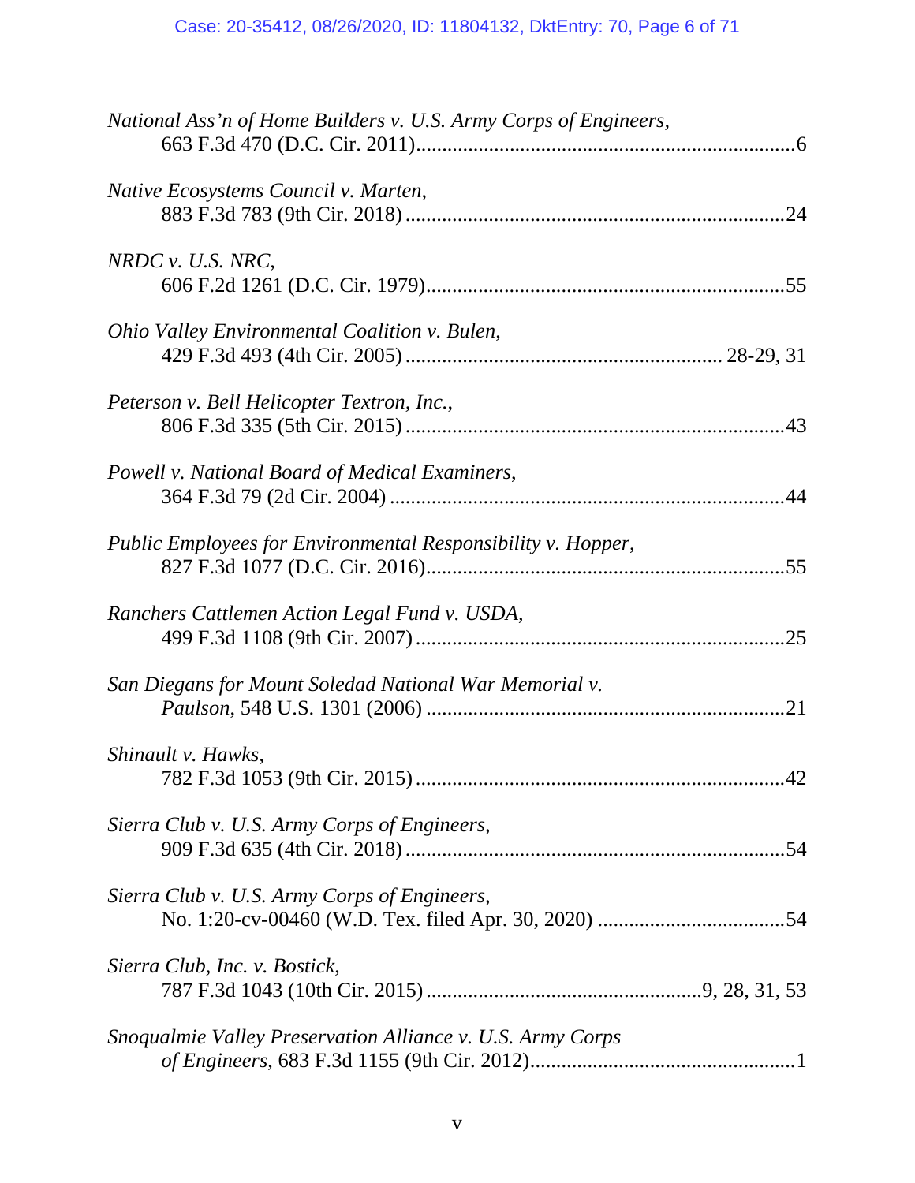*National Ass'n of Home Builders v. U.S. Army Corps of Engineers*,
663 F.3d 470 (D.C. Cir. 2011)........................................................................6

*Native Ecosystems Council v. Marten*,
883 F.3d 783 (9th Cir. 2018)........................................................................24

*NRDC v. U.S. NRC*,
606 F.2d 1261 (D.C. Cir. 1979)....................................................................55

*Ohio Valley Environmental Coalition v. Bulen*,
429 F.3d 493 (4th Cir. 2005) ........................................................... 28-29, 31

*Peterson v. Bell Helicopter Textron, Inc.*,
806 F.3d 335 (5th Cir. 2015)........................................................................43

*Powell v. National Board of Medical Examiners*,
364 F.3d 79 (2d Cir. 2004)...........................................................................44

*Public Employees for Environmental Responsibility v. Hopper*,
827 F.3d 1077 (D.C. Cir. 2016)....................................................................55

*Ranchers Cattlemen Action Legal Fund v. USDA*,
499 F.3d 1108 (9th Cir. 2007)......................................................................25

*San Diegans for Mount Soledad National War Memorial v. Paulson*, 548 U.S. 1301 (2006)....................................................................21

*Shinault v. Hawks*,
782 F.3d 1053 (9th Cir. 2015)......................................................................42

*Sierra Club v. U.S. Army Corps of Engineers*,
909 F.3d 635 (4th Cir. 2018)........................................................................54

*Sierra Club v. U.S. Army Corps of Engineers*,
No. 1:20-cv-00460 (W.D. Tex. filed Apr. 30, 2020) ...................................54

*Sierra Club, Inc. v. Bostick*,
787 F.3d 1043 (10th Cir. 2015)....................................................9, 28, 31, 53

*Snoqualmie Valley Preservation Alliance v. U.S. Army Corps of Engineers*, 683 F.3d 1155 (9th Cir. 2012)..................................................1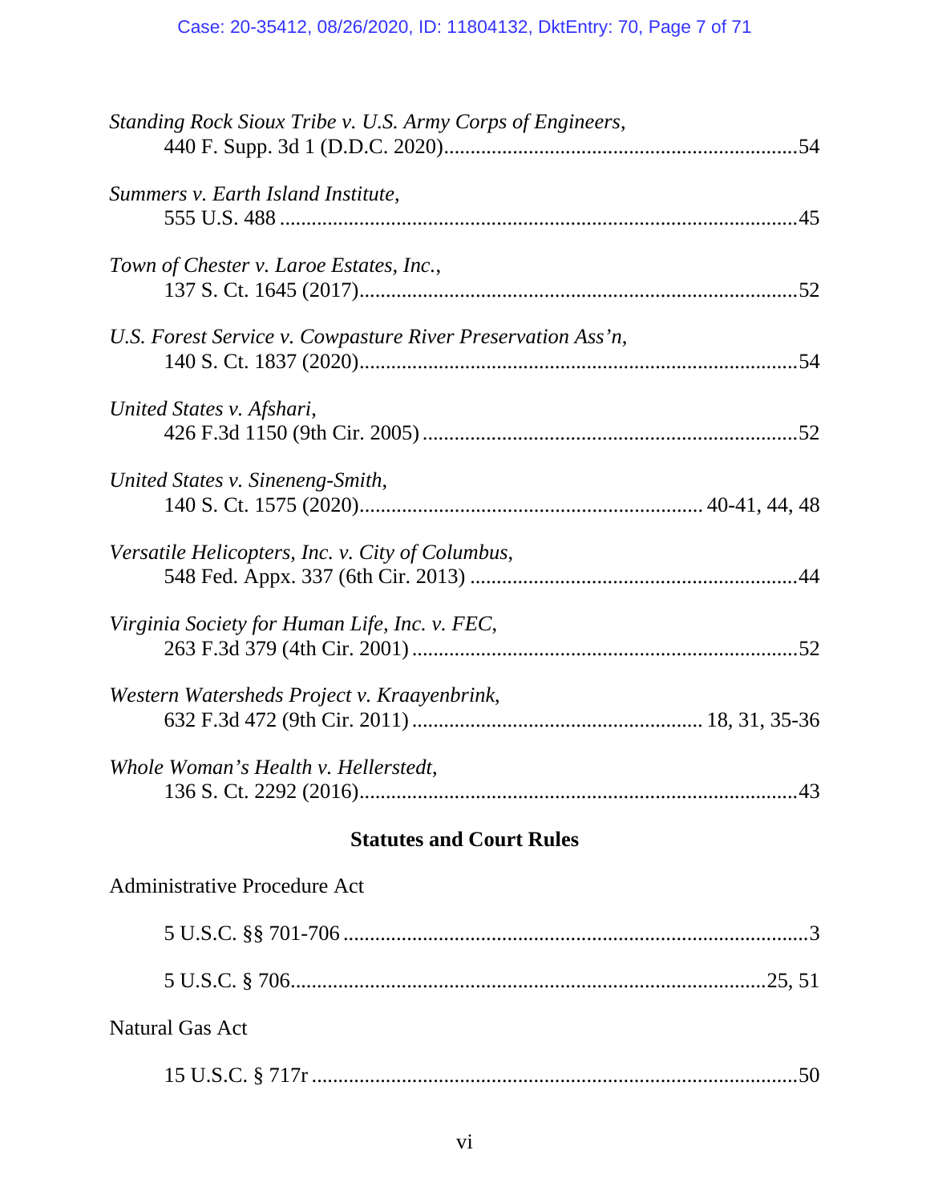*Standing Rock Sioux Tribe v. U.S. Army Corps of Engineers*,
440 F. Supp. 3d 1 (D.D.C. 2020)..................................................................54

*Summers v. Earth Island Institute*,
555 U.S. 488 ..................................................................................................45

*Town of Chester v. Laroe Estates, Inc.*,
137 S. Ct. 1645 (2017)..................................................................................52

*U.S. Forest Service v. Cowpasture River Preservation Ass'n*,
140 S. Ct. 1837 (2020)..................................................................................54

*United States v. Afshari*,
426 F.3d 1150 (9th Cir. 2005) ......................................................................52

*United States v. Sineneng-Smith*,
140 S. Ct. 1575 (2020)................................................................. 40-41, 44, 48

*Versatile Helicopters, Inc. v. City of Columbus*,
548 Fed. Appx. 337 (6th Cir. 2013) .............................................................44

*Virginia Society for Human Life, Inc. v. FEC*,
263 F.3d 379 (4th Cir. 2001) ........................................................................52

*Western Watersheds Project v. Kraayenbrink*,
632 F.3d 472 (9th Cir. 2011) ...................................................... 18, 31, 35-36

*Whole Woman's Health v. Hellerstedt*,
136 S. Ct. 2292 (2016)..................................................................................43

**Statutes and Court Rules**

Administrative Procedure Act

5 U.S.C. §§ 701-706 .......................................................................................3

5 U.S.C. § 706.........................................................................................25, 51

Natural Gas Act

15 U.S.C. § 717r ...........................................................................................50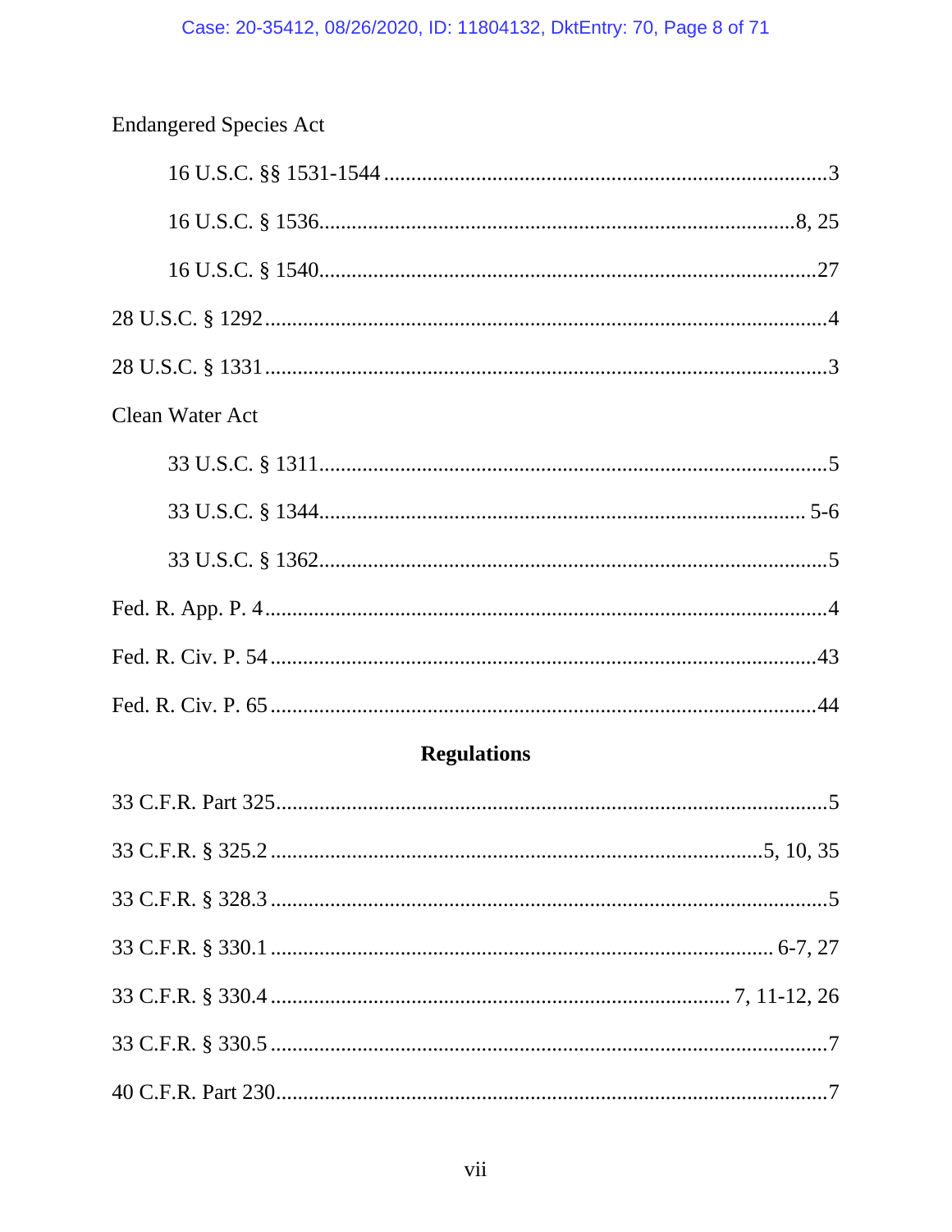Endangered Species Act

16 U.S.C. §§ 1531-1544 ........................................................................3

16 U.S.C. § 1536.............................................................................8, 25

16 U.S.C. § 1540...............................................................................27

28 U.S.C. § 1292 ......................................................................................4

28 U.S.C. § 1331 ......................................................................................3

Clean Water Act

33 U.S.C. § 1311...............................................................................5

33 U.S.C. § 1344........................................................................... 5-6

33 U.S.C. § 1362...............................................................................5

Fed. R. App. P. 4 ......................................................................................4

Fed. R. Civ. P. 54 ....................................................................................43

Fed. R. Civ. P. 65 ....................................................................................44

## Regulations

33 C.F.R. Part 325.....................................................................................5

33 C.F.R. § 325.2 ...........................................................................5, 10, 35

33 C.F.R. § 328.3 ......................................................................................5

33 C.F.R. § 330.1 ............................................................................ 6-7, 27

33 C.F.R. § 330.4 ...................................................................... 7, 11-12, 26

33 C.F.R. § 330.5 ......................................................................................7

40 C.F.R. Part 230.....................................................................................7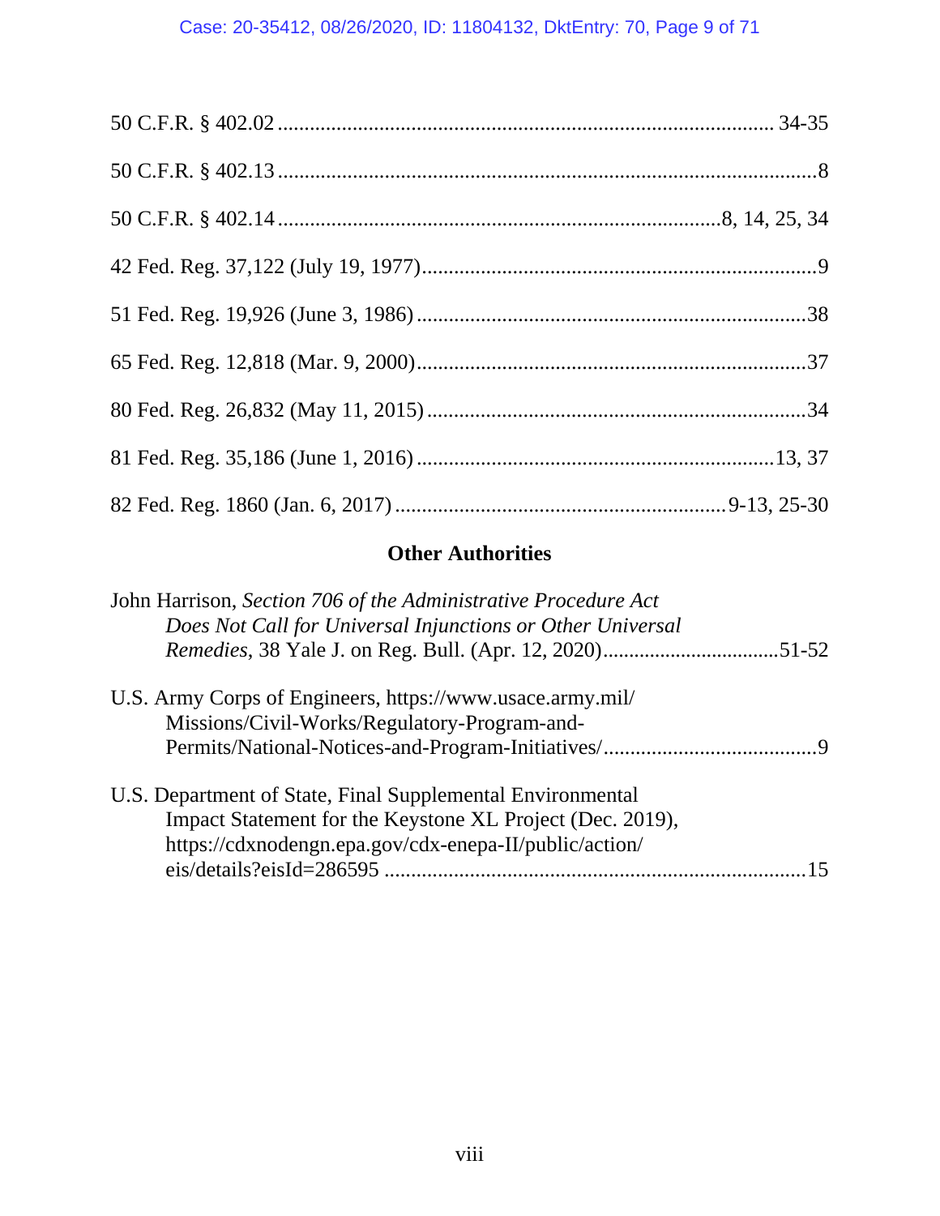50 C.F.R. § 402.02 ........................................................................................ 34-35

50 C.F.R. § 402.13 ...................................................................................................8

50 C.F.R. § 402.14 .................................................................................8, 14, 25, 34

42 Fed. Reg. 37,122 (July 19, 1977).........................................................................9

51 Fed. Reg. 19,926 (June 3, 1986) .......................................................................38

65 Fed. Reg. 12,818 (Mar. 9, 2000).......................................................................37

80 Fed. Reg. 26,832 (May 11, 2015) .....................................................................34

81 Fed. Reg. 35,186 (June 1, 2016) .................................................................13, 37

82 Fed. Reg. 1860 (Jan. 6, 2017) ............................................................9-13, 25-30

## Other Authorities

John Harrison, *Section 706 of the Administrative Procedure Act Does Not Call for Universal Injunctions or Other Universal Remedies*, 38 Yale J. on Reg. Bull. (Apr. 12, 2020).................................51-52

U.S. Army Corps of Engineers, https://www.usace.army.mil/Missions/Civil-Works/Regulatory-Program-and-Permits/National-Notices-and-Program-Initiatives/........................................9

U.S. Department of State, Final Supplemental Environmental Impact Statement for the Keystone XL Project (Dec. 2019), https://cdxnodengn.epa.gov/cdx-enepa-II/public/action/eis/details?eisId=286595 ..............................................................................15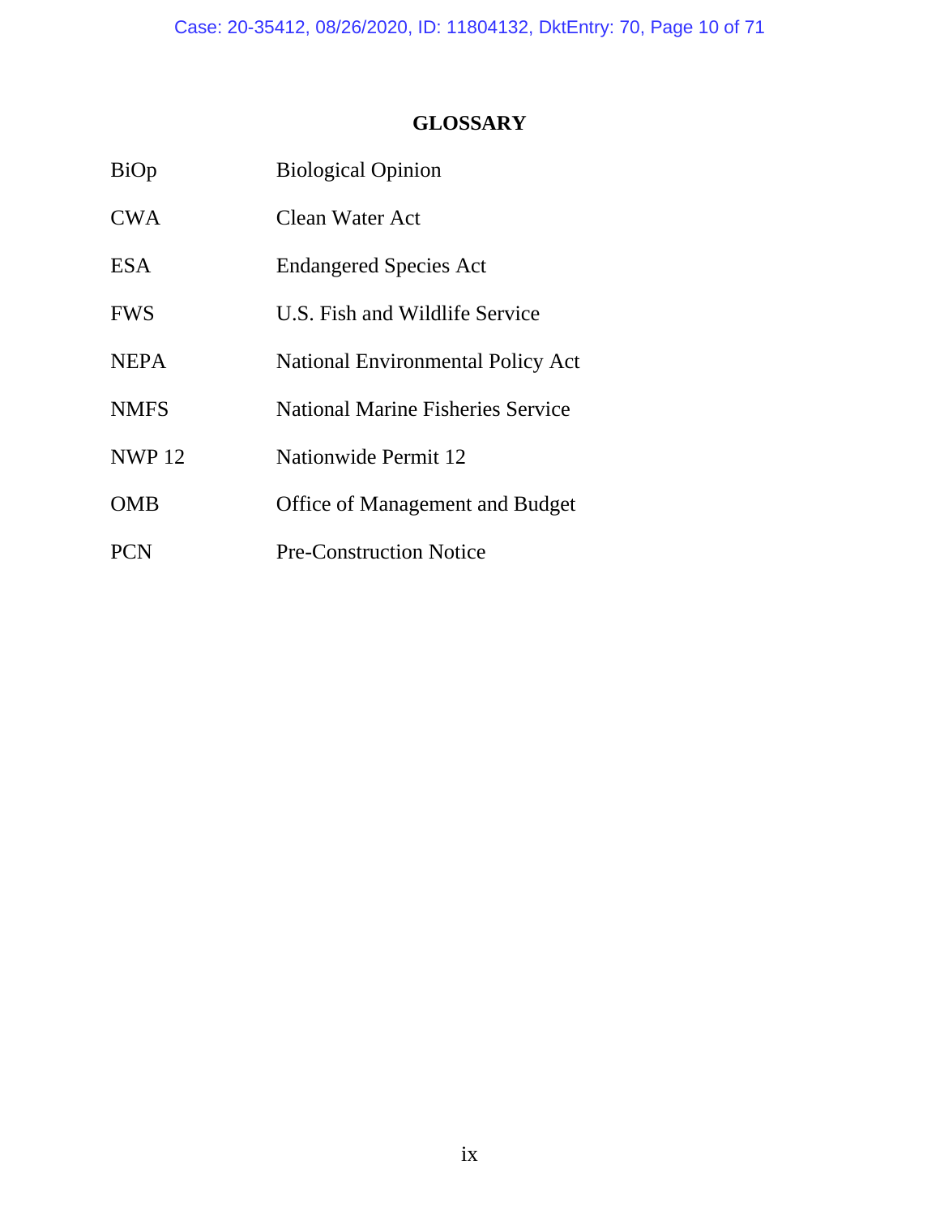# GLOSSARY

| | |
|---|---|
| BiOp | Biological Opinion |
| CWA | Clean Water Act |
| ESA | Endangered Species Act |
| FWS | U.S. Fish and Wildlife Service |
| NEPA | National Environmental Policy Act |
| NMFS | National Marine Fisheries Service |
| NWP 12 | Nationwide Permit 12 |
| OMB | Office of Management and Budget |
| PCN | Pre-Construction Notice |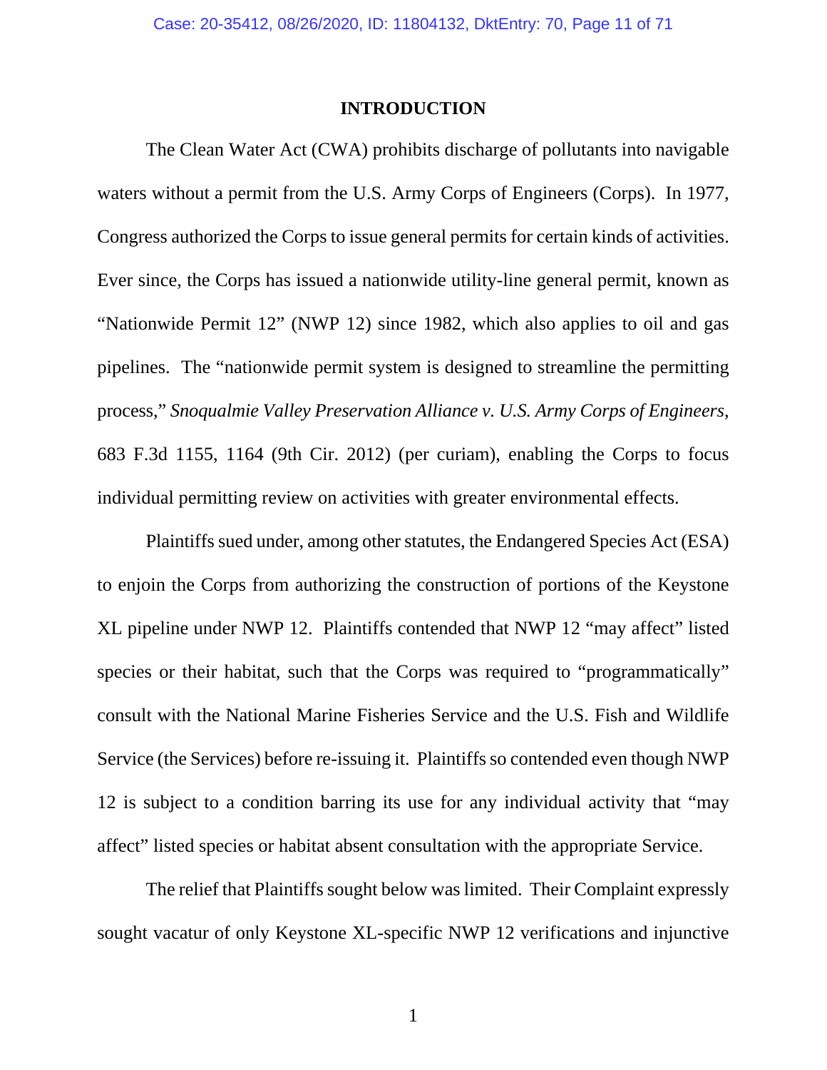## INTRODUCTION

The Clean Water Act (CWA) prohibits discharge of pollutants into navigable waters without a permit from the U.S. Army Corps of Engineers (Corps). In 1977, Congress authorized the Corps to issue general permits for certain kinds of activities. Ever since, the Corps has issued a nationwide utility-line general permit, known as "Nationwide Permit 12" (NWP 12) since 1982, which also applies to oil and gas pipelines. The "nationwide permit system is designed to streamline the permitting process," *Snoqualmie Valley Preservation Alliance v. U.S. Army Corps of Engineers*, 683 F.3d 1155, 1164 (9th Cir. 2012) (per curiam), enabling the Corps to focus individual permitting review on activities with greater environmental effects.

Plaintiffs sued under, among other statutes, the Endangered Species Act (ESA) to enjoin the Corps from authorizing the construction of portions of the Keystone XL pipeline under NWP 12. Plaintiffs contended that NWP 12 "may affect" listed species or their habitat, such that the Corps was required to "programmatically" consult with the National Marine Fisheries Service and the U.S. Fish and Wildlife Service (the Services) before re-issuing it. Plaintiffs so contended even though NWP 12 is subject to a condition barring its use for any individual activity that "may affect" listed species or habitat absent consultation with the appropriate Service.

The relief that Plaintiffs sought below was limited. Their Complaint expressly sought vacatur of only Keystone XL-specific NWP 12 verifications and injunctive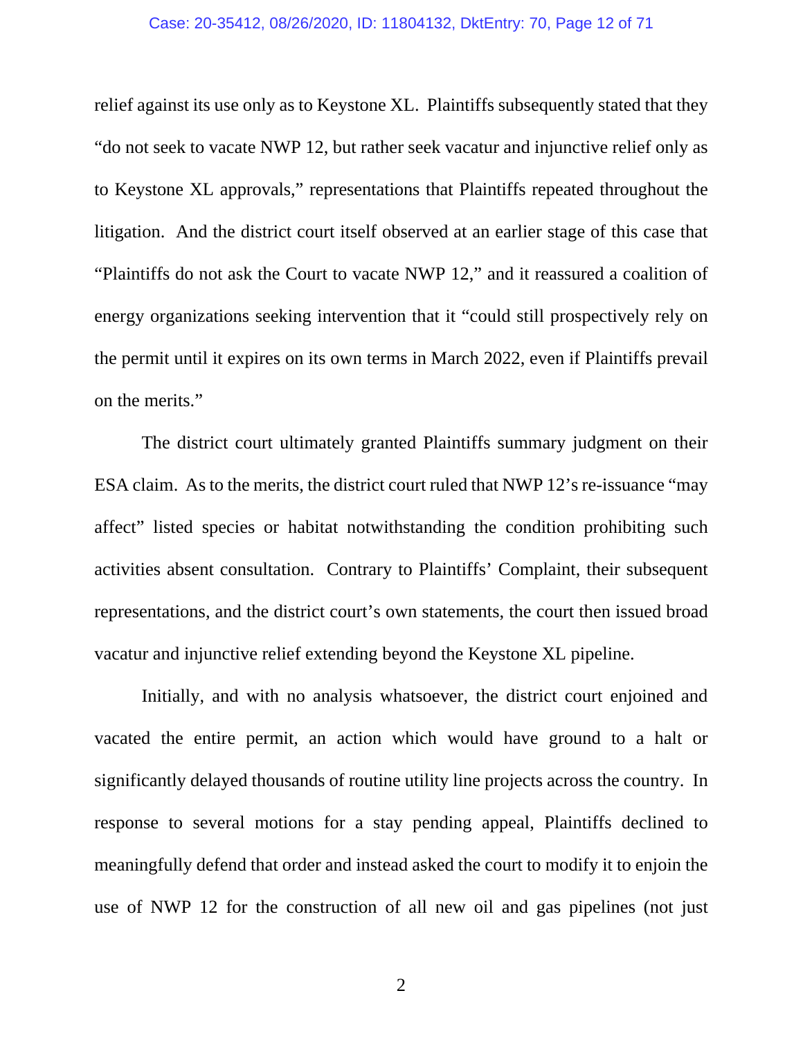relief against its use only as to Keystone XL. Plaintiffs subsequently stated that they "do not seek to vacate NWP 12, but rather seek vacatur and injunctive relief only as to Keystone XL approvals," representations that Plaintiffs repeated throughout the litigation. And the district court itself observed at an earlier stage of this case that "Plaintiffs do not ask the Court to vacate NWP 12," and it reassured a coalition of energy organizations seeking intervention that it "could still prospectively rely on the permit until it expires on its own terms in March 2022, even if Plaintiffs prevail on the merits."

The district court ultimately granted Plaintiffs summary judgment on their ESA claim. As to the merits, the district court ruled that NWP 12's re-issuance "may affect" listed species or habitat notwithstanding the condition prohibiting such activities absent consultation. Contrary to Plaintiffs' Complaint, their subsequent representations, and the district court's own statements, the court then issued broad vacatur and injunctive relief extending beyond the Keystone XL pipeline.

Initially, and with no analysis whatsoever, the district court enjoined and vacated the entire permit, an action which would have ground to a halt or significantly delayed thousands of routine utility line projects across the country. In response to several motions for a stay pending appeal, Plaintiffs declined to meaningfully defend that order and instead asked the court to modify it to enjoin the use of NWP 12 for the construction of all new oil and gas pipelines (not just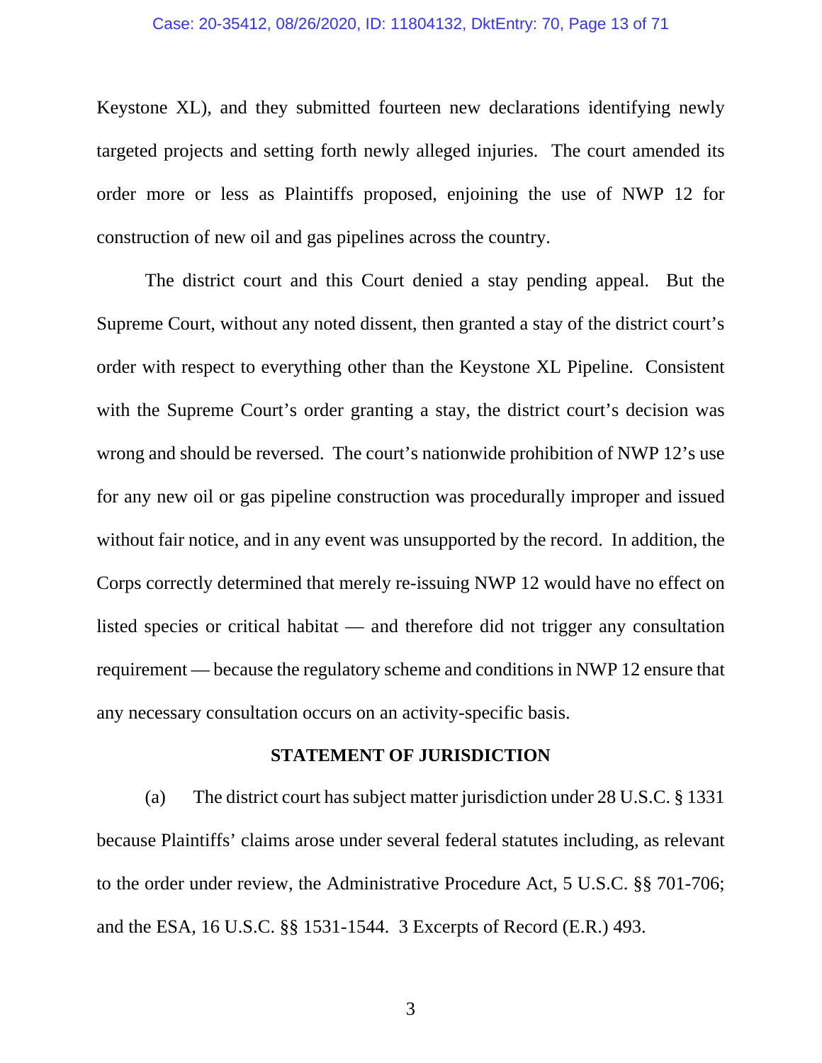Keystone XL), and they submitted fourteen new declarations identifying newly targeted projects and setting forth newly alleged injuries. The court amended its order more or less as Plaintiffs proposed, enjoining the use of NWP 12 for construction of new oil and gas pipelines across the country.

The district court and this Court denied a stay pending appeal. But the Supreme Court, without any noted dissent, then granted a stay of the district court's order with respect to everything other than the Keystone XL Pipeline. Consistent with the Supreme Court's order granting a stay, the district court's decision was wrong and should be reversed. The court's nationwide prohibition of NWP 12's use for any new oil or gas pipeline construction was procedurally improper and issued without fair notice, and in any event was unsupported by the record. In addition, the Corps correctly determined that merely re-issuing NWP 12 would have no effect on listed species or critical habitat — and therefore did not trigger any consultation requirement — because the regulatory scheme and conditions in NWP 12 ensure that any necessary consultation occurs on an activity-specific basis.

## STATEMENT OF JURISDICTION

(a) The district court has subject matter jurisdiction under 28 U.S.C. § 1331 because Plaintiffs' claims arose under several federal statutes including, as relevant to the order under review, the Administrative Procedure Act, 5 U.S.C. §§ 701-706; and the ESA, 16 U.S.C. §§ 1531-1544. 3 Excerpts of Record (E.R.) 493.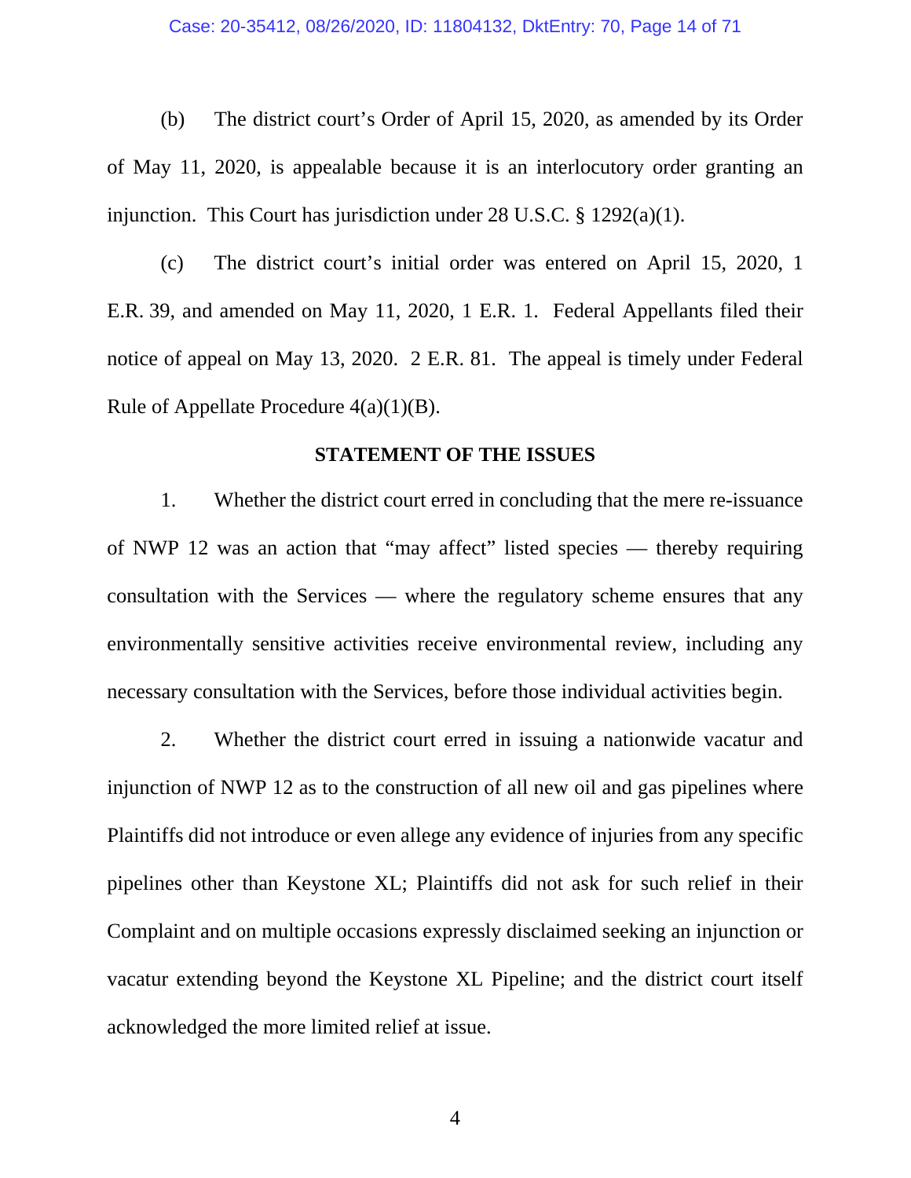(b) The district court's Order of April 15, 2020, as amended by its Order of May 11, 2020, is appealable because it is an interlocutory order granting an injunction. This Court has jurisdiction under 28 U.S.C. § 1292(a)(1).

(c) The district court's initial order was entered on April 15, 2020, 1 E.R. 39, and amended on May 11, 2020, 1 E.R. 1. Federal Appellants filed their notice of appeal on May 13, 2020. 2 E.R. 81. The appeal is timely under Federal Rule of Appellate Procedure 4(a)(1)(B).

## STATEMENT OF THE ISSUES

1. Whether the district court erred in concluding that the mere re-issuance of NWP 12 was an action that "may affect" listed species — thereby requiring consultation with the Services — where the regulatory scheme ensures that any environmentally sensitive activities receive environmental review, including any necessary consultation with the Services, before those individual activities begin.

2. Whether the district court erred in issuing a nationwide vacatur and injunction of NWP 12 as to the construction of all new oil and gas pipelines where Plaintiffs did not introduce or even allege any evidence of injuries from any specific pipelines other than Keystone XL; Plaintiffs did not ask for such relief in their Complaint and on multiple occasions expressly disclaimed seeking an injunction or vacatur extending beyond the Keystone XL Pipeline; and the district court itself acknowledged the more limited relief at issue.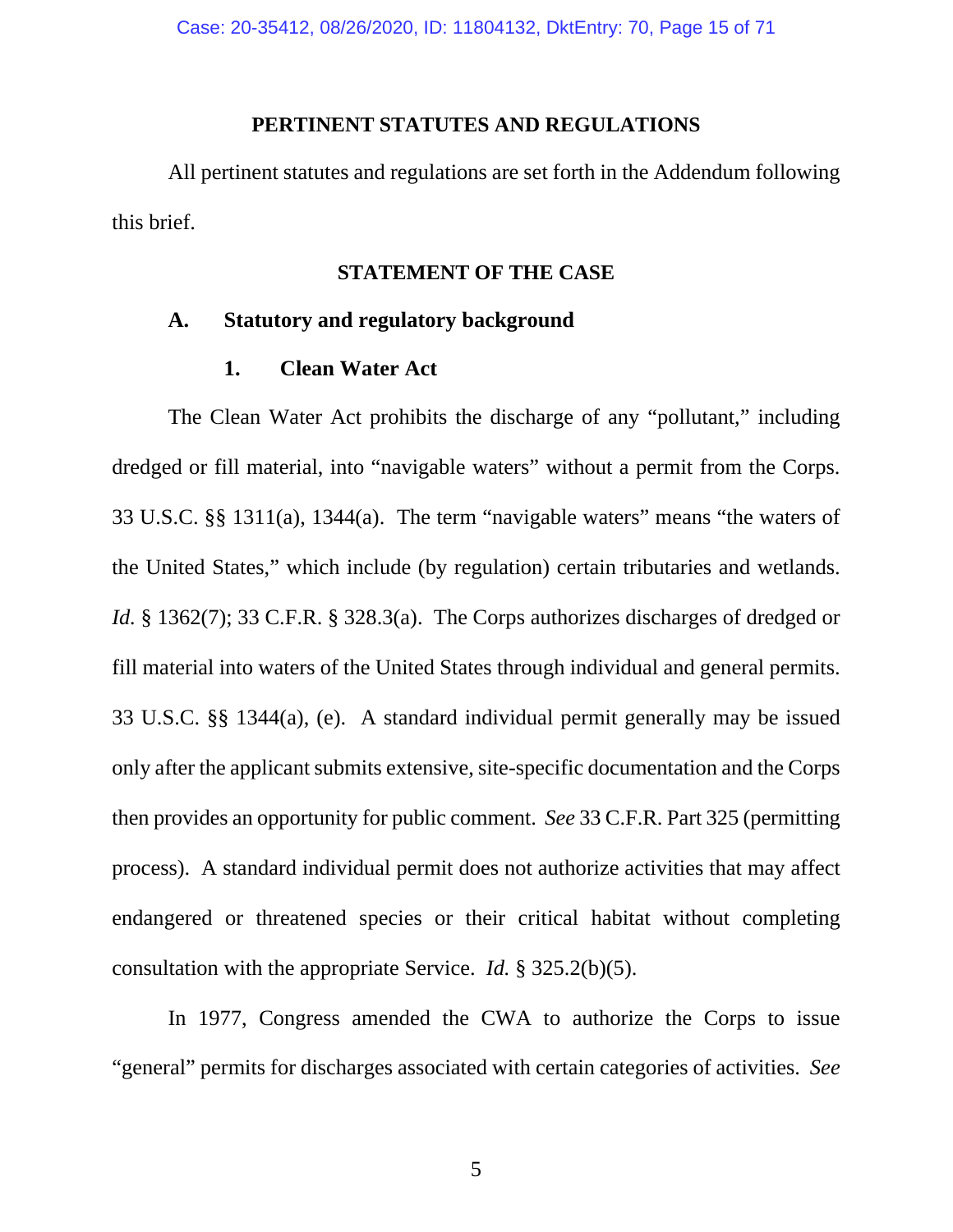## PERTINENT STATUTES AND REGULATIONS

All pertinent statutes and regulations are set forth in the Addendum following this brief.

## STATEMENT OF THE CASE

### A. Statutory and regulatory background

#### 1. Clean Water Act

The Clean Water Act prohibits the discharge of any "pollutant," including dredged or fill material, into "navigable waters" without a permit from the Corps. 33 U.S.C. §§ 1311(a), 1344(a). The term "navigable waters" means "the waters of the United States," which include (by regulation) certain tributaries and wetlands. *Id.* § 1362(7); 33 C.F.R. § 328.3(a). The Corps authorizes discharges of dredged or fill material into waters of the United States through individual and general permits. 33 U.S.C. §§ 1344(a), (e). A standard individual permit generally may be issued only after the applicant submits extensive, site-specific documentation and the Corps then provides an opportunity for public comment. *See* 33 C.F.R. Part 325 (permitting process). A standard individual permit does not authorize activities that may affect endangered or threatened species or their critical habitat without completing consultation with the appropriate Service. *Id.* § 325.2(b)(5).

In 1977, Congress amended the CWA to authorize the Corps to issue "general" permits for discharges associated with certain categories of activities. *See*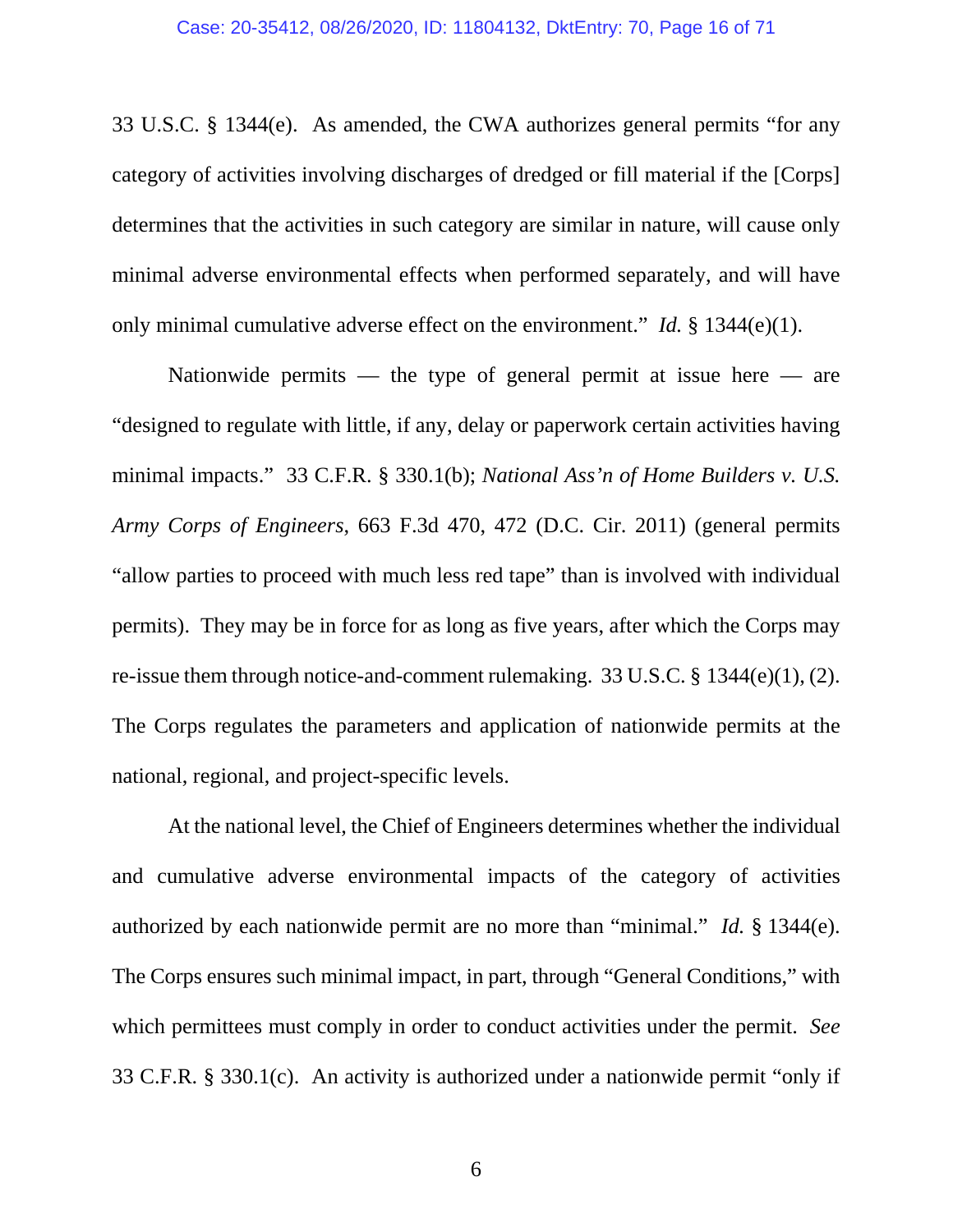33 U.S.C. § 1344(e). As amended, the CWA authorizes general permits "for any category of activities involving discharges of dredged or fill material if the [Corps] determines that the activities in such category are similar in nature, will cause only minimal adverse environmental effects when performed separately, and will have only minimal cumulative adverse effect on the environment." *Id.* § 1344(e)(1).

Nationwide permits — the type of general permit at issue here — are "designed to regulate with little, if any, delay or paperwork certain activities having minimal impacts." 33 C.F.R. § 330.1(b); *National Ass'n of Home Builders v. U.S. Army Corps of Engineers*, 663 F.3d 470, 472 (D.C. Cir. 2011) (general permits "allow parties to proceed with much less red tape" than is involved with individual permits). They may be in force for as long as five years, after which the Corps may re-issue them through notice-and-comment rulemaking. 33 U.S.C. § 1344(e)(1), (2). The Corps regulates the parameters and application of nationwide permits at the national, regional, and project-specific levels.

At the national level, the Chief of Engineers determines whether the individual and cumulative adverse environmental impacts of the category of activities authorized by each nationwide permit are no more than "minimal." *Id.* § 1344(e). The Corps ensures such minimal impact, in part, through "General Conditions," with which permittees must comply in order to conduct activities under the permit. *See* 33 C.F.R. § 330.1(c). An activity is authorized under a nationwide permit "only if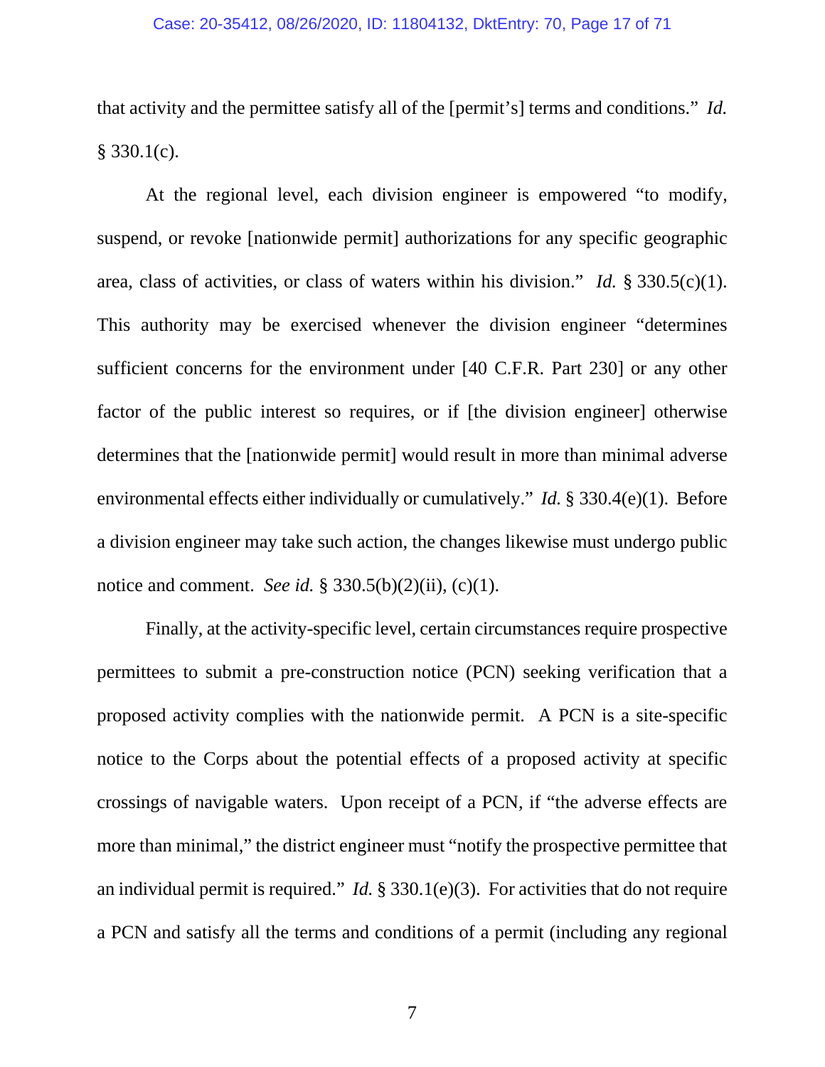that activity and the permittee satisfy all of the [permit's] terms and conditions." *Id.* § 330.1(c).

At the regional level, each division engineer is empowered "to modify, suspend, or revoke [nationwide permit] authorizations for any specific geographic area, class of activities, or class of waters within his division." *Id.* § 330.5(c)(1). This authority may be exercised whenever the division engineer "determines sufficient concerns for the environment under [40 C.F.R. Part 230] or any other factor of the public interest so requires, or if [the division engineer] otherwise determines that the [nationwide permit] would result in more than minimal adverse environmental effects either individually or cumulatively." *Id.* § 330.4(e)(1). Before a division engineer may take such action, the changes likewise must undergo public notice and comment. *See id.* § 330.5(b)(2)(ii), (c)(1).

Finally, at the activity-specific level, certain circumstances require prospective permittees to submit a pre-construction notice (PCN) seeking verification that a proposed activity complies with the nationwide permit. A PCN is a site-specific notice to the Corps about the potential effects of a proposed activity at specific crossings of navigable waters. Upon receipt of a PCN, if "the adverse effects are more than minimal," the district engineer must "notify the prospective permittee that an individual permit is required." *Id.* § 330.1(e)(3). For activities that do not require a PCN and satisfy all the terms and conditions of a permit (including any regional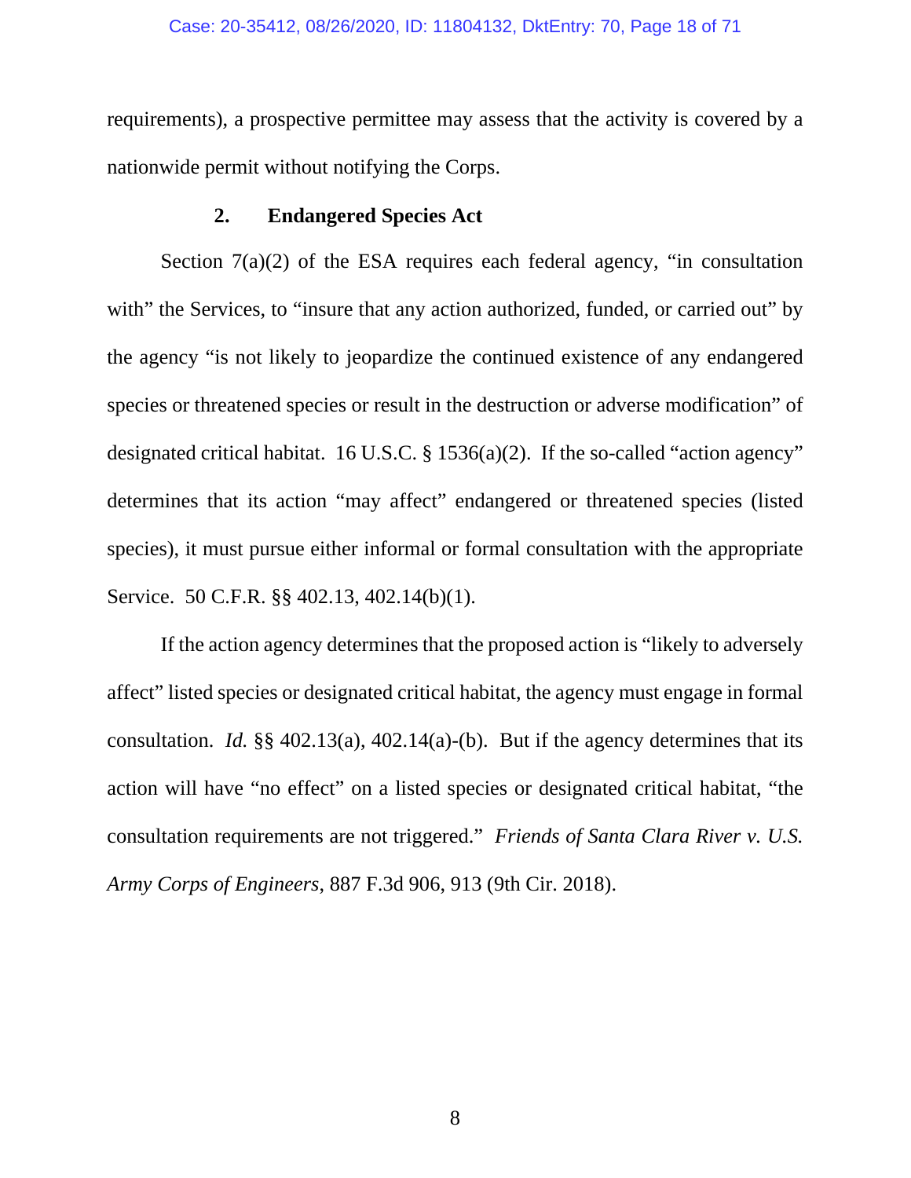requirements), a prospective permittee may assess that the activity is covered by a nationwide permit without notifying the Corps.

### 2. Endangered Species Act

Section 7(a)(2) of the ESA requires each federal agency, "in consultation with" the Services, to "insure that any action authorized, funded, or carried out" by the agency "is not likely to jeopardize the continued existence of any endangered species or threatened species or result in the destruction or adverse modification" of designated critical habitat. 16 U.S.C. § 1536(a)(2). If the so-called "action agency" determines that its action "may affect" endangered or threatened species (listed species), it must pursue either informal or formal consultation with the appropriate Service. 50 C.F.R. §§ 402.13, 402.14(b)(1).

If the action agency determines that the proposed action is "likely to adversely affect" listed species or designated critical habitat, the agency must engage in formal consultation. *Id.* §§ 402.13(a), 402.14(a)-(b). But if the agency determines that its action will have "no effect" on a listed species or designated critical habitat, "the consultation requirements are not triggered." *Friends of Santa Clara River v. U.S. Army Corps of Engineers*, 887 F.3d 906, 913 (9th Cir. 2018).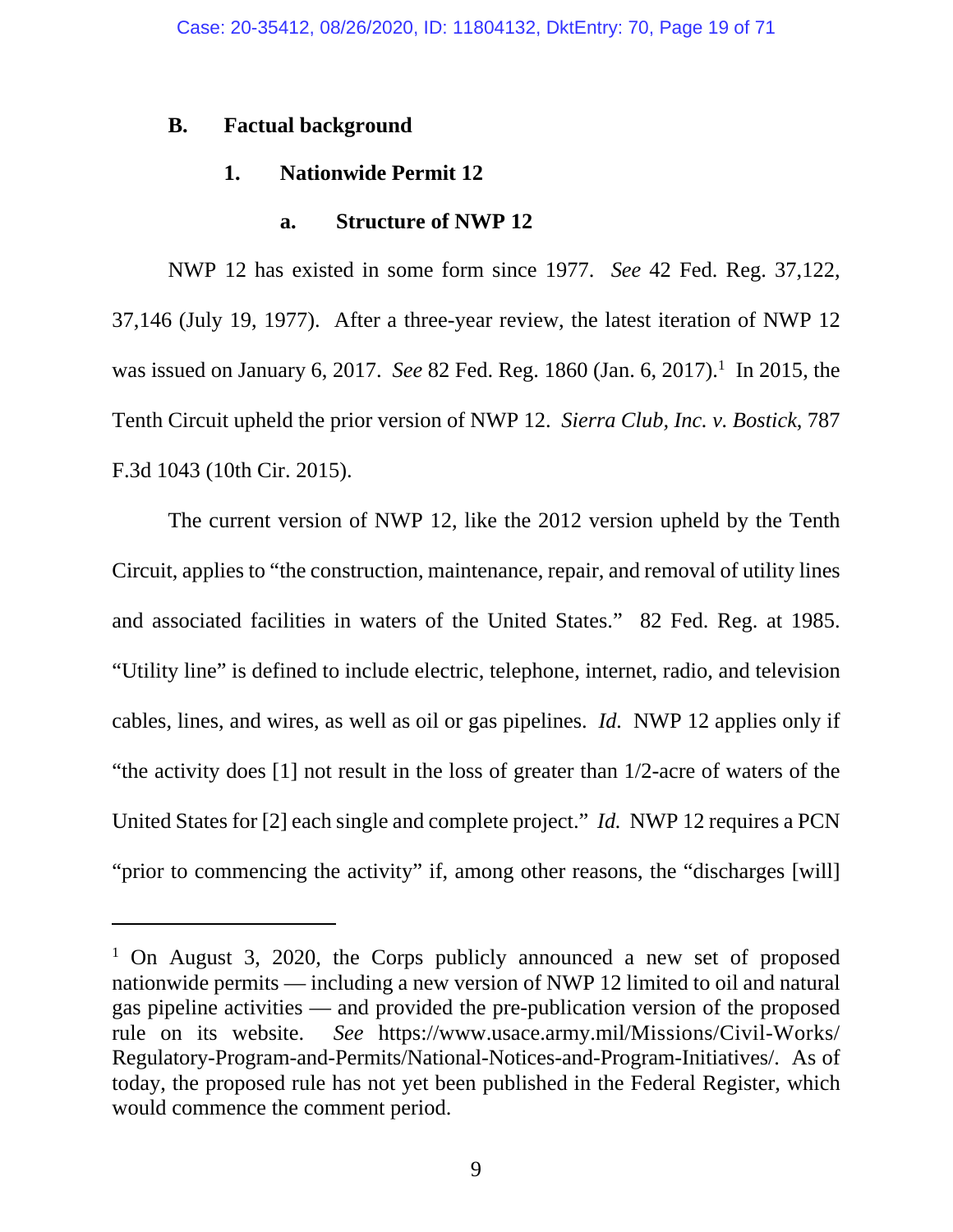## B. Factual background

### 1. Nationwide Permit 12

#### a. Structure of NWP 12

NWP 12 has existed in some form since 1977. *See* 42 Fed. Reg. 37,122, 37,146 (July 19, 1977). After a three-year review, the latest iteration of NWP 12 was issued on January 6, 2017. *See* 82 Fed. Reg. 1860 (Jan. 6, 2017).[1] In 2015, the Tenth Circuit upheld the prior version of NWP 12. *Sierra Club, Inc. v. Bostick*, 787 F.3d 1043 (10th Cir. 2015).

The current version of NWP 12, like the 2012 version upheld by the Tenth Circuit, applies to "the construction, maintenance, repair, and removal of utility lines and associated facilities in waters of the United States." 82 Fed. Reg. at 1985. "Utility line" is defined to include electric, telephone, internet, radio, and television cables, lines, and wires, as well as oil or gas pipelines. *Id.* NWP 12 applies only if "the activity does [1] not result in the loss of greater than 1/2-acre of waters of the United States for [2] each single and complete project." *Id.* NWP 12 requires a PCN "prior to commencing the activity" if, among other reasons, the "discharges [will]

---

[1] On August 3, 2020, the Corps publicly announced a new set of proposed nationwide permits — including a new version of NWP 12 limited to oil and natural gas pipeline activities — and provided the pre-publication version of the proposed rule on its website. *See* https://www.usace.army.mil/Missions/Civil-Works/Regulatory-Program-and-Permits/National-Notices-and-Program-Initiatives/. As of today, the proposed rule has not yet been published in the Federal Register, which would commence the comment period.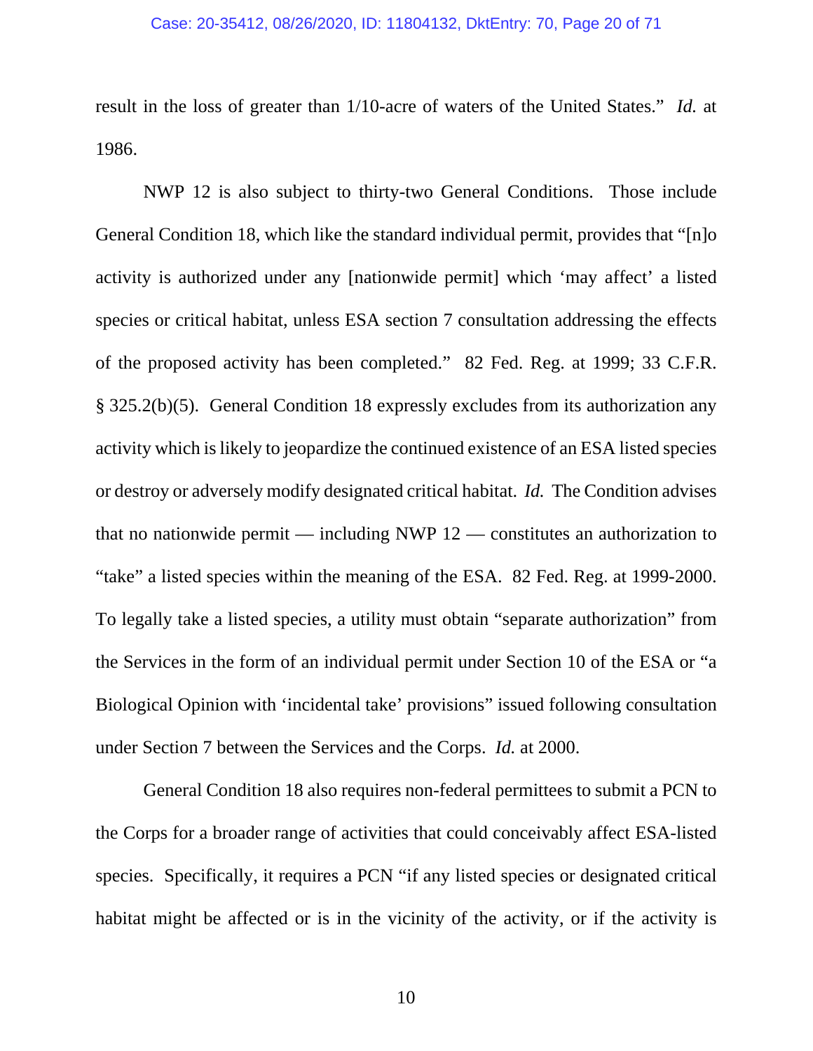result in the loss of greater than 1/10-acre of waters of the United States." *Id.* at 1986.

NWP 12 is also subject to thirty-two General Conditions. Those include General Condition 18, which like the standard individual permit, provides that "[n]o activity is authorized under any [nationwide permit] which 'may affect' a listed species or critical habitat, unless ESA section 7 consultation addressing the effects of the proposed activity has been completed." 82 Fed. Reg. at 1999; 33 C.F.R. § 325.2(b)(5). General Condition 18 expressly excludes from its authorization any activity which is likely to jeopardize the continued existence of an ESA listed species or destroy or adversely modify designated critical habitat. *Id.* The Condition advises that no nationwide permit — including NWP 12 — constitutes an authorization to "take" a listed species within the meaning of the ESA. 82 Fed. Reg. at 1999-2000. To legally take a listed species, a utility must obtain "separate authorization" from the Services in the form of an individual permit under Section 10 of the ESA or "a Biological Opinion with 'incidental take' provisions" issued following consultation under Section 7 between the Services and the Corps. *Id.* at 2000.

General Condition 18 also requires non-federal permittees to submit a PCN to the Corps for a broader range of activities that could conceivably affect ESA-listed species. Specifically, it requires a PCN "if any listed species or designated critical habitat might be affected or is in the vicinity of the activity, or if the activity is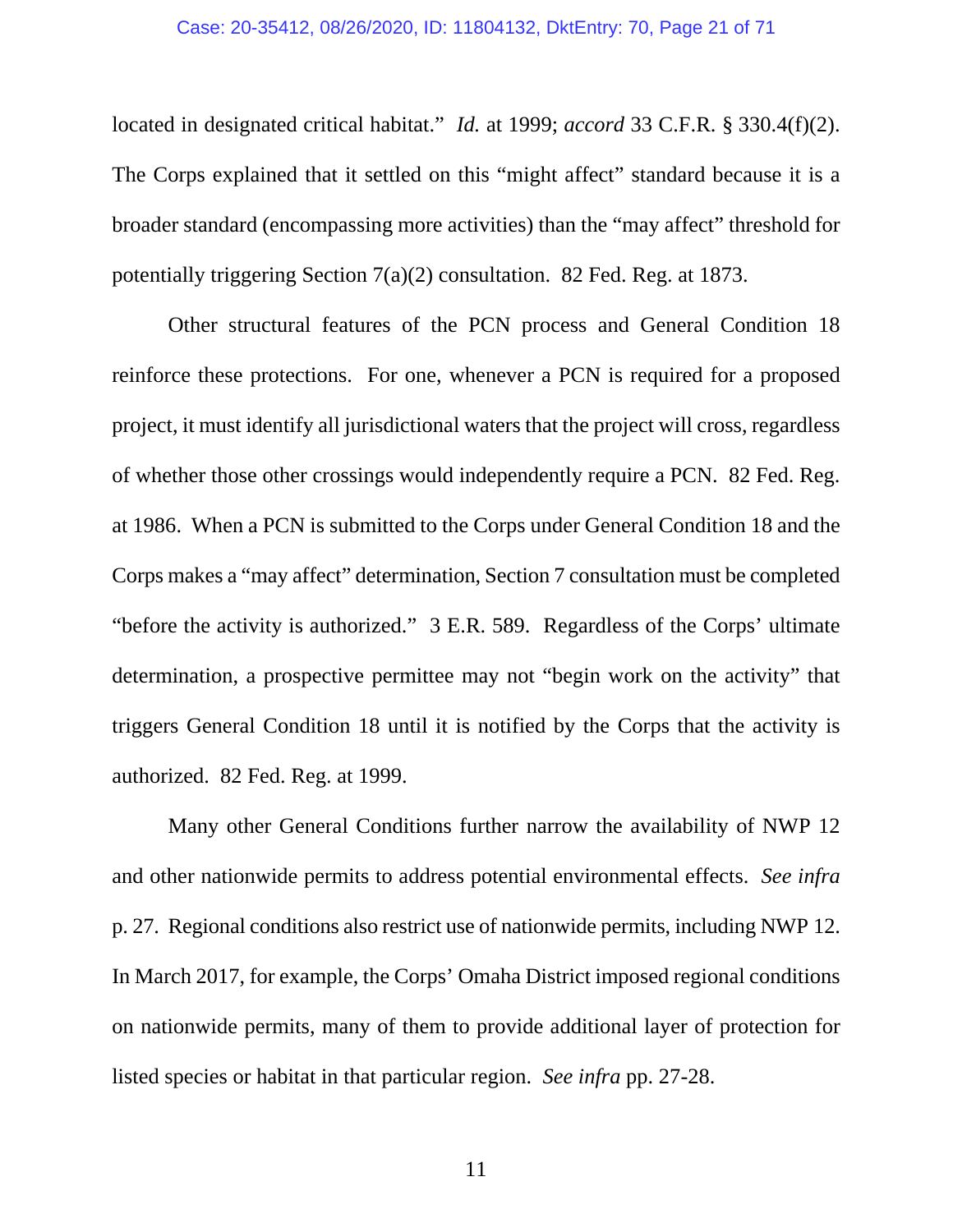located in designated critical habitat." *Id.* at 1999; *accord* 33 C.F.R. § 330.4(f)(2). The Corps explained that it settled on this "might affect" standard because it is a broader standard (encompassing more activities) than the "may affect" threshold for potentially triggering Section 7(a)(2) consultation. 82 Fed. Reg. at 1873.

Other structural features of the PCN process and General Condition 18 reinforce these protections. For one, whenever a PCN is required for a proposed project, it must identify all jurisdictional waters that the project will cross, regardless of whether those other crossings would independently require a PCN. 82 Fed. Reg. at 1986. When a PCN is submitted to the Corps under General Condition 18 and the Corps makes a "may affect" determination, Section 7 consultation must be completed "before the activity is authorized." 3 E.R. 589. Regardless of the Corps' ultimate determination, a prospective permittee may not "begin work on the activity" that triggers General Condition 18 until it is notified by the Corps that the activity is authorized. 82 Fed. Reg. at 1999.

Many other General Conditions further narrow the availability of NWP 12 and other nationwide permits to address potential environmental effects. *See infra* p. 27. Regional conditions also restrict use of nationwide permits, including NWP 12. In March 2017, for example, the Corps' Omaha District imposed regional conditions on nationwide permits, many of them to provide additional layer of protection for listed species or habitat in that particular region. *See infra* pp. 27-28.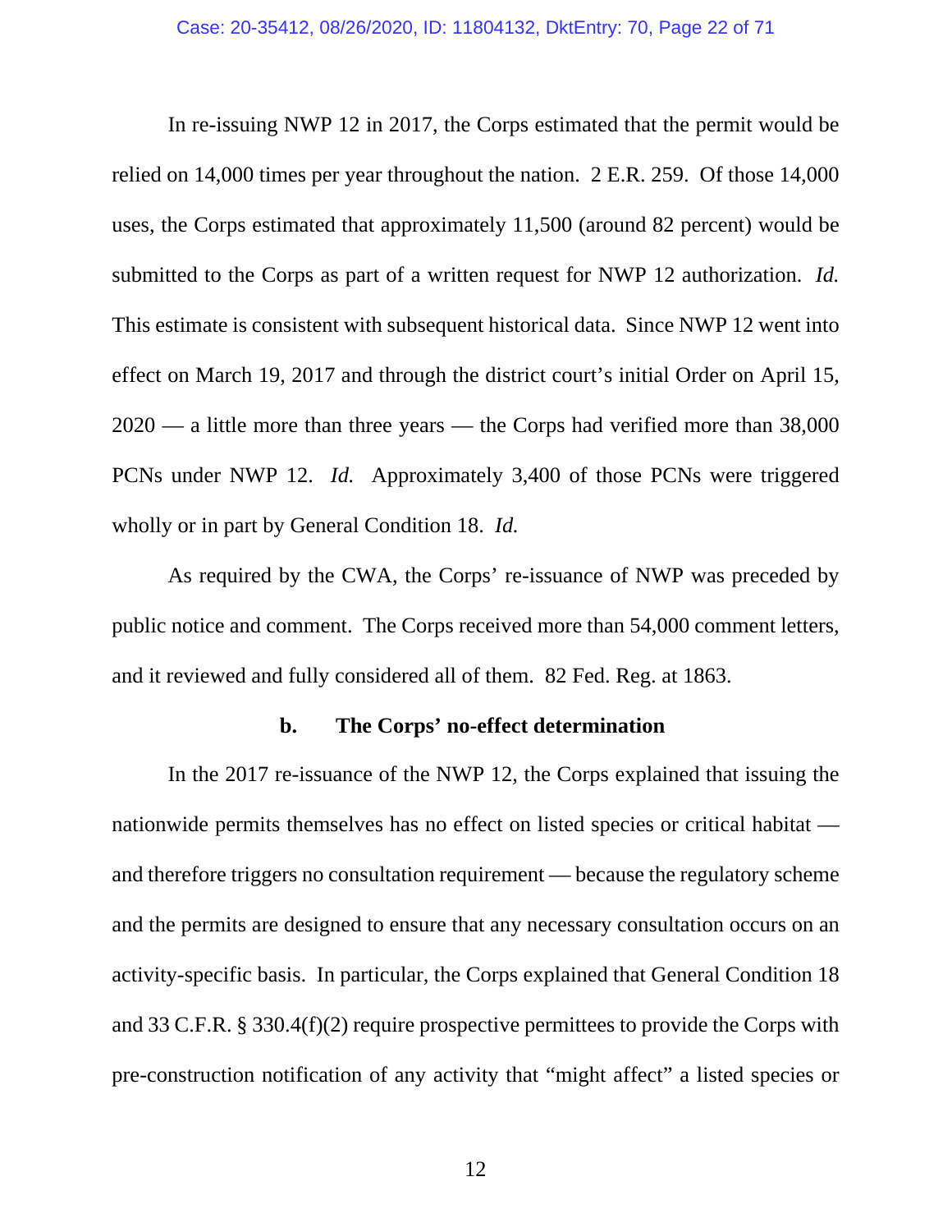In re-issuing NWP 12 in 2017, the Corps estimated that the permit would be relied on 14,000 times per year throughout the nation. 2 E.R. 259. Of those 14,000 uses, the Corps estimated that approximately 11,500 (around 82 percent) would be submitted to the Corps as part of a written request for NWP 12 authorization. *Id.* This estimate is consistent with subsequent historical data. Since NWP 12 went into effect on March 19, 2017 and through the district court's initial Order on April 15, 2020 — a little more than three years — the Corps had verified more than 38,000 PCNs under NWP 12. *Id.* Approximately 3,400 of those PCNs were triggered wholly or in part by General Condition 18. *Id.*

As required by the CWA, the Corps' re-issuance of NWP was preceded by public notice and comment. The Corps received more than 54,000 comment letters, and it reviewed and fully considered all of them. 82 Fed. Reg. at 1863.

#### b. The Corps' no-effect determination

In the 2017 re-issuance of the NWP 12, the Corps explained that issuing the nationwide permits themselves has no effect on listed species or critical habitat — and therefore triggers no consultation requirement — because the regulatory scheme and the permits are designed to ensure that any necessary consultation occurs on an activity-specific basis. In particular, the Corps explained that General Condition 18 and 33 C.F.R. § 330.4(f)(2) require prospective permittees to provide the Corps with pre-construction notification of any activity that "might affect" a listed species or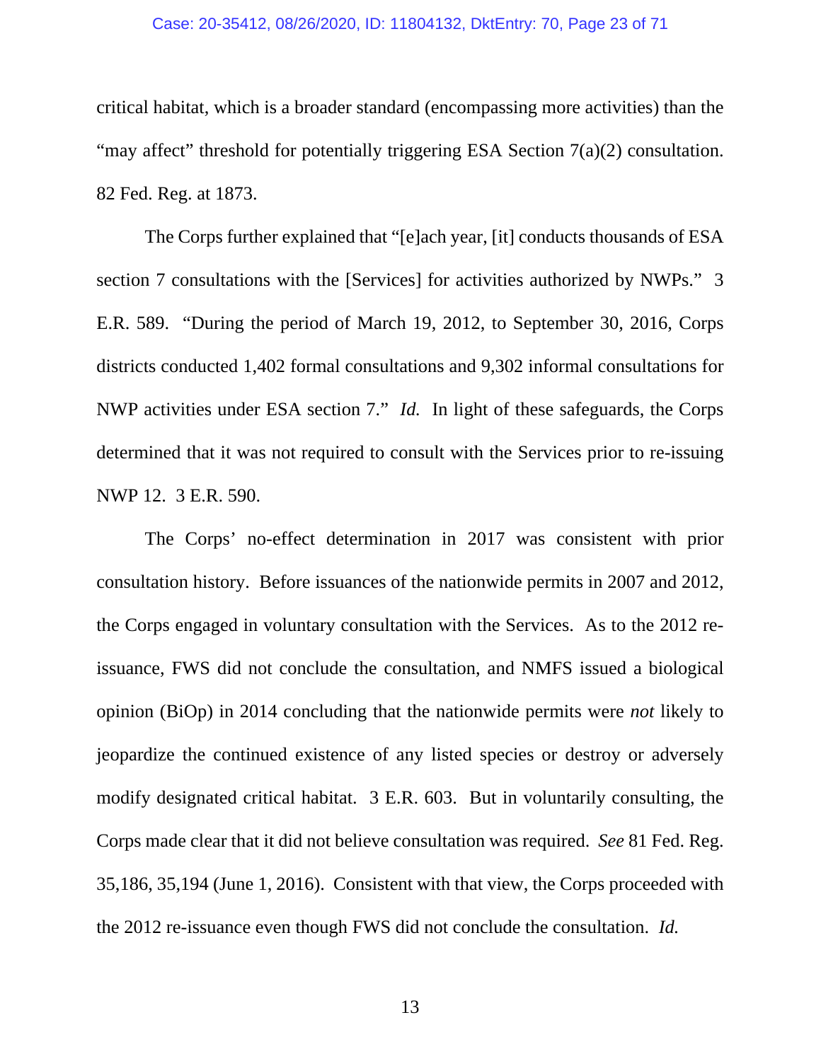critical habitat, which is a broader standard (encompassing more activities) than the "may affect" threshold for potentially triggering ESA Section 7(a)(2) consultation. 82 Fed. Reg. at 1873.

The Corps further explained that "[e]ach year, [it] conducts thousands of ESA section 7 consultations with the [Services] for activities authorized by NWPs." 3 E.R. 589. "During the period of March 19, 2012, to September 30, 2016, Corps districts conducted 1,402 formal consultations and 9,302 informal consultations for NWP activities under ESA section 7." *Id.* In light of these safeguards, the Corps determined that it was not required to consult with the Services prior to re-issuing NWP 12. 3 E.R. 590.

The Corps' no-effect determination in 2017 was consistent with prior consultation history. Before issuances of the nationwide permits in 2007 and 2012, the Corps engaged in voluntary consultation with the Services. As to the 2012 re-issuance, FWS did not conclude the consultation, and NMFS issued a biological opinion (BiOp) in 2014 concluding that the nationwide permits were *not* likely to jeopardize the continued existence of any listed species or destroy or adversely modify designated critical habitat. 3 E.R. 603. But in voluntarily consulting, the Corps made clear that it did not believe consultation was required. *See* 81 Fed. Reg. 35,186, 35,194 (June 1, 2016). Consistent with that view, the Corps proceeded with the 2012 re-issuance even though FWS did not conclude the consultation. *Id.*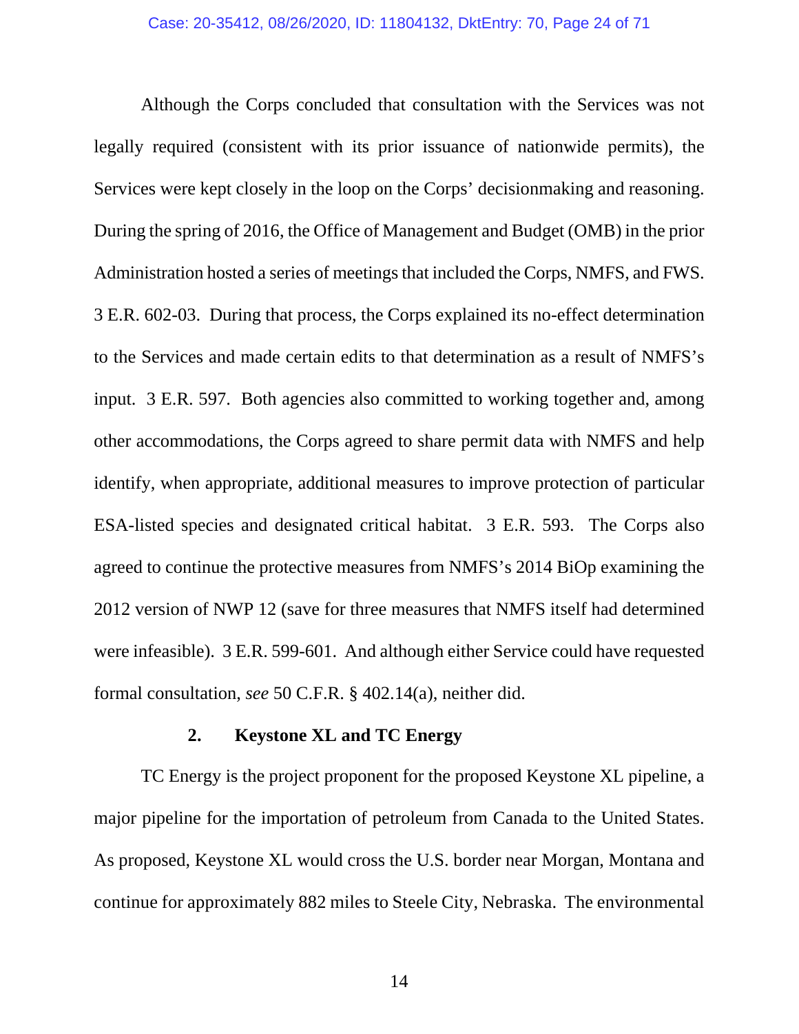Although the Corps concluded that consultation with the Services was not legally required (consistent with its prior issuance of nationwide permits), the Services were kept closely in the loop on the Corps' decisionmaking and reasoning. During the spring of 2016, the Office of Management and Budget (OMB) in the prior Administration hosted a series of meetings that included the Corps, NMFS, and FWS. 3 E.R. 602-03. During that process, the Corps explained its no-effect determination to the Services and made certain edits to that determination as a result of NMFS's input. 3 E.R. 597. Both agencies also committed to working together and, among other accommodations, the Corps agreed to share permit data with NMFS and help identify, when appropriate, additional measures to improve protection of particular ESA-listed species and designated critical habitat. 3 E.R. 593. The Corps also agreed to continue the protective measures from NMFS's 2014 BiOp examining the 2012 version of NWP 12 (save for three measures that NMFS itself had determined were infeasible). 3 E.R. 599-601. And although either Service could have requested formal consultation, *see* 50 C.F.R. § 402.14(a), neither did.

### 2. Keystone XL and TC Energy

TC Energy is the project proponent for the proposed Keystone XL pipeline, a major pipeline for the importation of petroleum from Canada to the United States. As proposed, Keystone XL would cross the U.S. border near Morgan, Montana and continue for approximately 882 miles to Steele City, Nebraska. The environmental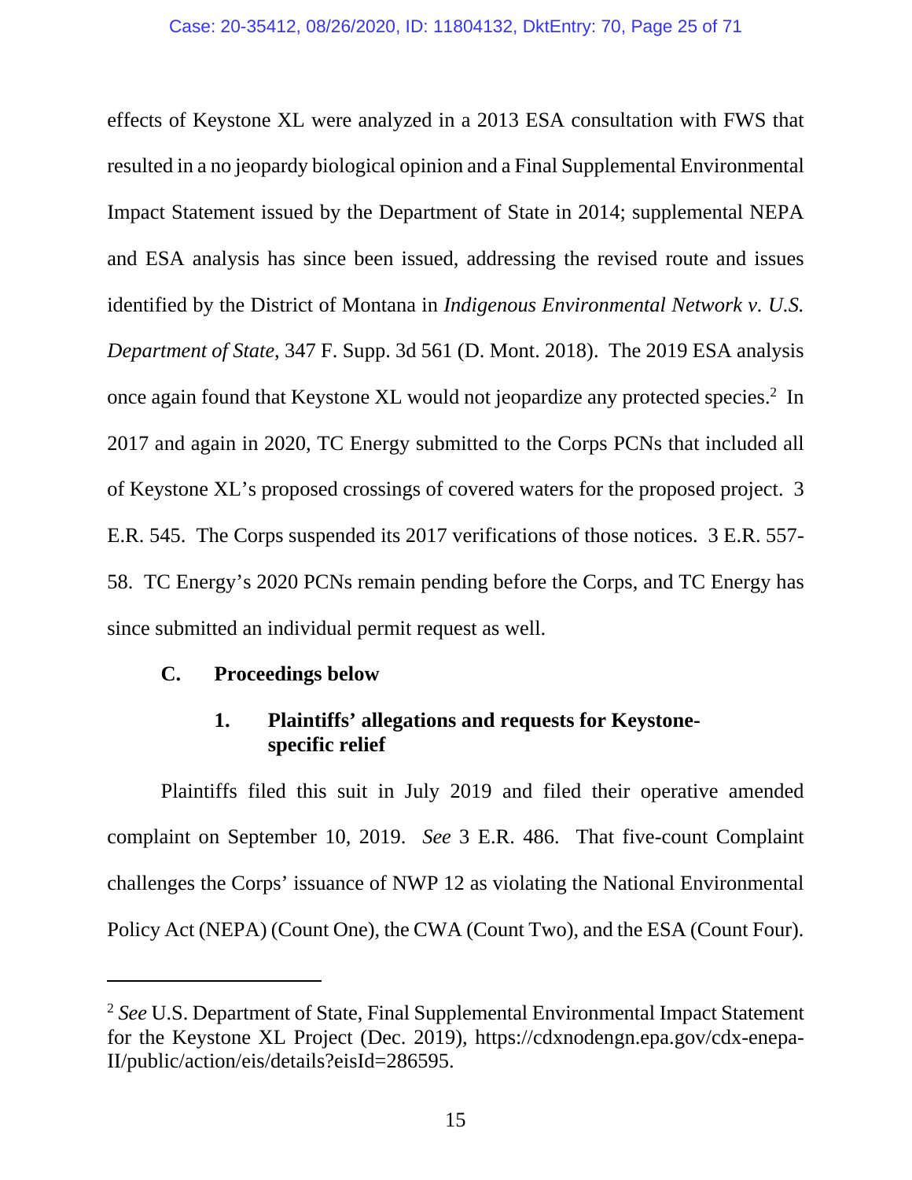effects of Keystone XL were analyzed in a 2013 ESA consultation with FWS that resulted in a no jeopardy biological opinion and a Final Supplemental Environmental Impact Statement issued by the Department of State in 2014; supplemental NEPA and ESA analysis has since been issued, addressing the revised route and issues identified by the District of Montana in *Indigenous Environmental Network v. U.S. Department of State*, 347 F. Supp. 3d 561 (D. Mont. 2018). The 2019 ESA analysis once again found that Keystone XL would not jeopardize any protected species.[2] In 2017 and again in 2020, TC Energy submitted to the Corps PCNs that included all of Keystone XL's proposed crossings of covered waters for the proposed project. 3 E.R. 545. The Corps suspended its 2017 verifications of those notices. 3 E.R. 557-58. TC Energy's 2020 PCNs remain pending before the Corps, and TC Energy has since submitted an individual permit request as well.

### C. Proceedings below

#### 1. Plaintiffs' allegations and requests for Keystone-specific relief

Plaintiffs filed this suit in July 2019 and filed their operative amended complaint on September 10, 2019. *See* 3 E.R. 486. That five-count Complaint challenges the Corps' issuance of NWP 12 as violating the National Environmental Policy Act (NEPA) (Count One), the CWA (Count Two), and the ESA (Count Four).

---

[2] *See* U.S. Department of State, Final Supplemental Environmental Impact Statement for the Keystone XL Project (Dec. 2019), https://cdxnodengn.epa.gov/cdx-enepa-II/public/action/eis/details?eisId=286595.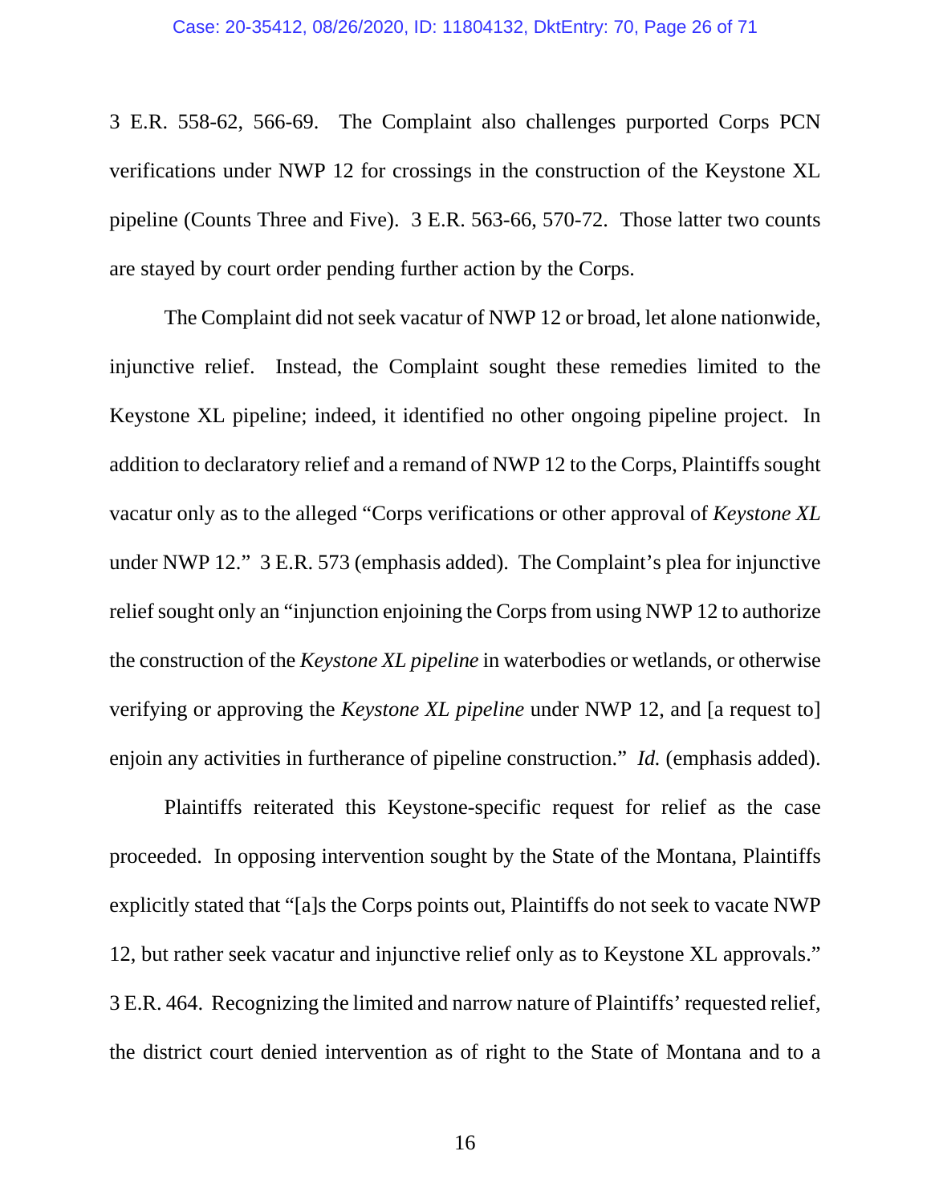3 E.R. 558-62, 566-69. The Complaint also challenges purported Corps PCN verifications under NWP 12 for crossings in the construction of the Keystone XL pipeline (Counts Three and Five). 3 E.R. 563-66, 570-72. Those latter two counts are stayed by court order pending further action by the Corps.

The Complaint did not seek vacatur of NWP 12 or broad, let alone nationwide, injunctive relief. Instead, the Complaint sought these remedies limited to the Keystone XL pipeline; indeed, it identified no other ongoing pipeline project. In addition to declaratory relief and a remand of NWP 12 to the Corps, Plaintiffs sought vacatur only as to the alleged "Corps verifications or other approval of *Keystone XL* under NWP 12." 3 E.R. 573 (emphasis added). The Complaint's plea for injunctive relief sought only an "injunction enjoining the Corps from using NWP 12 to authorize the construction of the *Keystone XL pipeline* in waterbodies or wetlands, or otherwise verifying or approving the *Keystone XL pipeline* under NWP 12, and [a request to] enjoin any activities in furtherance of pipeline construction." *Id.* (emphasis added).

Plaintiffs reiterated this Keystone-specific request for relief as the case proceeded. In opposing intervention sought by the State of the Montana, Plaintiffs explicitly stated that "[a]s the Corps points out, Plaintiffs do not seek to vacate NWP 12, but rather seek vacatur and injunctive relief only as to Keystone XL approvals." 3 E.R. 464. Recognizing the limited and narrow nature of Plaintiffs' requested relief, the district court denied intervention as of right to the State of Montana and to a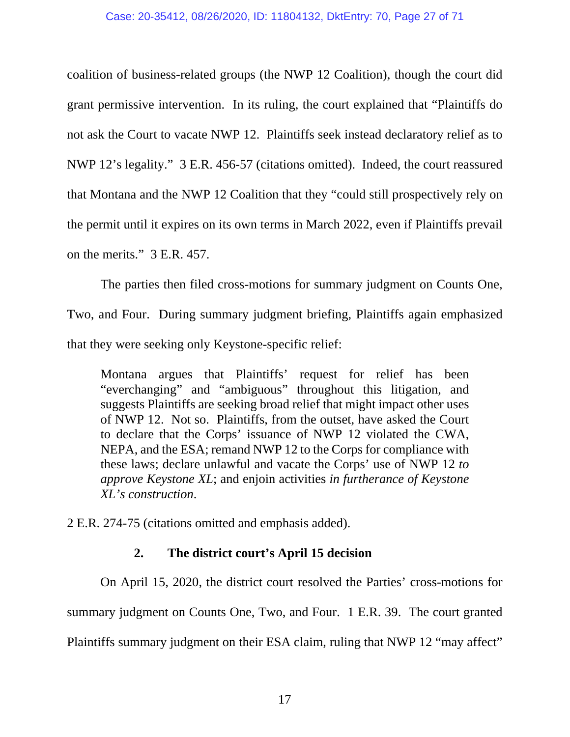coalition of business-related groups (the NWP 12 Coalition), though the court did grant permissive intervention. In its ruling, the court explained that "Plaintiffs do not ask the Court to vacate NWP 12. Plaintiffs seek instead declaratory relief as to NWP 12's legality." 3 E.R. 456-57 (citations omitted). Indeed, the court reassured that Montana and the NWP 12 Coalition that they "could still prospectively rely on the permit until it expires on its own terms in March 2022, even if Plaintiffs prevail on the merits." 3 E.R. 457.

The parties then filed cross-motions for summary judgment on Counts One, Two, and Four. During summary judgment briefing, Plaintiffs again emphasized that they were seeking only Keystone-specific relief:

> Montana argues that Plaintiffs' request for relief has been "everchanging" and "ambiguous" throughout this litigation, and suggests Plaintiffs are seeking broad relief that might impact other uses of NWP 12. Not so. Plaintiffs, from the outset, have asked the Court to declare that the Corps' issuance of NWP 12 violated the CWA, NEPA, and the ESA; remand NWP 12 to the Corps for compliance with these laws; declare unlawful and vacate the Corps' use of NWP 12 *to approve Keystone XL*; and enjoin activities *in furtherance of Keystone XL's construction*.

2 E.R. 274-75 (citations omitted and emphasis added).

### 2. The district court's April 15 decision

On April 15, 2020, the district court resolved the Parties' cross-motions for summary judgment on Counts One, Two, and Four. 1 E.R. 39. The court granted Plaintiffs summary judgment on their ESA claim, ruling that NWP 12 "may affect"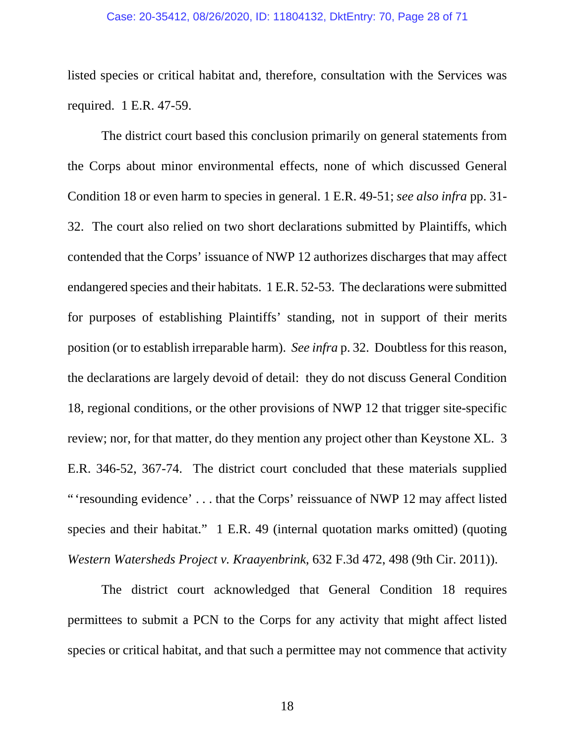listed species or critical habitat and, therefore, consultation with the Services was required. 1 E.R. 47-59.

The district court based this conclusion primarily on general statements from the Corps about minor environmental effects, none of which discussed General Condition 18 or even harm to species in general. 1 E.R. 49-51; *see also infra* pp. 31-32. The court also relied on two short declarations submitted by Plaintiffs, which contended that the Corps' issuance of NWP 12 authorizes discharges that may affect endangered species and their habitats. 1 E.R. 52-53. The declarations were submitted for purposes of establishing Plaintiffs' standing, not in support of their merits position (or to establish irreparable harm). *See infra* p. 32. Doubtless for this reason, the declarations are largely devoid of detail: they do not discuss General Condition 18, regional conditions, or the other provisions of NWP 12 that trigger site-specific review; nor, for that matter, do they mention any project other than Keystone XL. 3 E.R. 346-52, 367-74. The district court concluded that these materials supplied "'resounding evidence' . . . that the Corps' reissuance of NWP 12 may affect listed species and their habitat." 1 E.R. 49 (internal quotation marks omitted) (quoting *Western Watersheds Project v. Kraayenbrink*, 632 F.3d 472, 498 (9th Cir. 2011)).

The district court acknowledged that General Condition 18 requires permittees to submit a PCN to the Corps for any activity that might affect listed species or critical habitat, and that such a permittee may not commence that activity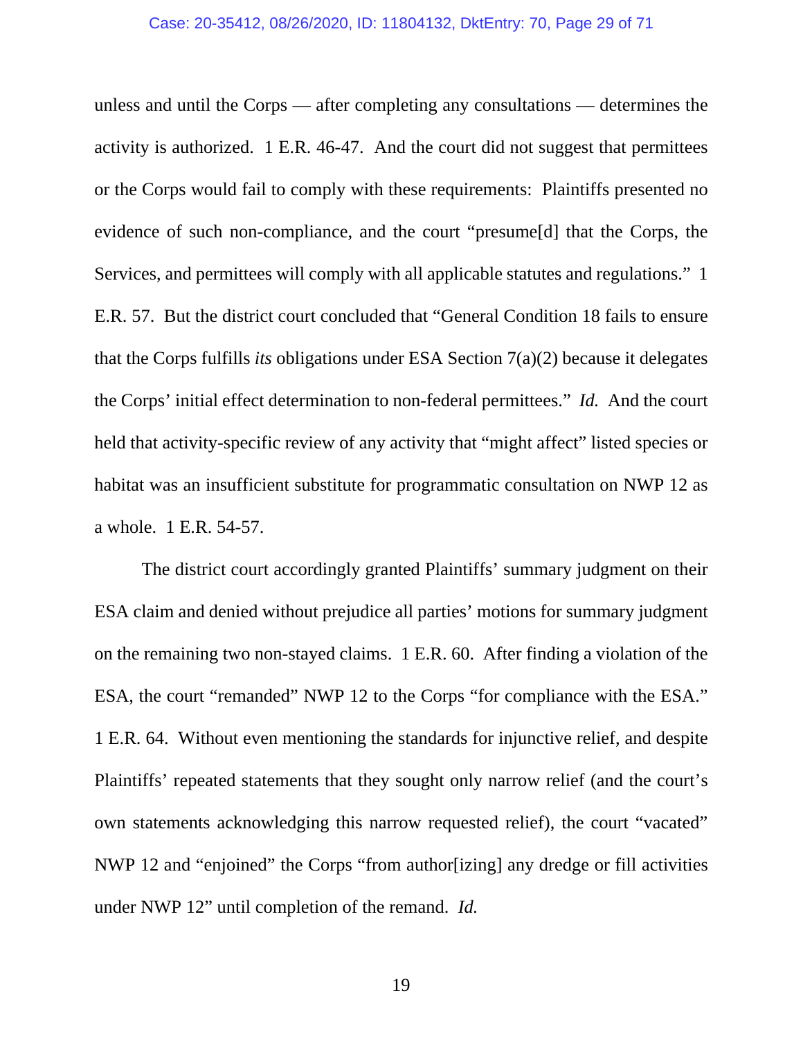unless and until the Corps — after completing any consultations — determines the activity is authorized. 1 E.R. 46-47. And the court did not suggest that permittees or the Corps would fail to comply with these requirements: Plaintiffs presented no evidence of such non-compliance, and the court "presume[d] that the Corps, the Services, and permittees will comply with all applicable statutes and regulations." 1 E.R. 57. But the district court concluded that "General Condition 18 fails to ensure that the Corps fulfills *its* obligations under ESA Section 7(a)(2) because it delegates the Corps' initial effect determination to non-federal permittees." *Id.* And the court held that activity-specific review of any activity that "might affect" listed species or habitat was an insufficient substitute for programmatic consultation on NWP 12 as a whole. 1 E.R. 54-57.

The district court accordingly granted Plaintiffs' summary judgment on their ESA claim and denied without prejudice all parties' motions for summary judgment on the remaining two non-stayed claims. 1 E.R. 60. After finding a violation of the ESA, the court "remanded" NWP 12 to the Corps "for compliance with the ESA." 1 E.R. 64. Without even mentioning the standards for injunctive relief, and despite Plaintiffs' repeated statements that they sought only narrow relief (and the court's own statements acknowledging this narrow requested relief), the court "vacated" NWP 12 and "enjoined" the Corps "from author[izing] any dredge or fill activities under NWP 12" until completion of the remand. *Id.*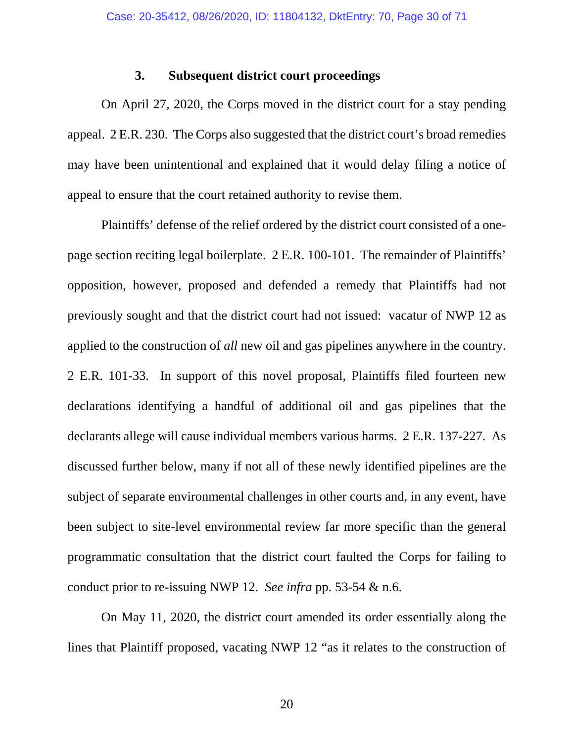### 3. Subsequent district court proceedings

On April 27, 2020, the Corps moved in the district court for a stay pending appeal. 2 E.R. 230. The Corps also suggested that the district court's broad remedies may have been unintentional and explained that it would delay filing a notice of appeal to ensure that the court retained authority to revise them.

Plaintiffs' defense of the relief ordered by the district court consisted of a one-page section reciting legal boilerplate. 2 E.R. 100-101. The remainder of Plaintiffs' opposition, however, proposed and defended a remedy that Plaintiffs had not previously sought and that the district court had not issued: vacatur of NWP 12 as applied to the construction of *all* new oil and gas pipelines anywhere in the country. 2 E.R. 101-33. In support of this novel proposal, Plaintiffs filed fourteen new declarations identifying a handful of additional oil and gas pipelines that the declarants allege will cause individual members various harms. 2 E.R. 137-227. As discussed further below, many if not all of these newly identified pipelines are the subject of separate environmental challenges in other courts and, in any event, have been subject to site-level environmental review far more specific than the general programmatic consultation that the district court faulted the Corps for failing to conduct prior to re-issuing NWP 12. *See infra* pp. 53-54 & n.6.

On May 11, 2020, the district court amended its order essentially along the lines that Plaintiff proposed, vacating NWP 12 "as it relates to the construction of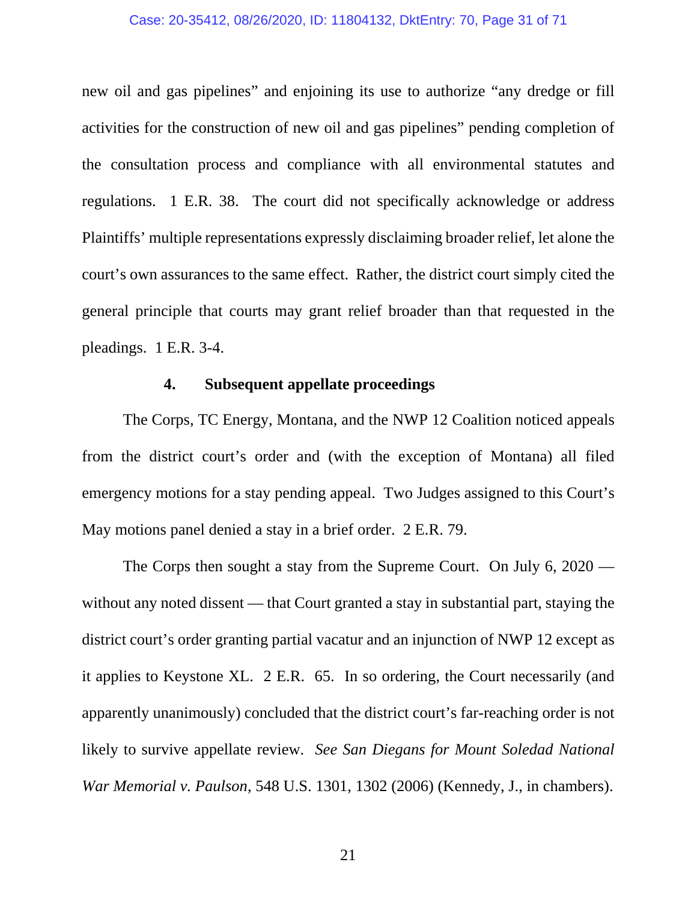new oil and gas pipelines" and enjoining its use to authorize "any dredge or fill activities for the construction of new oil and gas pipelines" pending completion of the consultation process and compliance with all environmental statutes and regulations. 1 E.R. 38. The court did not specifically acknowledge or address Plaintiffs' multiple representations expressly disclaiming broader relief, let alone the court's own assurances to the same effect. Rather, the district court simply cited the general principle that courts may grant relief broader than that requested in the pleadings. 1 E.R. 3-4.

#### 4. Subsequent appellate proceedings

The Corps, TC Energy, Montana, and the NWP 12 Coalition noticed appeals from the district court's order and (with the exception of Montana) all filed emergency motions for a stay pending appeal. Two Judges assigned to this Court's May motions panel denied a stay in a brief order. 2 E.R. 79.

The Corps then sought a stay from the Supreme Court. On July 6, 2020 — without any noted dissent — that Court granted a stay in substantial part, staying the district court's order granting partial vacatur and an injunction of NWP 12 except as it applies to Keystone XL. 2 E.R. 65. In so ordering, the Court necessarily (and apparently unanimously) concluded that the district court's far-reaching order is not likely to survive appellate review. *See San Diegans for Mount Soledad National War Memorial v. Paulson*, 548 U.S. 1301, 1302 (2006) (Kennedy, J., in chambers).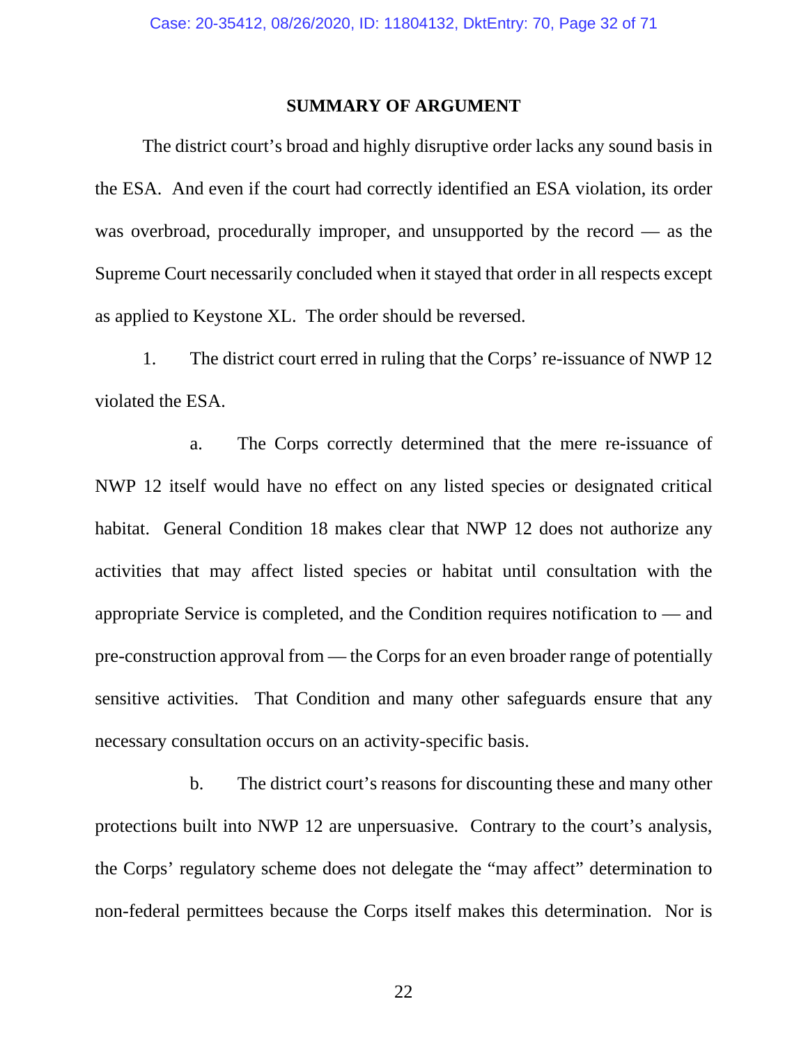## SUMMARY OF ARGUMENT

The district court's broad and highly disruptive order lacks any sound basis in the ESA. And even if the court had correctly identified an ESA violation, its order was overbroad, procedurally improper, and unsupported by the record — as the Supreme Court necessarily concluded when it stayed that order in all respects except as applied to Keystone XL. The order should be reversed.

1. The district court erred in ruling that the Corps' re-issuance of NWP 12 violated the ESA.

a. The Corps correctly determined that the mere re-issuance of NWP 12 itself would have no effect on any listed species or designated critical habitat. General Condition 18 makes clear that NWP 12 does not authorize any activities that may affect listed species or habitat until consultation with the appropriate Service is completed, and the Condition requires notification to — and pre-construction approval from — the Corps for an even broader range of potentially sensitive activities. That Condition and many other safeguards ensure that any necessary consultation occurs on an activity-specific basis.

b. The district court's reasons for discounting these and many other protections built into NWP 12 are unpersuasive. Contrary to the court's analysis, the Corps' regulatory scheme does not delegate the "may affect" determination to non-federal permittees because the Corps itself makes this determination. Nor is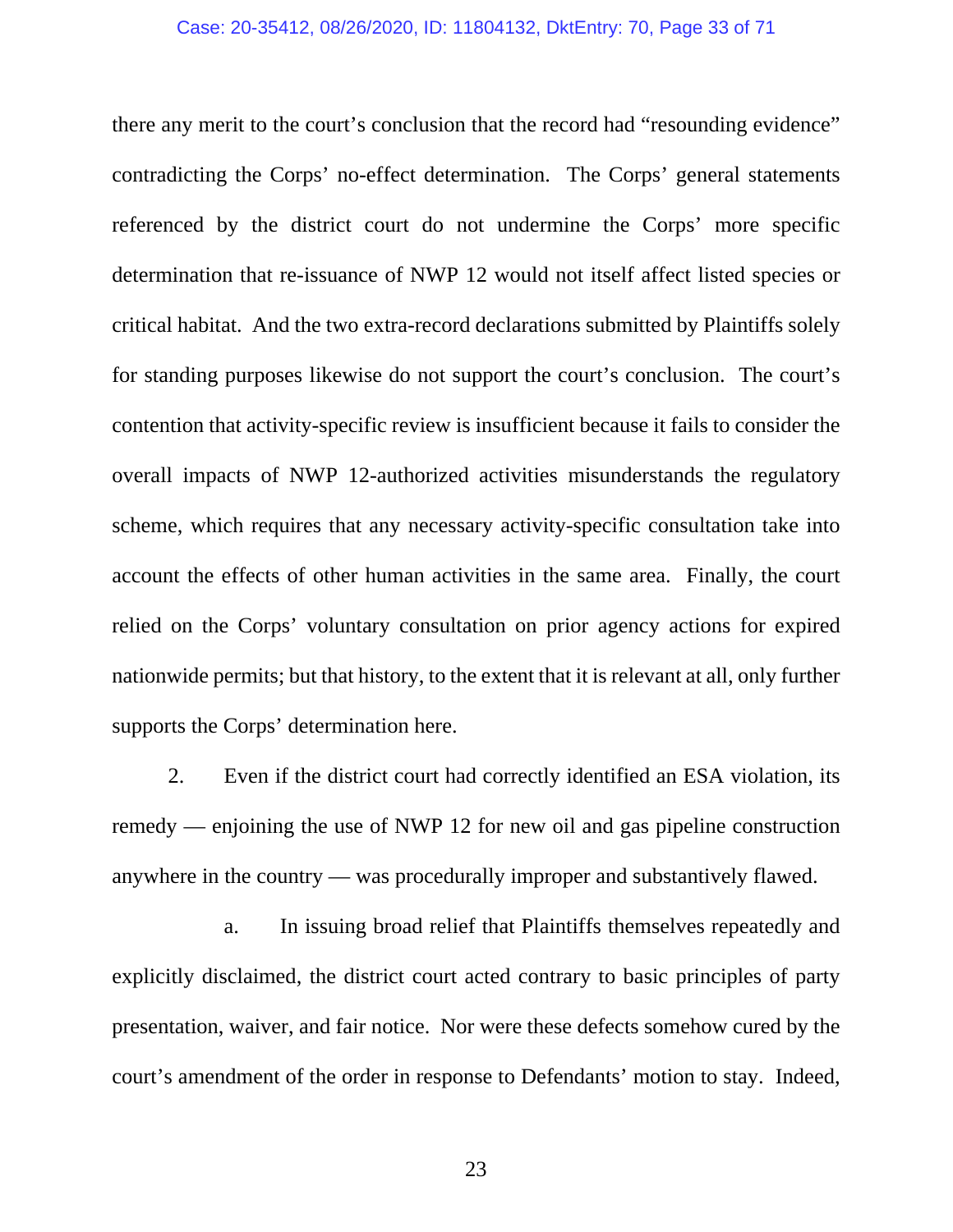there any merit to the court's conclusion that the record had "resounding evidence" contradicting the Corps' no-effect determination. The Corps' general statements referenced by the district court do not undermine the Corps' more specific determination that re-issuance of NWP 12 would not itself affect listed species or critical habitat. And the two extra-record declarations submitted by Plaintiffs solely for standing purposes likewise do not support the court's conclusion. The court's contention that activity-specific review is insufficient because it fails to consider the overall impacts of NWP 12-authorized activities misunderstands the regulatory scheme, which requires that any necessary activity-specific consultation take into account the effects of other human activities in the same area. Finally, the court relied on the Corps' voluntary consultation on prior agency actions for expired nationwide permits; but that history, to the extent that it is relevant at all, only further supports the Corps' determination here.

2. Even if the district court had correctly identified an ESA violation, its remedy — enjoining the use of NWP 12 for new oil and gas pipeline construction anywhere in the country — was procedurally improper and substantively flawed.

a. In issuing broad relief that Plaintiffs themselves repeatedly and explicitly disclaimed, the district court acted contrary to basic principles of party presentation, waiver, and fair notice. Nor were these defects somehow cured by the court's amendment of the order in response to Defendants' motion to stay. Indeed,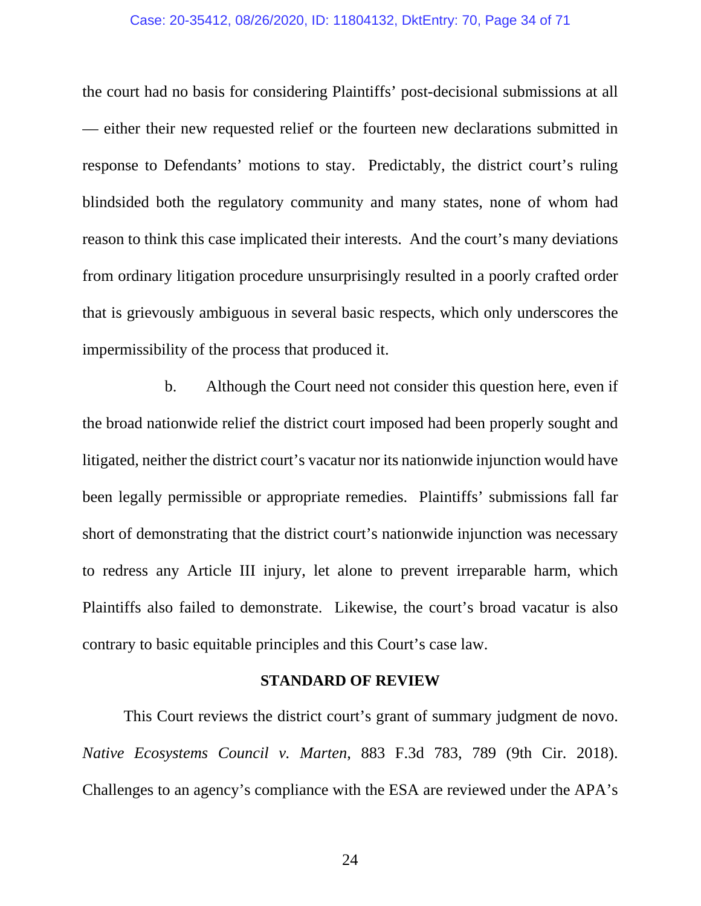the court had no basis for considering Plaintiffs' post-decisional submissions at all — either their new requested relief or the fourteen new declarations submitted in response to Defendants' motions to stay. Predictably, the district court's ruling blindsided both the regulatory community and many states, none of whom had reason to think this case implicated their interests. And the court's many deviations from ordinary litigation procedure unsurprisingly resulted in a poorly crafted order that is grievously ambiguous in several basic respects, which only underscores the impermissibility of the process that produced it.

b. Although the Court need not consider this question here, even if the broad nationwide relief the district court imposed had been properly sought and litigated, neither the district court's vacatur nor its nationwide injunction would have been legally permissible or appropriate remedies. Plaintiffs' submissions fall far short of demonstrating that the district court's nationwide injunction was necessary to redress any Article III injury, let alone to prevent irreparable harm, which Plaintiffs also failed to demonstrate. Likewise, the court's broad vacatur is also contrary to basic equitable principles and this Court's case law.

## STANDARD OF REVIEW

This Court reviews the district court's grant of summary judgment de novo. *Native Ecosystems Council v. Marten*, 883 F.3d 783, 789 (9th Cir. 2018). Challenges to an agency's compliance with the ESA are reviewed under the APA's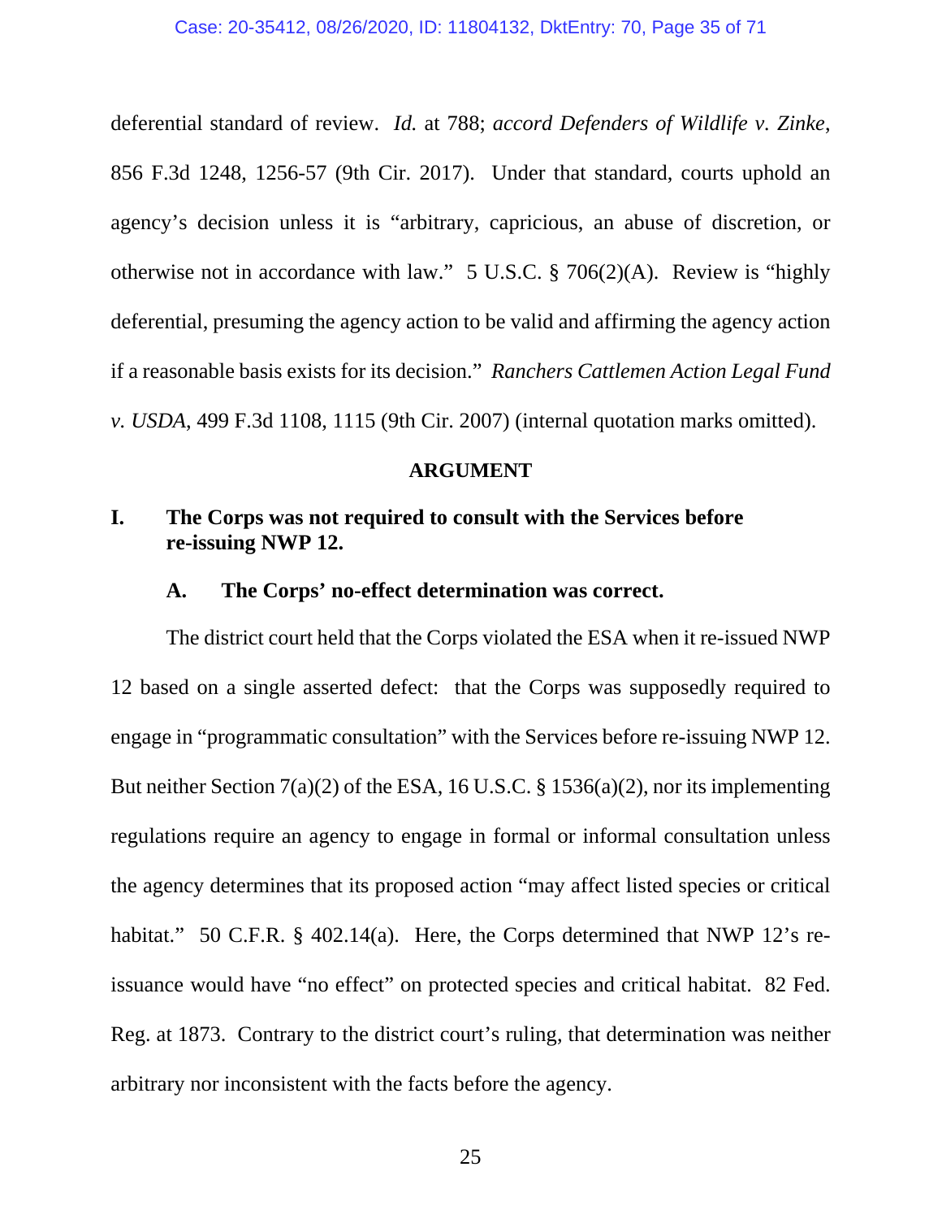deferential standard of review. *Id.* at 788; *accord Defenders of Wildlife v. Zinke*, 856 F.3d 1248, 1256-57 (9th Cir. 2017). Under that standard, courts uphold an agency's decision unless it is "arbitrary, capricious, an abuse of discretion, or otherwise not in accordance with law." 5 U.S.C. § 706(2)(A). Review is "highly deferential, presuming the agency action to be valid and affirming the agency action if a reasonable basis exists for its decision." *Ranchers Cattlemen Action Legal Fund v. USDA*, 499 F.3d 1108, 1115 (9th Cir. 2007) (internal quotation marks omitted).

## ARGUMENT

### I. The Corps was not required to consult with the Services before re-issuing NWP 12.

#### A. The Corps' no-effect determination was correct.

The district court held that the Corps violated the ESA when it re-issued NWP 12 based on a single asserted defect: that the Corps was supposedly required to engage in "programmatic consultation" with the Services before re-issuing NWP 12. But neither Section 7(a)(2) of the ESA, 16 U.S.C. § 1536(a)(2), nor its implementing regulations require an agency to engage in formal or informal consultation unless the agency determines that its proposed action "may affect listed species or critical habitat." 50 C.F.R. § 402.14(a). Here, the Corps determined that NWP 12's re-issuance would have "no effect" on protected species and critical habitat. 82 Fed. Reg. at 1873. Contrary to the district court's ruling, that determination was neither arbitrary nor inconsistent with the facts before the agency.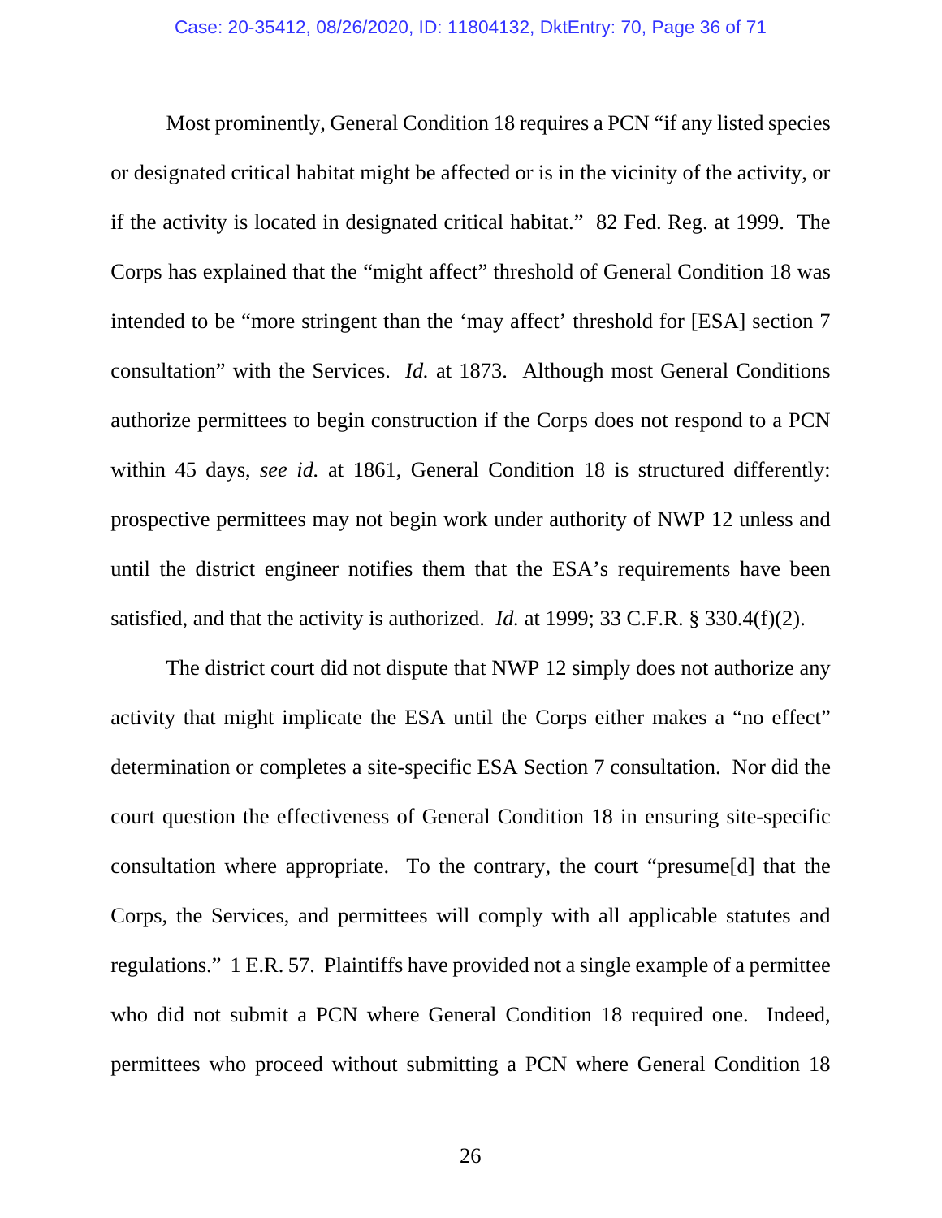Most prominently, General Condition 18 requires a PCN "if any listed species or designated critical habitat might be affected or is in the vicinity of the activity, or if the activity is located in designated critical habitat." 82 Fed. Reg. at 1999. The Corps has explained that the "might affect" threshold of General Condition 18 was intended to be "more stringent than the 'may affect' threshold for [ESA] section 7 consultation" with the Services. *Id.* at 1873. Although most General Conditions authorize permittees to begin construction if the Corps does not respond to a PCN within 45 days, *see id.* at 1861, General Condition 18 is structured differently: prospective permittees may not begin work under authority of NWP 12 unless and until the district engineer notifies them that the ESA's requirements have been satisfied, and that the activity is authorized. *Id.* at 1999; 33 C.F.R. § 330.4(f)(2).

The district court did not dispute that NWP 12 simply does not authorize any activity that might implicate the ESA until the Corps either makes a "no effect" determination or completes a site-specific ESA Section 7 consultation. Nor did the court question the effectiveness of General Condition 18 in ensuring site-specific consultation where appropriate. To the contrary, the court "presume[d] that the Corps, the Services, and permittees will comply with all applicable statutes and regulations." 1 E.R. 57. Plaintiffs have provided not a single example of a permittee who did not submit a PCN where General Condition 18 required one. Indeed, permittees who proceed without submitting a PCN where General Condition 18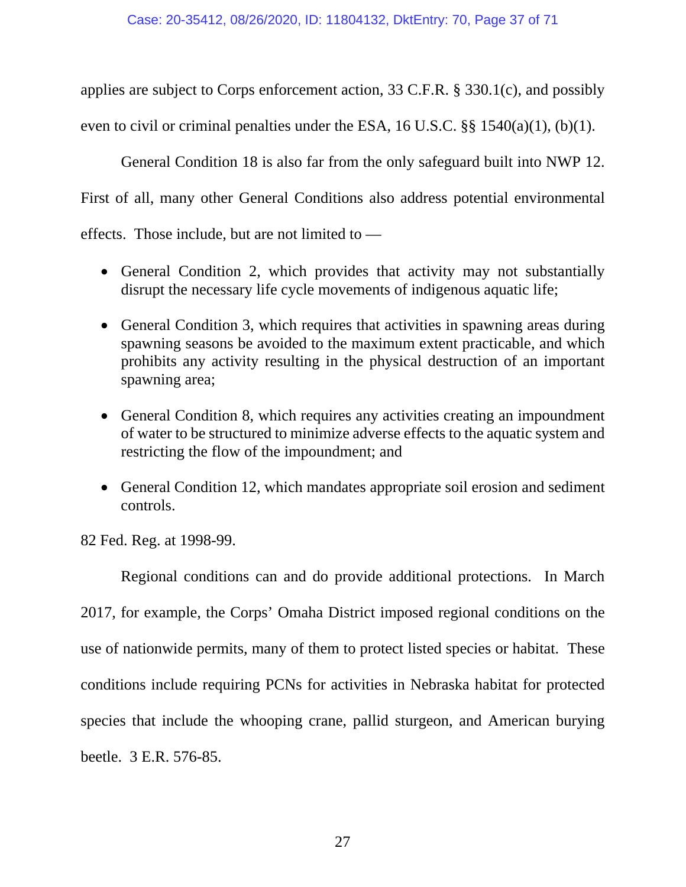applies are subject to Corps enforcement action, 33 C.F.R. § 330.1(c), and possibly even to civil or criminal penalties under the ESA, 16 U.S.C. §§ 1540(a)(1), (b)(1).

General Condition 18 is also far from the only safeguard built into NWP 12. First of all, many other General Conditions also address potential environmental effects. Those include, but are not limited to —

- General Condition 2, which provides that activity may not substantially disrupt the necessary life cycle movements of indigenous aquatic life;
- General Condition 3, which requires that activities in spawning areas during spawning seasons be avoided to the maximum extent practicable, and which prohibits any activity resulting in the physical destruction of an important spawning area;
- General Condition 8, which requires any activities creating an impoundment of water to be structured to minimize adverse effects to the aquatic system and restricting the flow of the impoundment; and
- General Condition 12, which mandates appropriate soil erosion and sediment controls.

82 Fed. Reg. at 1998-99.

Regional conditions can and do provide additional protections. In March 2017, for example, the Corps' Omaha District imposed regional conditions on the use of nationwide permits, many of them to protect listed species or habitat. These conditions include requiring PCNs for activities in Nebraska habitat for protected species that include the whooping crane, pallid sturgeon, and American burying beetle. 3 E.R. 576-85.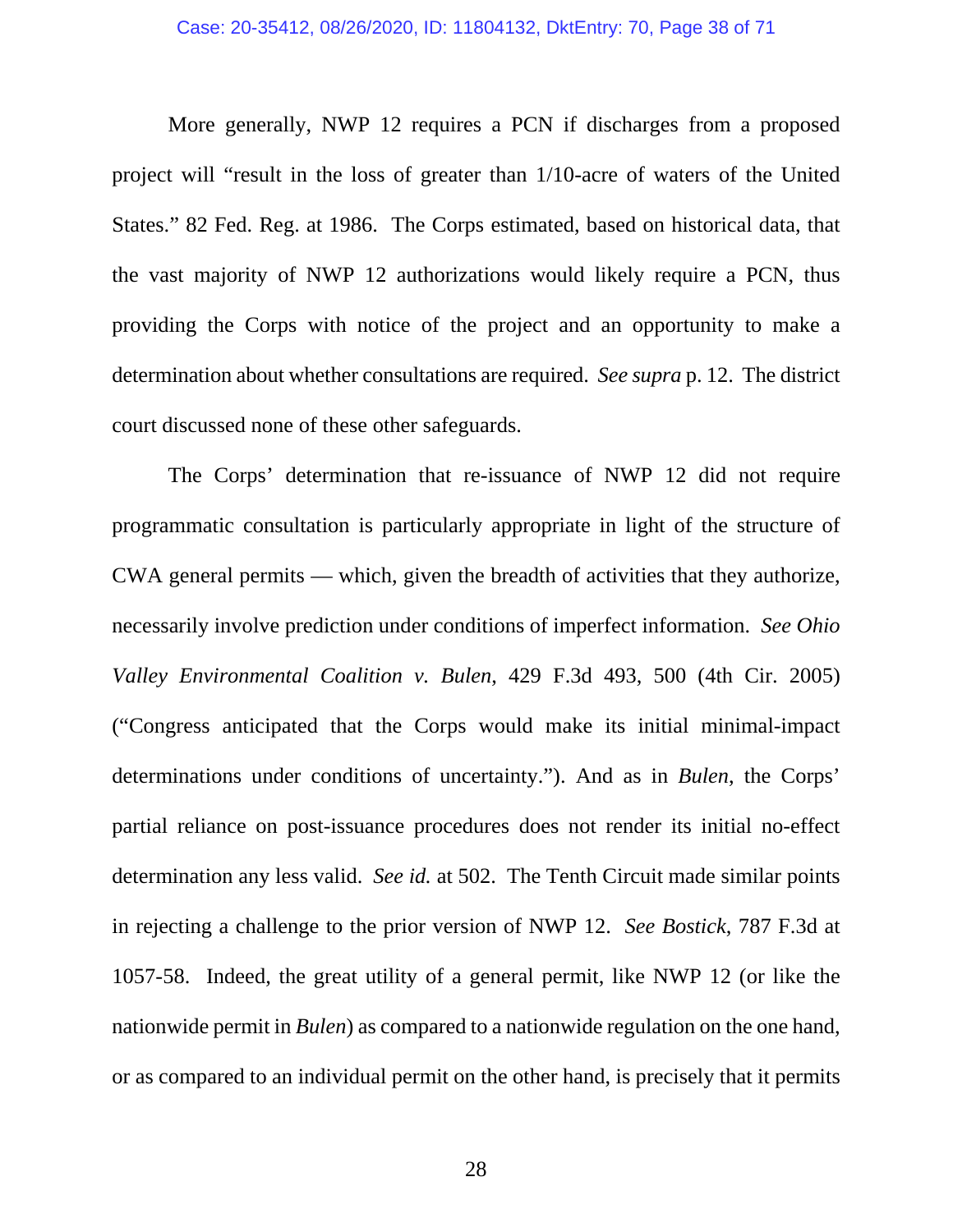More generally, NWP 12 requires a PCN if discharges from a proposed project will "result in the loss of greater than 1/10-acre of waters of the United States." 82 Fed. Reg. at 1986. The Corps estimated, based on historical data, that the vast majority of NWP 12 authorizations would likely require a PCN, thus providing the Corps with notice of the project and an opportunity to make a determination about whether consultations are required. *See supra* p. 12. The district court discussed none of these other safeguards.

The Corps' determination that re-issuance of NWP 12 did not require programmatic consultation is particularly appropriate in light of the structure of CWA general permits — which, given the breadth of activities that they authorize, necessarily involve prediction under conditions of imperfect information. *See Ohio Valley Environmental Coalition v. Bulen*, 429 F.3d 493, 500 (4th Cir. 2005) ("Congress anticipated that the Corps would make its initial minimal-impact determinations under conditions of uncertainty."). And as in *Bulen*, the Corps' partial reliance on post-issuance procedures does not render its initial no-effect determination any less valid. *See id.* at 502. The Tenth Circuit made similar points in rejecting a challenge to the prior version of NWP 12. *See Bostick*, 787 F.3d at 1057-58. Indeed, the great utility of a general permit, like NWP 12 (or like the nationwide permit in *Bulen*) as compared to a nationwide regulation on the one hand, or as compared to an individual permit on the other hand, is precisely that it permits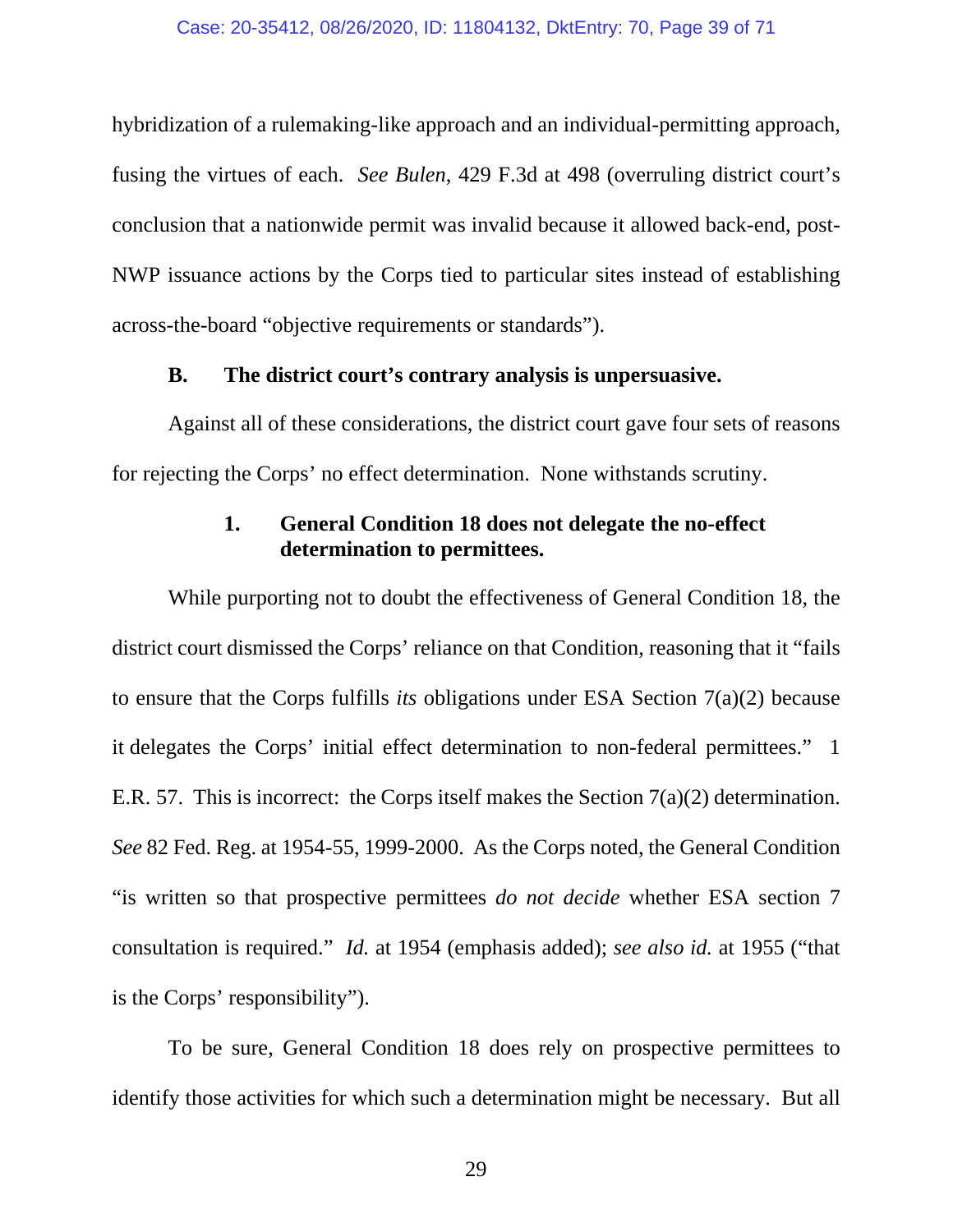hybridization of a rulemaking-like approach and an individual-permitting approach, fusing the virtues of each. *See Bulen*, 429 F.3d at 498 (overruling district court's conclusion that a nationwide permit was invalid because it allowed back-end, post-NWP issuance actions by the Corps tied to particular sites instead of establishing across-the-board "objective requirements or standards").

### B. The district court's contrary analysis is unpersuasive.

Against all of these considerations, the district court gave four sets of reasons for rejecting the Corps' no effect determination. None withstands scrutiny.

#### 1. General Condition 18 does not delegate the no-effect determination to permittees.

While purporting not to doubt the effectiveness of General Condition 18, the district court dismissed the Corps' reliance on that Condition, reasoning that it "fails to ensure that the Corps fulfills *its* obligations under ESA Section 7(a)(2) because it delegates the Corps' initial effect determination to non-federal permittees." 1 E.R. 57. This is incorrect: the Corps itself makes the Section 7(a)(2) determination. *See* 82 Fed. Reg. at 1954-55, 1999-2000. As the Corps noted, the General Condition "is written so that prospective permittees *do not decide* whether ESA section 7 consultation is required." *Id.* at 1954 (emphasis added); *see also id.* at 1955 ("that is the Corps' responsibility").

To be sure, General Condition 18 does rely on prospective permittees to identify those activities for which such a determination might be necessary. But all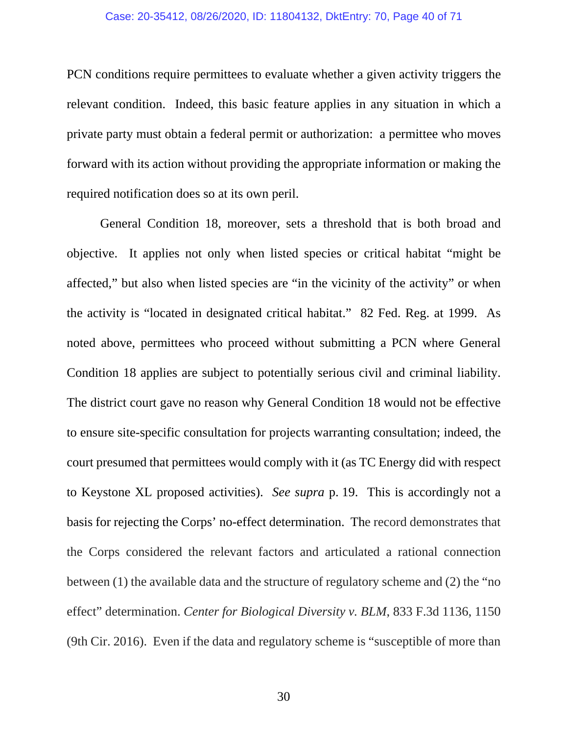PCN conditions require permittees to evaluate whether a given activity triggers the relevant condition. Indeed, this basic feature applies in any situation in which a private party must obtain a federal permit or authorization: a permittee who moves forward with its action without providing the appropriate information or making the required notification does so at its own peril.

General Condition 18, moreover, sets a threshold that is both broad and objective. It applies not only when listed species or critical habitat "might be affected," but also when listed species are "in the vicinity of the activity" or when the activity is "located in designated critical habitat." 82 Fed. Reg. at 1999. As noted above, permittees who proceed without submitting a PCN where General Condition 18 applies are subject to potentially serious civil and criminal liability. The district court gave no reason why General Condition 18 would not be effective to ensure site-specific consultation for projects warranting consultation; indeed, the court presumed that permittees would comply with it (as TC Energy did with respect to Keystone XL proposed activities). *See supra* p. 19. This is accordingly not a basis for rejecting the Corps' no-effect determination. The record demonstrates that the Corps considered the relevant factors and articulated a rational connection between (1) the available data and the structure of regulatory scheme and (2) the "no effect" determination. *Center for Biological Diversity v. BLM*, 833 F.3d 1136, 1150 (9th Cir. 2016). Even if the data and regulatory scheme is "susceptible of more than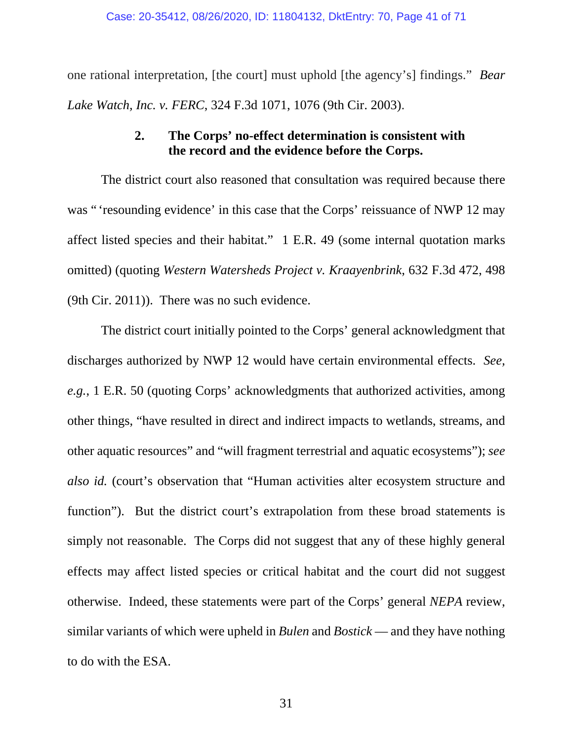one rational interpretation, [the court] must uphold [the agency's] findings." *Bear Lake Watch, Inc. v. FERC*, 324 F.3d 1071, 1076 (9th Cir. 2003).

### 2. The Corps' no-effect determination is consistent with the record and the evidence before the Corps.

The district court also reasoned that consultation was required because there was " 'resounding evidence' in this case that the Corps' reissuance of NWP 12 may affect listed species and their habitat." 1 E.R. 49 (some internal quotation marks omitted) (quoting *Western Watersheds Project v. Kraayenbrink*, 632 F.3d 472, 498 (9th Cir. 2011)). There was no such evidence.

The district court initially pointed to the Corps' general acknowledgment that discharges authorized by NWP 12 would have certain environmental effects. *See, e.g.*, 1 E.R. 50 (quoting Corps' acknowledgments that authorized activities, among other things, "have resulted in direct and indirect impacts to wetlands, streams, and other aquatic resources" and "will fragment terrestrial and aquatic ecosystems"); *see also id.* (court's observation that "Human activities alter ecosystem structure and function"). But the district court's extrapolation from these broad statements is simply not reasonable. The Corps did not suggest that any of these highly general effects may affect listed species or critical habitat and the court did not suggest otherwise. Indeed, these statements were part of the Corps' general *NEPA* review, similar variants of which were upheld in *Bulen* and *Bostick* — and they have nothing to do with the ESA.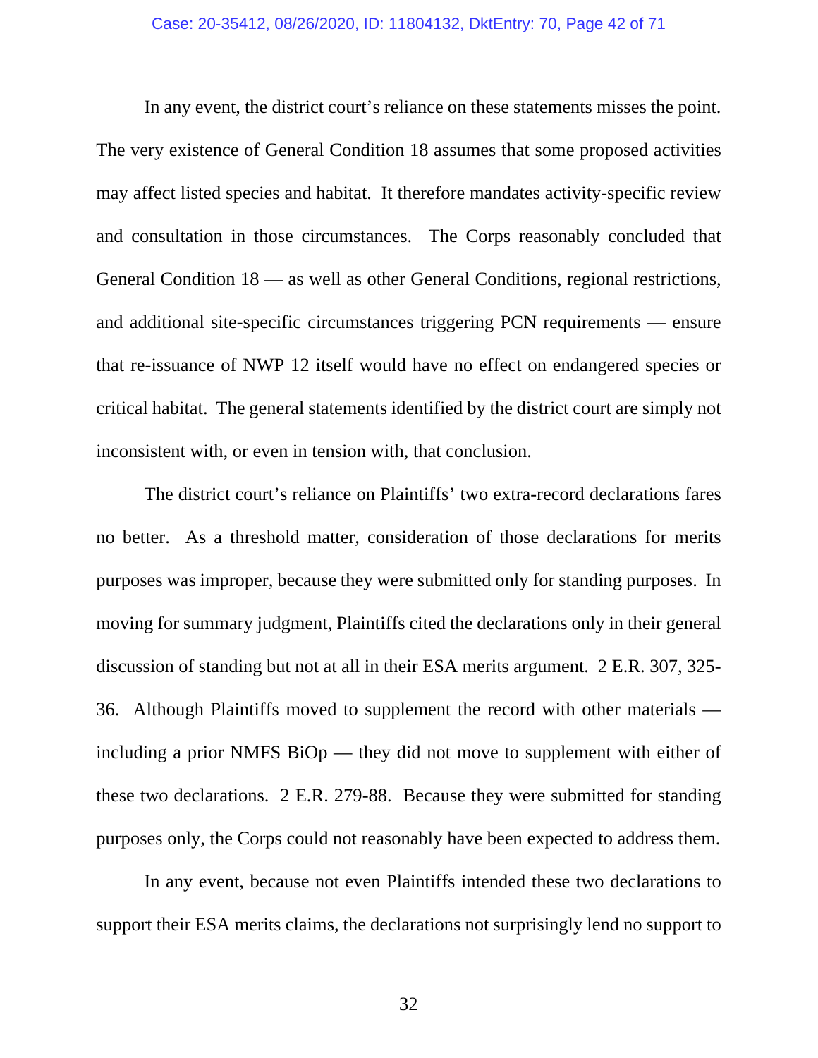In any event, the district court's reliance on these statements misses the point. The very existence of General Condition 18 assumes that some proposed activities may affect listed species and habitat. It therefore mandates activity-specific review and consultation in those circumstances. The Corps reasonably concluded that General Condition 18 — as well as other General Conditions, regional restrictions, and additional site-specific circumstances triggering PCN requirements — ensure that re-issuance of NWP 12 itself would have no effect on endangered species or critical habitat. The general statements identified by the district court are simply not inconsistent with, or even in tension with, that conclusion.

The district court's reliance on Plaintiffs' two extra-record declarations fares no better. As a threshold matter, consideration of those declarations for merits purposes was improper, because they were submitted only for standing purposes. In moving for summary judgment, Plaintiffs cited the declarations only in their general discussion of standing but not at all in their ESA merits argument. 2 E.R. 307, 325-36. Although Plaintiffs moved to supplement the record with other materials — including a prior NMFS BiOp — they did not move to supplement with either of these two declarations. 2 E.R. 279-88. Because they were submitted for standing purposes only, the Corps could not reasonably have been expected to address them.

In any event, because not even Plaintiffs intended these two declarations to support their ESA merits claims, the declarations not surprisingly lend no support to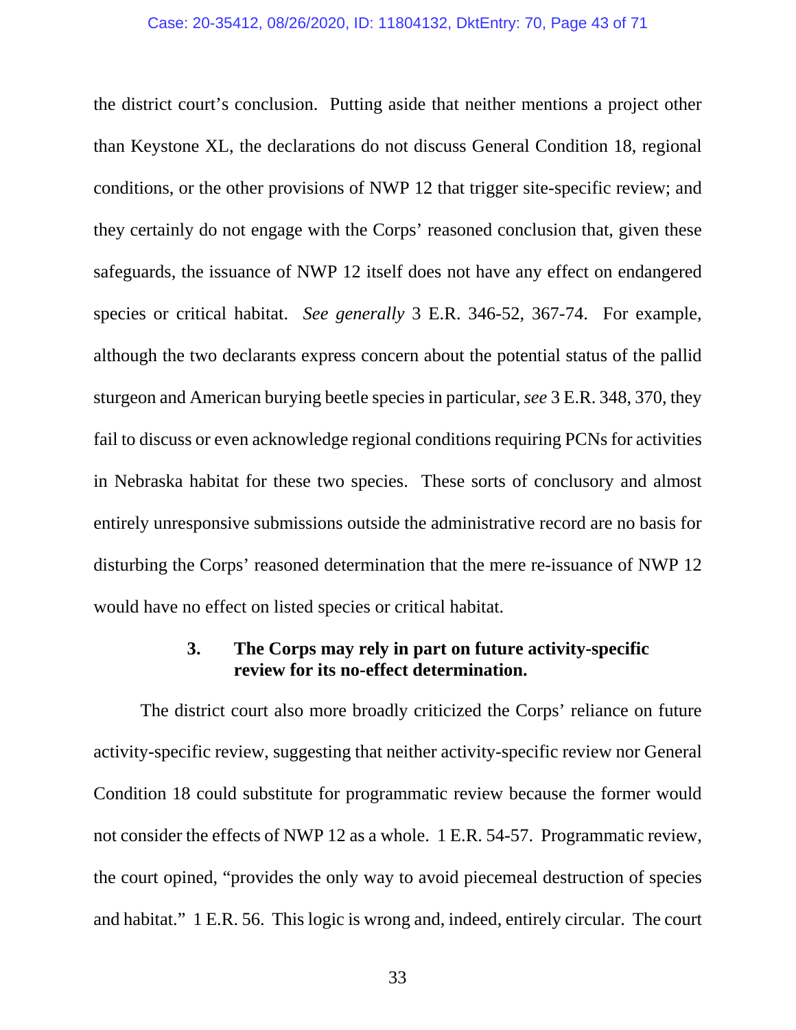the district court's conclusion. Putting aside that neither mentions a project other than Keystone XL, the declarations do not discuss General Condition 18, regional conditions, or the other provisions of NWP 12 that trigger site-specific review; and they certainly do not engage with the Corps' reasoned conclusion that, given these safeguards, the issuance of NWP 12 itself does not have any effect on endangered species or critical habitat. *See generally* 3 E.R. 346-52, 367-74. For example, although the two declarants express concern about the potential status of the pallid sturgeon and American burying beetle species in particular, *see* 3 E.R. 348, 370, they fail to discuss or even acknowledge regional conditions requiring PCNs for activities in Nebraska habitat for these two species. These sorts of conclusory and almost entirely unresponsive submissions outside the administrative record are no basis for disturbing the Corps' reasoned determination that the mere re-issuance of NWP 12 would have no effect on listed species or critical habitat.

### 3. The Corps may rely in part on future activity-specific review for its no-effect determination.

The district court also more broadly criticized the Corps' reliance on future activity-specific review, suggesting that neither activity-specific review nor General Condition 18 could substitute for programmatic review because the former would not consider the effects of NWP 12 as a whole. 1 E.R. 54-57. Programmatic review, the court opined, "provides the only way to avoid piecemeal destruction of species and habitat." 1 E.R. 56. This logic is wrong and, indeed, entirely circular. The court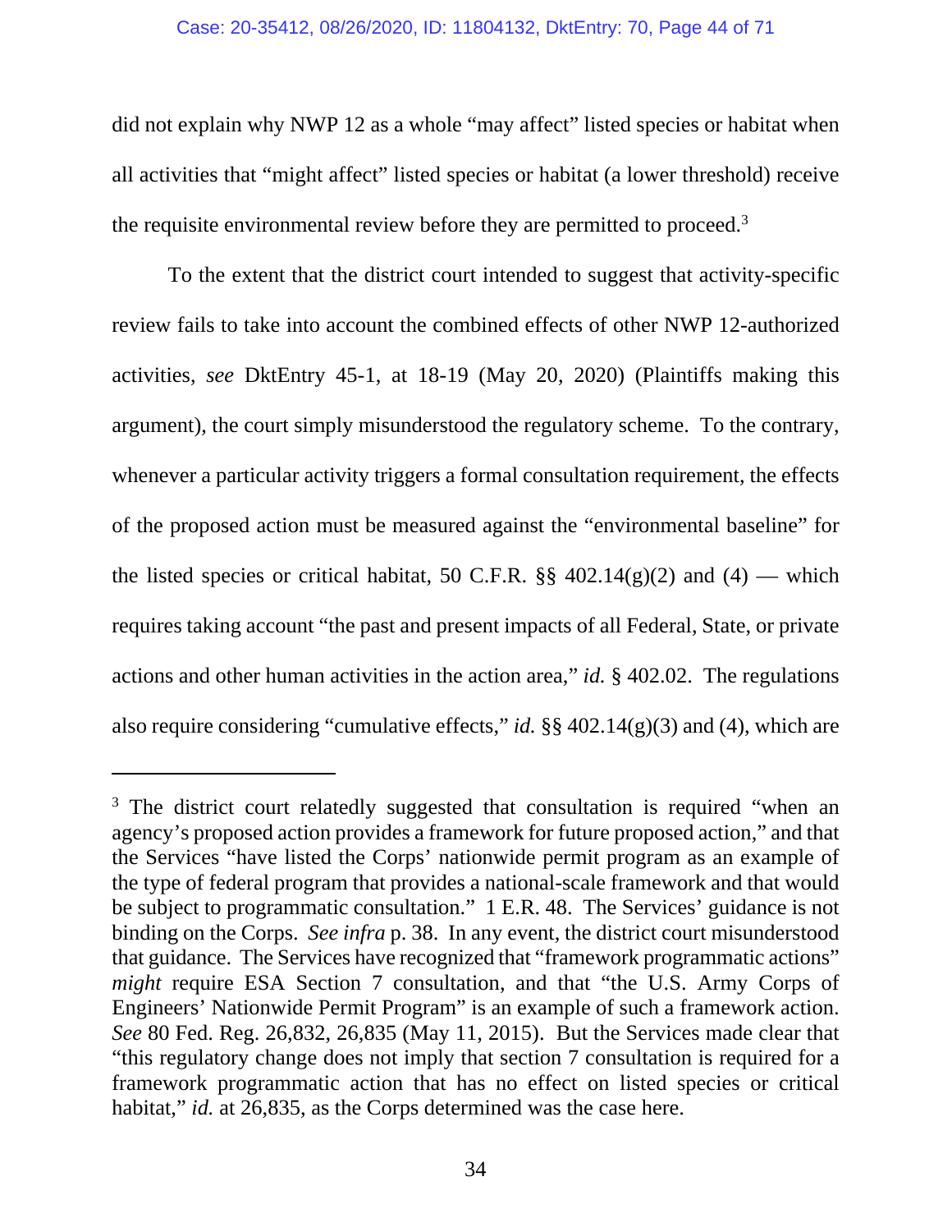did not explain why NWP 12 as a whole "may affect" listed species or habitat when all activities that "might affect" listed species or habitat (a lower threshold) receive the requisite environmental review before they are permitted to proceed.[3]

To the extent that the district court intended to suggest that activity-specific review fails to take into account the combined effects of other NWP 12-authorized activities, *see* DktEntry 45-1, at 18-19 (May 20, 2020) (Plaintiffs making this argument), the court simply misunderstood the regulatory scheme. To the contrary, whenever a particular activity triggers a formal consultation requirement, the effects of the proposed action must be measured against the "environmental baseline" for the listed species or critical habitat, 50 C.F.R. §§ 402.14(g)(2) and (4) — which requires taking account "the past and present impacts of all Federal, State, or private actions and other human activities in the action area," *id.* § 402.02. The regulations also require considering "cumulative effects," *id.* §§ 402.14(g)(3) and (4), which are

---

[3] The district court relatedly suggested that consultation is required "when an agency's proposed action provides a framework for future proposed action," and that the Services "have listed the Corps' nationwide permit program as an example of the type of federal program that provides a national-scale framework and that would be subject to programmatic consultation." 1 E.R. 48. The Services' guidance is not binding on the Corps. *See infra* p. 38. In any event, the district court misunderstood that guidance. The Services have recognized that "framework programmatic actions" *might* require ESA Section 7 consultation, and that "the U.S. Army Corps of Engineers' Nationwide Permit Program" is an example of such a framework action. *See* 80 Fed. Reg. 26,832, 26,835 (May 11, 2015). But the Services made clear that "this regulatory change does not imply that section 7 consultation is required for a framework programmatic action that has no effect on listed species or critical habitat," *id.* at 26,835, as the Corps determined was the case here.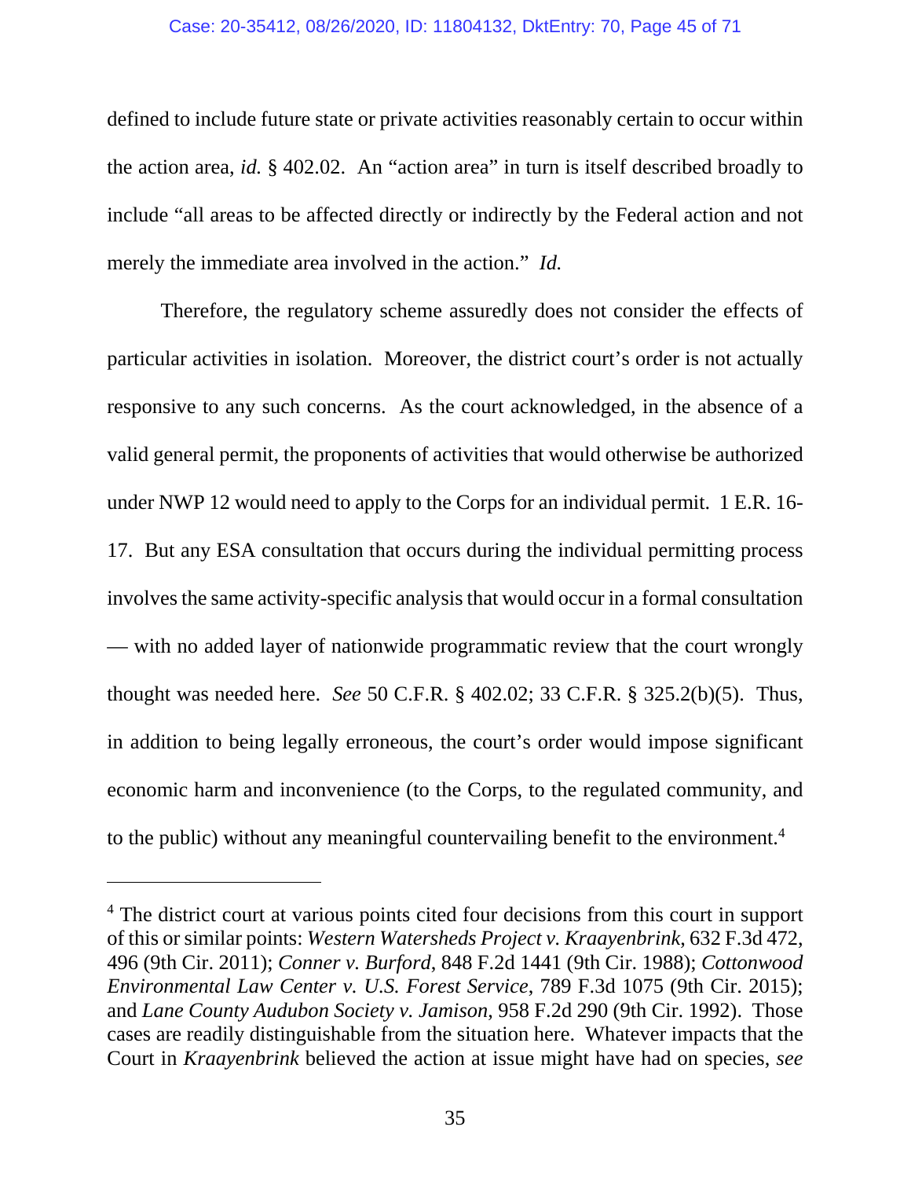defined to include future state or private activities reasonably certain to occur within the action area, *id.* § 402.02. An "action area" in turn is itself described broadly to include "all areas to be affected directly or indirectly by the Federal action and not merely the immediate area involved in the action." *Id.*

Therefore, the regulatory scheme assuredly does not consider the effects of particular activities in isolation. Moreover, the district court's order is not actually responsive to any such concerns. As the court acknowledged, in the absence of a valid general permit, the proponents of activities that would otherwise be authorized under NWP 12 would need to apply to the Corps for an individual permit. 1 E.R. 16-17. But any ESA consultation that occurs during the individual permitting process involves the same activity-specific analysis that would occur in a formal consultation — with no added layer of nationwide programmatic review that the court wrongly thought was needed here. *See* 50 C.F.R. § 402.02; 33 C.F.R. § 325.2(b)(5). Thus, in addition to being legally erroneous, the court's order would impose significant economic harm and inconvenience (to the Corps, to the regulated community, and to the public) without any meaningful countervailing benefit to the environment.[4]

---

[4] The district court at various points cited four decisions from this court in support of this or similar points: *Western Watersheds Project v. Kraayenbrink*, 632 F.3d 472, 496 (9th Cir. 2011); *Conner v. Burford*, 848 F.2d 1441 (9th Cir. 1988); *Cottonwood Environmental Law Center v. U.S. Forest Service*, 789 F.3d 1075 (9th Cir. 2015); and *Lane County Audubon Society v. Jamison*, 958 F.2d 290 (9th Cir. 1992). Those cases are readily distinguishable from the situation here. Whatever impacts that the Court in *Kraayenbrink* believed the action at issue might have had on species, *see*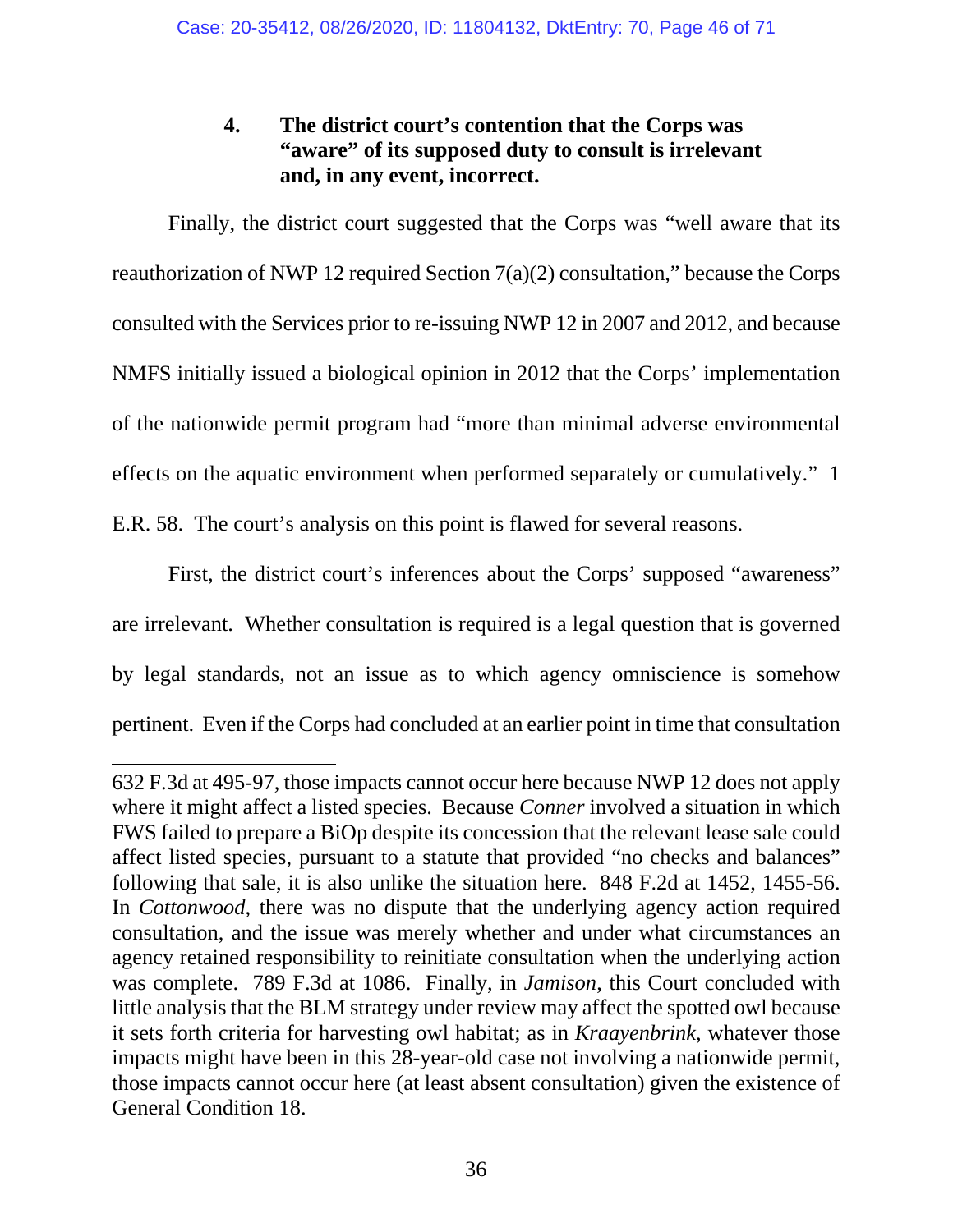#### 4. The district court's contention that the Corps was "aware" of its supposed duty to consult is irrelevant and, in any event, incorrect.

Finally, the district court suggested that the Corps was "well aware that its reauthorization of NWP 12 required Section 7(a)(2) consultation," because the Corps consulted with the Services prior to re-issuing NWP 12 in 2007 and 2012, and because NMFS initially issued a biological opinion in 2012 that the Corps' implementation of the nationwide permit program had "more than minimal adverse environmental effects on the aquatic environment when performed separately or cumulatively." 1 E.R. 58. The court's analysis on this point is flawed for several reasons.

First, the district court's inferences about the Corps' supposed "awareness" are irrelevant. Whether consultation is required is a legal question that is governed by legal standards, not an issue as to which agency omniscience is somehow pertinent. Even if the Corps had concluded at an earlier point in time that consultation

---

632 F.3d at 495-97, those impacts cannot occur here because NWP 12 does not apply where it might affect a listed species. Because *Conner* involved a situation in which FWS failed to prepare a BiOp despite its concession that the relevant lease sale could affect listed species, pursuant to a statute that provided "no checks and balances" following that sale, it is also unlike the situation here. 848 F.2d at 1452, 1455-56. In *Cottonwood*, there was no dispute that the underlying agency action required consultation, and the issue was merely whether and under what circumstances an agency retained responsibility to reinitiate consultation when the underlying action was complete. 789 F.3d at 1086. Finally, in *Jamison*, this Court concluded with little analysis that the BLM strategy under review may affect the spotted owl because it sets forth criteria for harvesting owl habitat; as in *Kraayenbrink*, whatever those impacts might have been in this 28-year-old case not involving a nationwide permit, those impacts cannot occur here (at least absent consultation) given the existence of General Condition 18.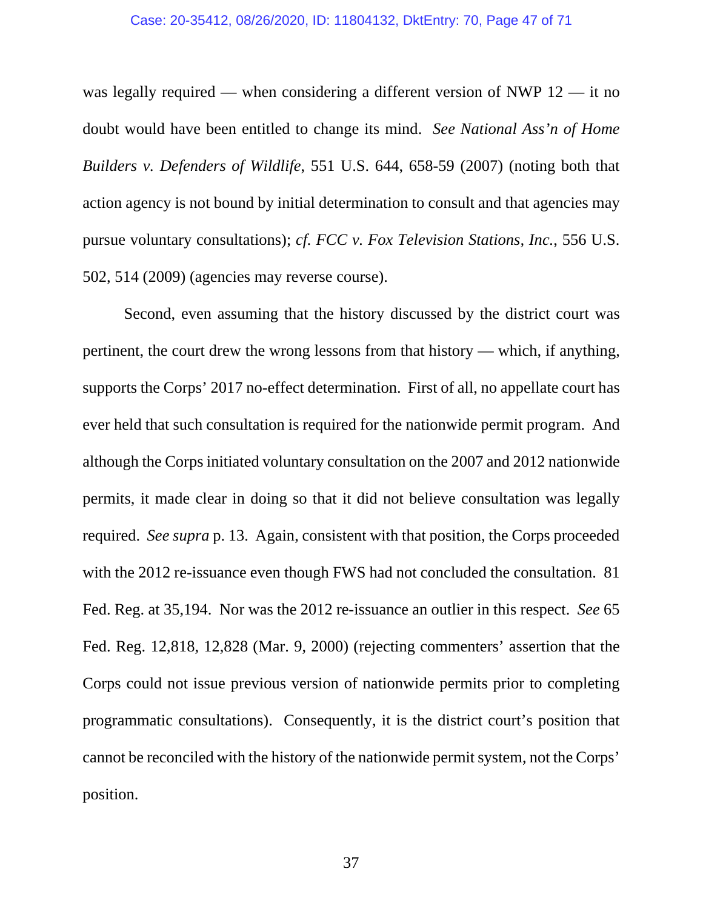was legally required — when considering a different version of NWP 12 — it no doubt would have been entitled to change its mind. *See National Ass'n of Home Builders v. Defenders of Wildlife*, 551 U.S. 644, 658-59 (2007) (noting both that action agency is not bound by initial determination to consult and that agencies may pursue voluntary consultations); *cf. FCC v. Fox Television Stations, Inc.*, 556 U.S. 502, 514 (2009) (agencies may reverse course).

Second, even assuming that the history discussed by the district court was pertinent, the court drew the wrong lessons from that history — which, if anything, supports the Corps' 2017 no-effect determination. First of all, no appellate court has ever held that such consultation is required for the nationwide permit program. And although the Corps initiated voluntary consultation on the 2007 and 2012 nationwide permits, it made clear in doing so that it did not believe consultation was legally required. *See supra* p. 13. Again, consistent with that position, the Corps proceeded with the 2012 re-issuance even though FWS had not concluded the consultation. 81 Fed. Reg. at 35,194. Nor was the 2012 re-issuance an outlier in this respect. *See* 65 Fed. Reg. 12,818, 12,828 (Mar. 9, 2000) (rejecting commenters' assertion that the Corps could not issue previous version of nationwide permits prior to completing programmatic consultations). Consequently, it is the district court's position that cannot be reconciled with the history of the nationwide permit system, not the Corps' position.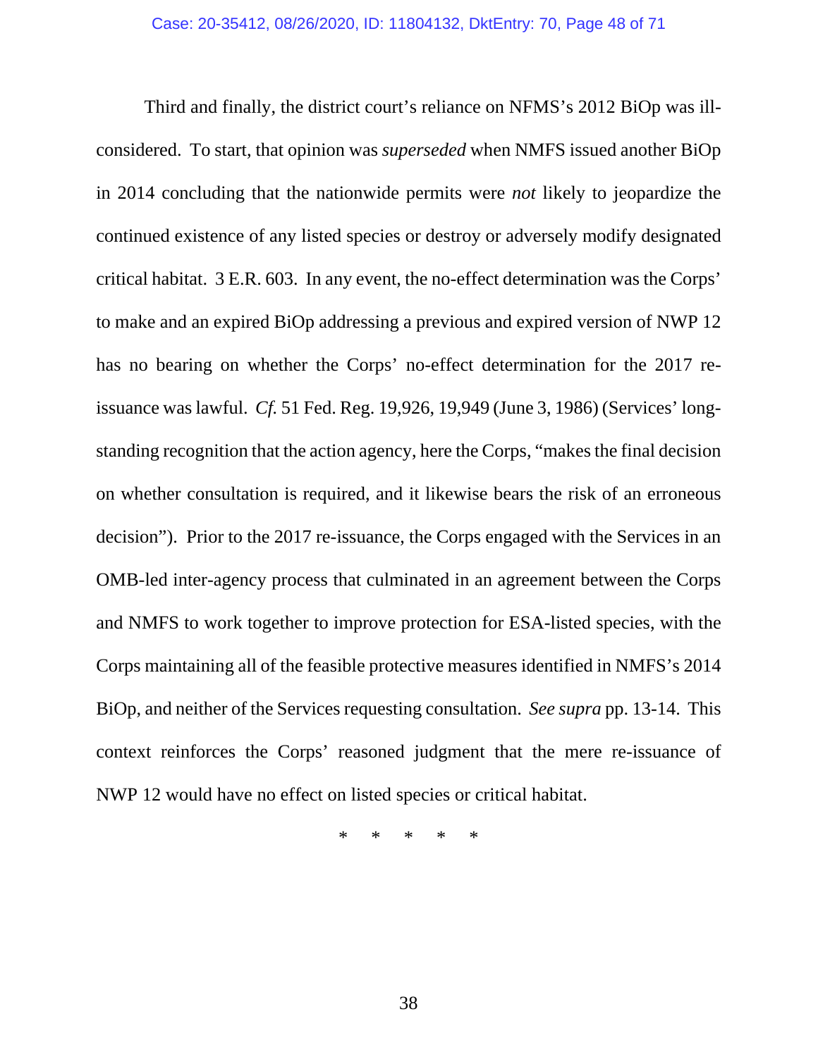Third and finally, the district court's reliance on NFMS's 2012 BiOp was ill-considered. To start, that opinion was *superseded* when NMFS issued another BiOp in 2014 concluding that the nationwide permits were *not* likely to jeopardize the continued existence of any listed species or destroy or adversely modify designated critical habitat. 3 E.R. 603. In any event, the no-effect determination was the Corps' to make and an expired BiOp addressing a previous and expired version of NWP 12 has no bearing on whether the Corps' no-effect determination for the 2017 re-issuance was lawful. *Cf.* 51 Fed. Reg. 19,926, 19,949 (June 3, 1986) (Services' long-standing recognition that the action agency, here the Corps, "makes the final decision on whether consultation is required, and it likewise bears the risk of an erroneous decision"). Prior to the 2017 re-issuance, the Corps engaged with the Services in an OMB-led inter-agency process that culminated in an agreement between the Corps and NMFS to work together to improve protection for ESA-listed species, with the Corps maintaining all of the feasible protective measures identified in NMFS's 2014 BiOp, and neither of the Services requesting consultation. *See supra* pp. 13-14. This context reinforces the Corps' reasoned judgment that the mere re-issuance of NWP 12 would have no effect on listed species or critical habitat.

\* \* \* \* \*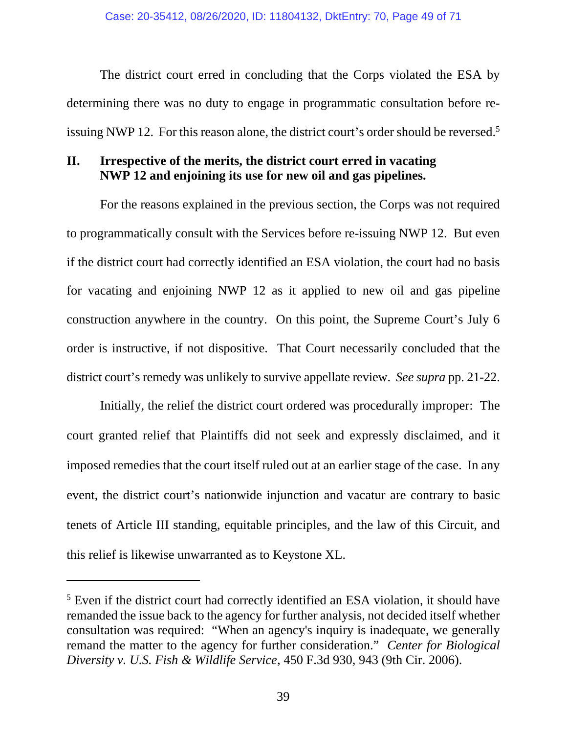The district court erred in concluding that the Corps violated the ESA by determining there was no duty to engage in programmatic consultation before re-issuing NWP 12. For this reason alone, the district court's order should be reversed.[5]

## II. Irrespective of the merits, the district court erred in vacating NWP 12 and enjoining its use for new oil and gas pipelines.

For the reasons explained in the previous section, the Corps was not required to programmatically consult with the Services before re-issuing NWP 12. But even if the district court had correctly identified an ESA violation, the court had no basis for vacating and enjoining NWP 12 as it applied to new oil and gas pipeline construction anywhere in the country. On this point, the Supreme Court's July 6 order is instructive, if not dispositive. That Court necessarily concluded that the district court's remedy was unlikely to survive appellate review. *See supra* pp. 21-22.

Initially, the relief the district court ordered was procedurally improper: The court granted relief that Plaintiffs did not seek and expressly disclaimed, and it imposed remedies that the court itself ruled out at an earlier stage of the case. In any event, the district court's nationwide injunction and vacatur are contrary to basic tenets of Article III standing, equitable principles, and the law of this Circuit, and this relief is likewise unwarranted as to Keystone XL.

---

[5] Even if the district court had correctly identified an ESA violation, it should have remanded the issue back to the agency for further analysis, not decided itself whether consultation was required: "When an agency's inquiry is inadequate, we generally remand the matter to the agency for further consideration." *Center for Biological Diversity v. U.S. Fish & Wildlife Service*, 450 F.3d 930, 943 (9th Cir. 2006).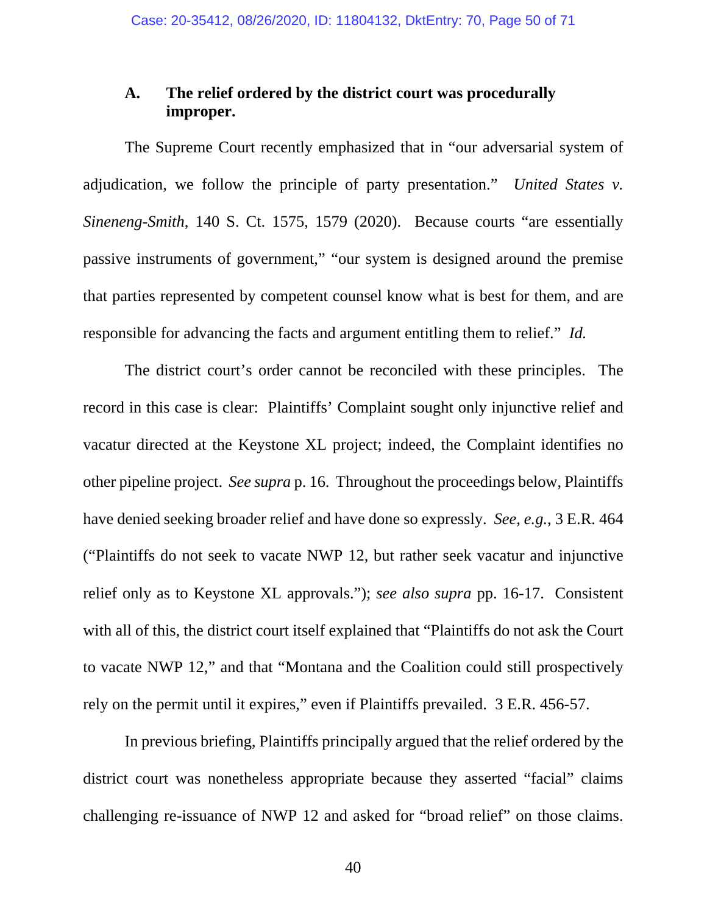### A. The relief ordered by the district court was procedurally improper.

The Supreme Court recently emphasized that in "our adversarial system of adjudication, we follow the principle of party presentation." *United States v. Sineneng-Smith*, 140 S. Ct. 1575, 1579 (2020). Because courts "are essentially passive instruments of government," "our system is designed around the premise that parties represented by competent counsel know what is best for them, and are responsible for advancing the facts and argument entitling them to relief." *Id.*

The district court's order cannot be reconciled with these principles. The record in this case is clear: Plaintiffs' Complaint sought only injunctive relief and vacatur directed at the Keystone XL project; indeed, the Complaint identifies no other pipeline project. *See supra* p. 16. Throughout the proceedings below, Plaintiffs have denied seeking broader relief and have done so expressly. *See, e.g.*, 3 E.R. 464 ("Plaintiffs do not seek to vacate NWP 12, but rather seek vacatur and injunctive relief only as to Keystone XL approvals."); *see also supra* pp. 16-17. Consistent with all of this, the district court itself explained that "Plaintiffs do not ask the Court to vacate NWP 12," and that "Montana and the Coalition could still prospectively rely on the permit until it expires," even if Plaintiffs prevailed. 3 E.R. 456-57.

In previous briefing, Plaintiffs principally argued that the relief ordered by the district court was nonetheless appropriate because they asserted "facial" claims challenging re-issuance of NWP 12 and asked for "broad relief" on those claims.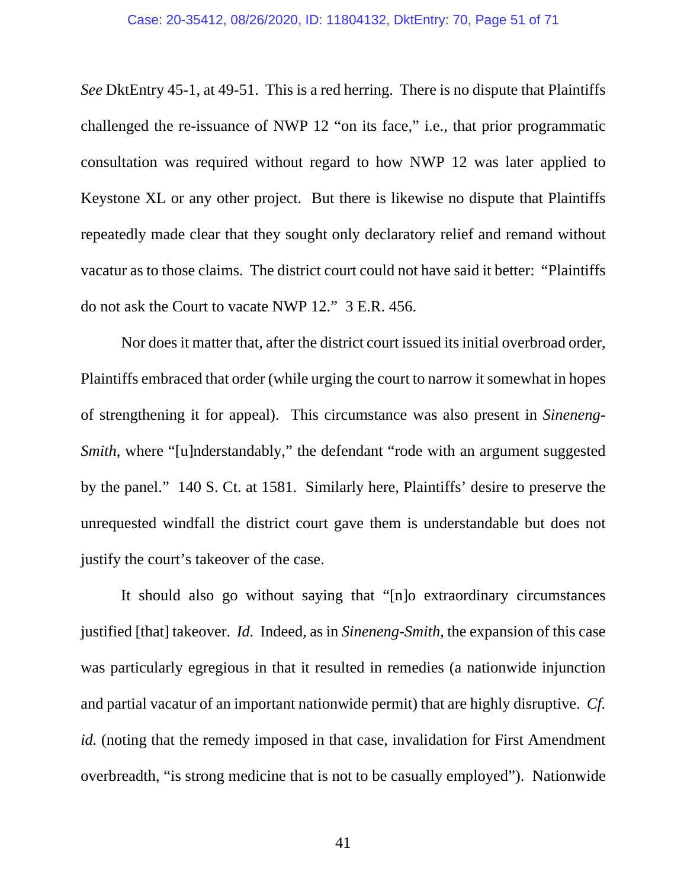*See* DktEntry 45-1, at 49-51. This is a red herring. There is no dispute that Plaintiffs challenged the re-issuance of NWP 12 "on its face," i.e., that prior programmatic consultation was required without regard to how NWP 12 was later applied to Keystone XL or any other project. But there is likewise no dispute that Plaintiffs repeatedly made clear that they sought only declaratory relief and remand without vacatur as to those claims. The district court could not have said it better: "Plaintiffs do not ask the Court to vacate NWP 12." 3 E.R. 456.

Nor does it matter that, after the district court issued its initial overbroad order, Plaintiffs embraced that order (while urging the court to narrow it somewhat in hopes of strengthening it for appeal). This circumstance was also present in *Sineneng-Smith*, where "[u]nderstandably," the defendant "rode with an argument suggested by the panel." 140 S. Ct. at 1581. Similarly here, Plaintiffs' desire to preserve the unrequested windfall the district court gave them is understandable but does not justify the court's takeover of the case.

It should also go without saying that "[n]o extraordinary circumstances justified [that] takeover. *Id.* Indeed, as in *Sineneng-Smith*, the expansion of this case was particularly egregious in that it resulted in remedies (a nationwide injunction and partial vacatur of an important nationwide permit) that are highly disruptive. *Cf. id.* (noting that the remedy imposed in that case, invalidation for First Amendment overbreadth, "is strong medicine that is not to be casually employed"). Nationwide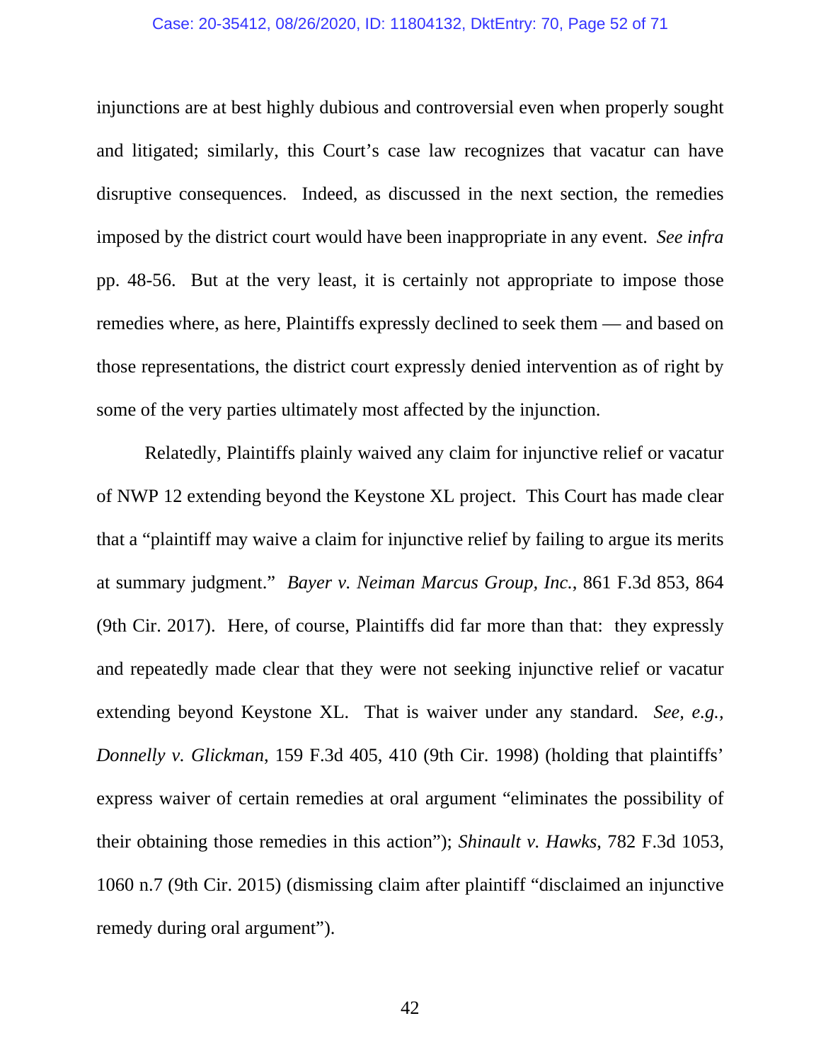injunctions are at best highly dubious and controversial even when properly sought and litigated; similarly, this Court's case law recognizes that vacatur can have disruptive consequences. Indeed, as discussed in the next section, the remedies imposed by the district court would have been inappropriate in any event. *See infra* pp. 48-56. But at the very least, it is certainly not appropriate to impose those remedies where, as here, Plaintiffs expressly declined to seek them — and based on those representations, the district court expressly denied intervention as of right by some of the very parties ultimately most affected by the injunction.

Relatedly, Plaintiffs plainly waived any claim for injunctive relief or vacatur of NWP 12 extending beyond the Keystone XL project. This Court has made clear that a "plaintiff may waive a claim for injunctive relief by failing to argue its merits at summary judgment." *Bayer v. Neiman Marcus Group, Inc.*, 861 F.3d 853, 864 (9th Cir. 2017). Here, of course, Plaintiffs did far more than that: they expressly and repeatedly made clear that they were not seeking injunctive relief or vacatur extending beyond Keystone XL. That is waiver under any standard. *See, e.g.*, *Donnelly v. Glickman*, 159 F.3d 405, 410 (9th Cir. 1998) (holding that plaintiffs' express waiver of certain remedies at oral argument "eliminates the possibility of their obtaining those remedies in this action"); *Shinault v. Hawks*, 782 F.3d 1053, 1060 n.7 (9th Cir. 2015) (dismissing claim after plaintiff "disclaimed an injunctive remedy during oral argument").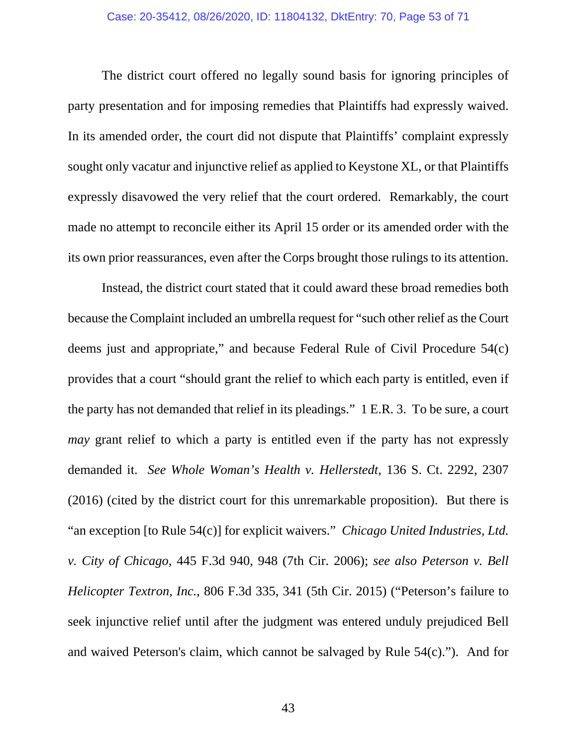The district court offered no legally sound basis for ignoring principles of party presentation and for imposing remedies that Plaintiffs had expressly waived. In its amended order, the court did not dispute that Plaintiffs' complaint expressly sought only vacatur and injunctive relief as applied to Keystone XL, or that Plaintiffs expressly disavowed the very relief that the court ordered. Remarkably, the court made no attempt to reconcile either its April 15 order or its amended order with the its own prior reassurances, even after the Corps brought those rulings to its attention.

Instead, the district court stated that it could award these broad remedies both because the Complaint included an umbrella request for "such other relief as the Court deems just and appropriate," and because Federal Rule of Civil Procedure 54(c) provides that a court "should grant the relief to which each party is entitled, even if the party has not demanded that relief in its pleadings." 1 E.R. 3. To be sure, a court *may* grant relief to which a party is entitled even if the party has not expressly demanded it. *See Whole Woman's Health v. Hellerstedt*, 136 S. Ct. 2292, 2307 (2016) (cited by the district court for this unremarkable proposition). But there is "an exception [to Rule 54(c)] for explicit waivers." *Chicago United Industries, Ltd. v. City of Chicago*, 445 F.3d 940, 948 (7th Cir. 2006); *see also Peterson v. Bell Helicopter Textron, Inc.*, 806 F.3d 335, 341 (5th Cir. 2015) ("Peterson's failure to seek injunctive relief until after the judgment was entered unduly prejudiced Bell and waived Peterson's claim, which cannot be salvaged by Rule 54(c)."). And for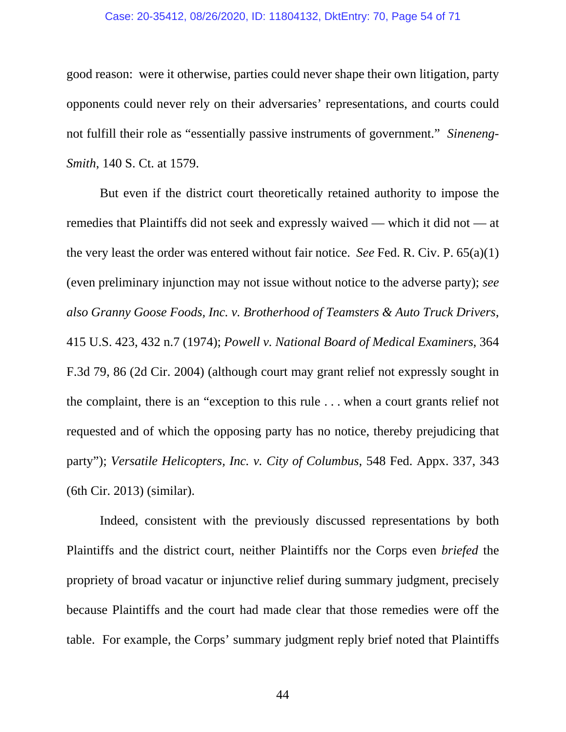good reason: were it otherwise, parties could never shape their own litigation, party opponents could never rely on their adversaries' representations, and courts could not fulfill their role as "essentially passive instruments of government." *Sineneng-Smith*, 140 S. Ct. at 1579.

But even if the district court theoretically retained authority to impose the remedies that Plaintiffs did not seek and expressly waived — which it did not — at the very least the order was entered without fair notice. *See* Fed. R. Civ. P. 65(a)(1) (even preliminary injunction may not issue without notice to the adverse party); *see also Granny Goose Foods, Inc. v. Brotherhood of Teamsters & Auto Truck Drivers*, 415 U.S. 423, 432 n.7 (1974); *Powell v. National Board of Medical Examiners*, 364 F.3d 79, 86 (2d Cir. 2004) (although court may grant relief not expressly sought in the complaint, there is an "exception to this rule . . . when a court grants relief not requested and of which the opposing party has no notice, thereby prejudicing that party"); *Versatile Helicopters, Inc. v. City of Columbus*, 548 Fed. Appx. 337, 343 (6th Cir. 2013) (similar).

Indeed, consistent with the previously discussed representations by both Plaintiffs and the district court, neither Plaintiffs nor the Corps even *briefed* the propriety of broad vacatur or injunctive relief during summary judgment, precisely because Plaintiffs and the court had made clear that those remedies were off the table. For example, the Corps' summary judgment reply brief noted that Plaintiffs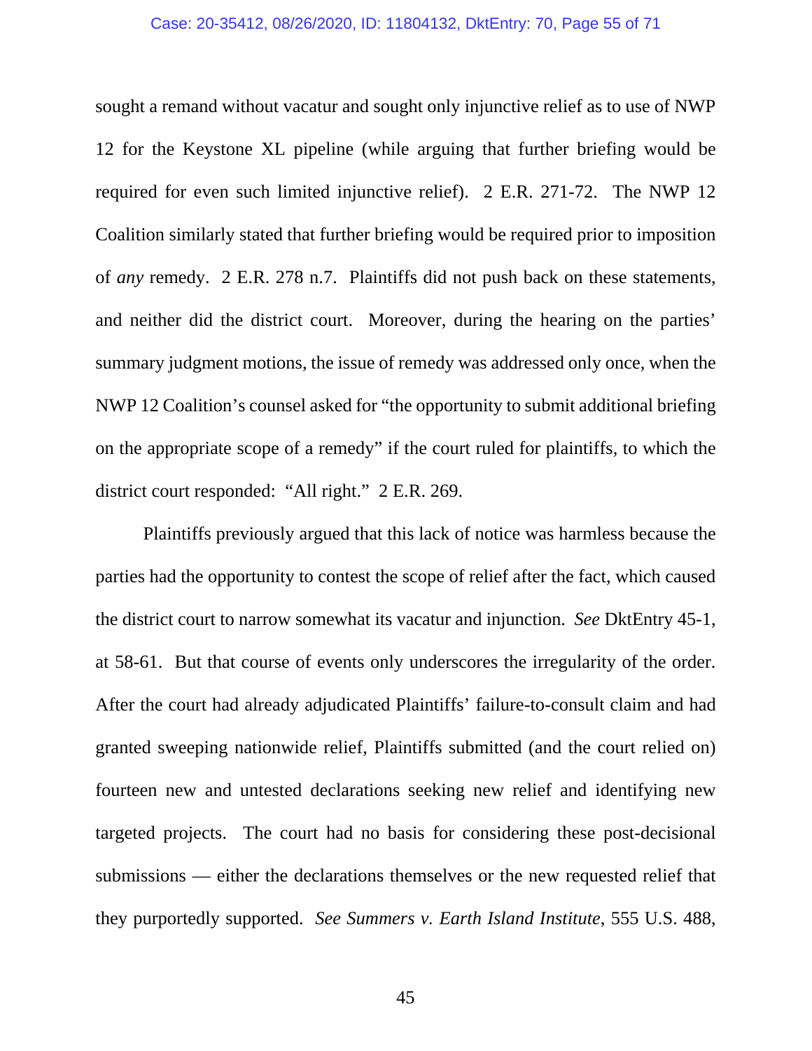sought a remand without vacatur and sought only injunctive relief as to use of NWP 12 for the Keystone XL pipeline (while arguing that further briefing would be required for even such limited injunctive relief). 2 E.R. 271-72. The NWP 12 Coalition similarly stated that further briefing would be required prior to imposition of *any* remedy. 2 E.R. 278 n.7. Plaintiffs did not push back on these statements, and neither did the district court. Moreover, during the hearing on the parties' summary judgment motions, the issue of remedy was addressed only once, when the NWP 12 Coalition's counsel asked for "the opportunity to submit additional briefing on the appropriate scope of a remedy" if the court ruled for plaintiffs, to which the district court responded: "All right." 2 E.R. 269.

Plaintiffs previously argued that this lack of notice was harmless because the parties had the opportunity to contest the scope of relief after the fact, which caused the district court to narrow somewhat its vacatur and injunction. *See* DktEntry 45-1, at 58-61. But that course of events only underscores the irregularity of the order. After the court had already adjudicated Plaintiffs' failure-to-consult claim and had granted sweeping nationwide relief, Plaintiffs submitted (and the court relied on) fourteen new and untested declarations seeking new relief and identifying new targeted projects. The court had no basis for considering these post-decisional submissions — either the declarations themselves or the new requested relief that they purportedly supported. *See Summers v. Earth Island Institute*, 555 U.S. 488,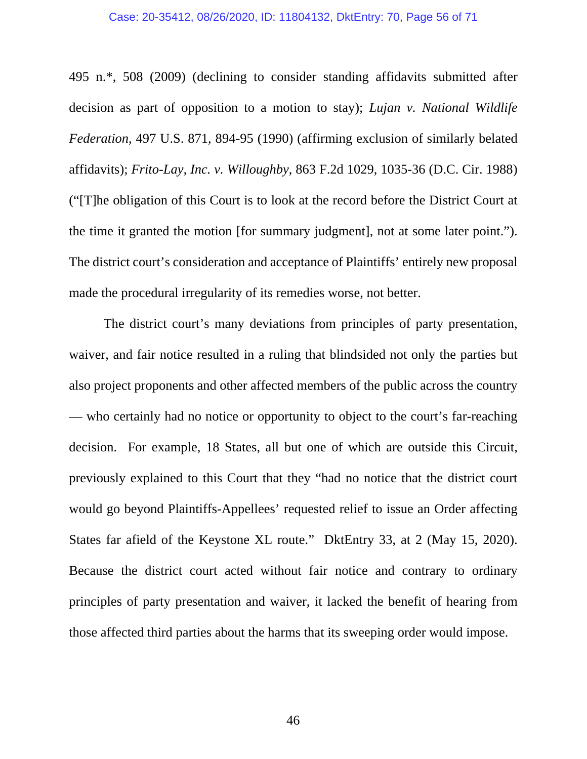495 n.*, 508 (2009) (declining to consider standing affidavits submitted after decision as part of opposition to a motion to stay); *Lujan v. National Wildlife Federation*, 497 U.S. 871, 894-95 (1990) (affirming exclusion of similarly belated affidavits); *Frito-Lay, Inc. v. Willoughby*, 863 F.2d 1029, 1035-36 (D.C. Cir. 1988) ("[T]he obligation of this Court is to look at the record before the District Court at the time it granted the motion [for summary judgment], not at some later point."). The district court's consideration and acceptance of Plaintiffs' entirely new proposal made the procedural irregularity of its remedies worse, not better.

The district court's many deviations from principles of party presentation, waiver, and fair notice resulted in a ruling that blindsided not only the parties but also project proponents and other affected members of the public across the country — who certainly had no notice or opportunity to object to the court's far-reaching decision. For example, 18 States, all but one of which are outside this Circuit, previously explained to this Court that they "had no notice that the district court would go beyond Plaintiffs-Appellees' requested relief to issue an Order affecting States far afield of the Keystone XL route." DktEntry 33, at 2 (May 15, 2020). Because the district court acted without fair notice and contrary to ordinary principles of party presentation and waiver, it lacked the benefit of hearing from those affected third parties about the harms that its sweeping order would impose.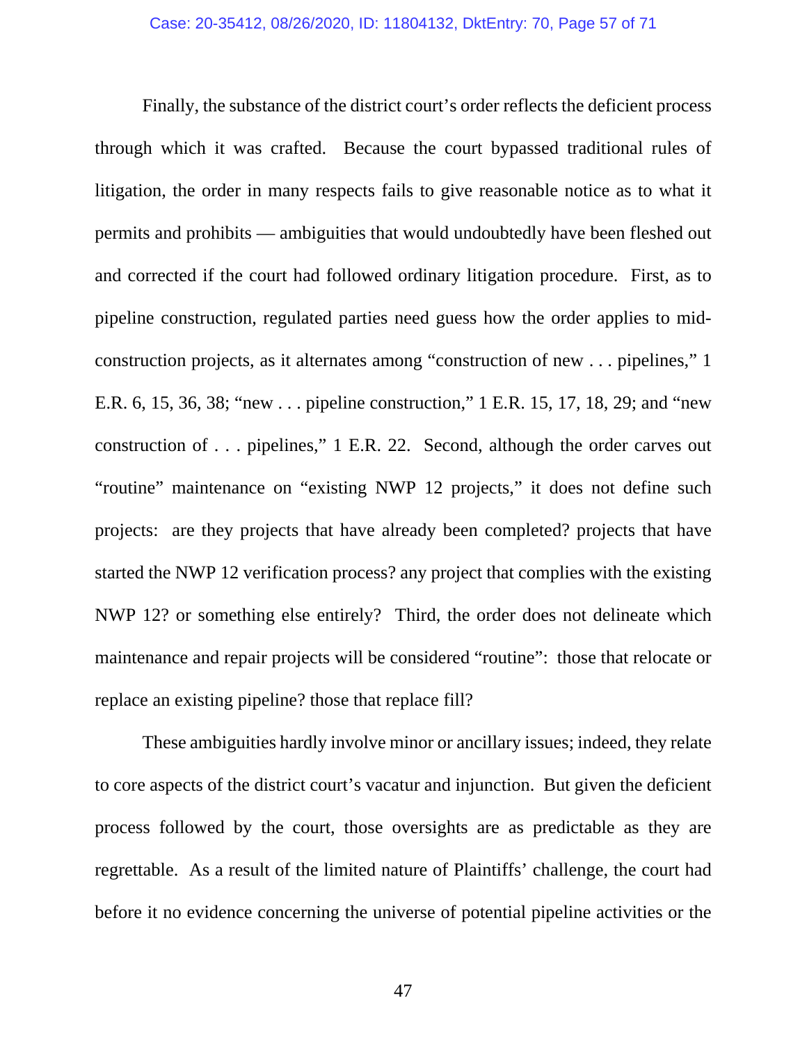Finally, the substance of the district court's order reflects the deficient process through which it was crafted. Because the court bypassed traditional rules of litigation, the order in many respects fails to give reasonable notice as to what it permits and prohibits — ambiguities that would undoubtedly have been fleshed out and corrected if the court had followed ordinary litigation procedure. First, as to pipeline construction, regulated parties need guess how the order applies to mid-construction projects, as it alternates among "construction of new . . . pipelines," 1 E.R. 6, 15, 36, 38; "new . . . pipeline construction," 1 E.R. 15, 17, 18, 29; and "new construction of . . . pipelines," 1 E.R. 22. Second, although the order carves out "routine" maintenance on "existing NWP 12 projects," it does not define such projects: are they projects that have already been completed? projects that have started the NWP 12 verification process? any project that complies with the existing NWP 12? or something else entirely? Third, the order does not delineate which maintenance and repair projects will be considered "routine": those that relocate or replace an existing pipeline? those that replace fill?

These ambiguities hardly involve minor or ancillary issues; indeed, they relate to core aspects of the district court's vacatur and injunction. But given the deficient process followed by the court, those oversights are as predictable as they are regrettable. As a result of the limited nature of Plaintiffs' challenge, the court had before it no evidence concerning the universe of potential pipeline activities or the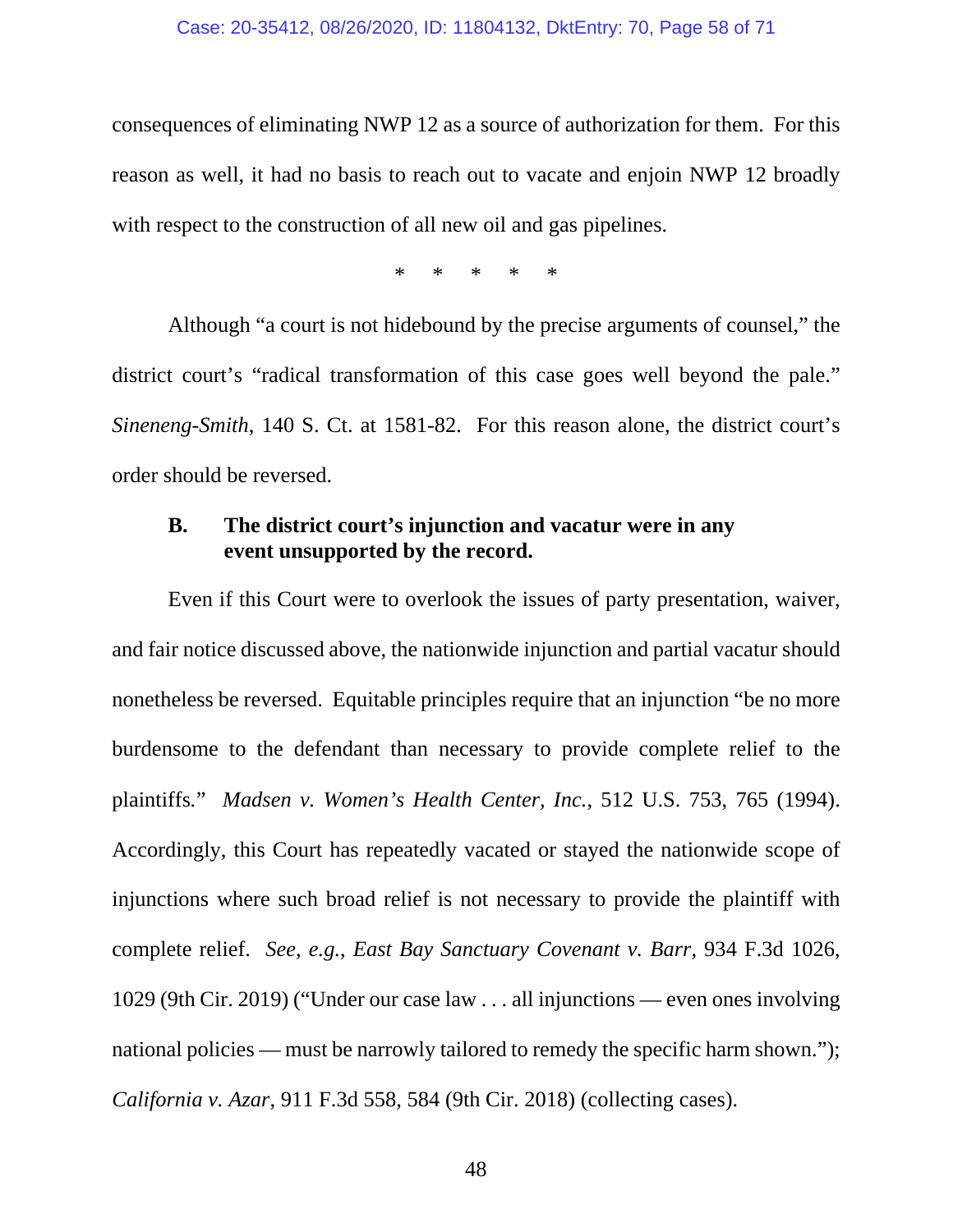consequences of eliminating NWP 12 as a source of authorization for them. For this reason as well, it had no basis to reach out to vacate and enjoin NWP 12 broadly with respect to the construction of all new oil and gas pipelines.

\* \* \* \* \*

Although "a court is not hidebound by the precise arguments of counsel," the district court's "radical transformation of this case goes well beyond the pale." *Sineneng-Smith*, 140 S. Ct. at 1581-82. For this reason alone, the district court's order should be reversed.

### B. The district court's injunction and vacatur were in any event unsupported by the record.

Even if this Court were to overlook the issues of party presentation, waiver, and fair notice discussed above, the nationwide injunction and partial vacatur should nonetheless be reversed. Equitable principles require that an injunction "be no more burdensome to the defendant than necessary to provide complete relief to the plaintiffs." *Madsen v. Women's Health Center, Inc.*, 512 U.S. 753, 765 (1994). Accordingly, this Court has repeatedly vacated or stayed the nationwide scope of injunctions where such broad relief is not necessary to provide the plaintiff with complete relief. *See, e.g.*, *East Bay Sanctuary Covenant v. Barr*, 934 F.3d 1026, 1029 (9th Cir. 2019) ("Under our case law . . . all injunctions — even ones involving national policies — must be narrowly tailored to remedy the specific harm shown."); *California v. Azar*, 911 F.3d 558, 584 (9th Cir. 2018) (collecting cases).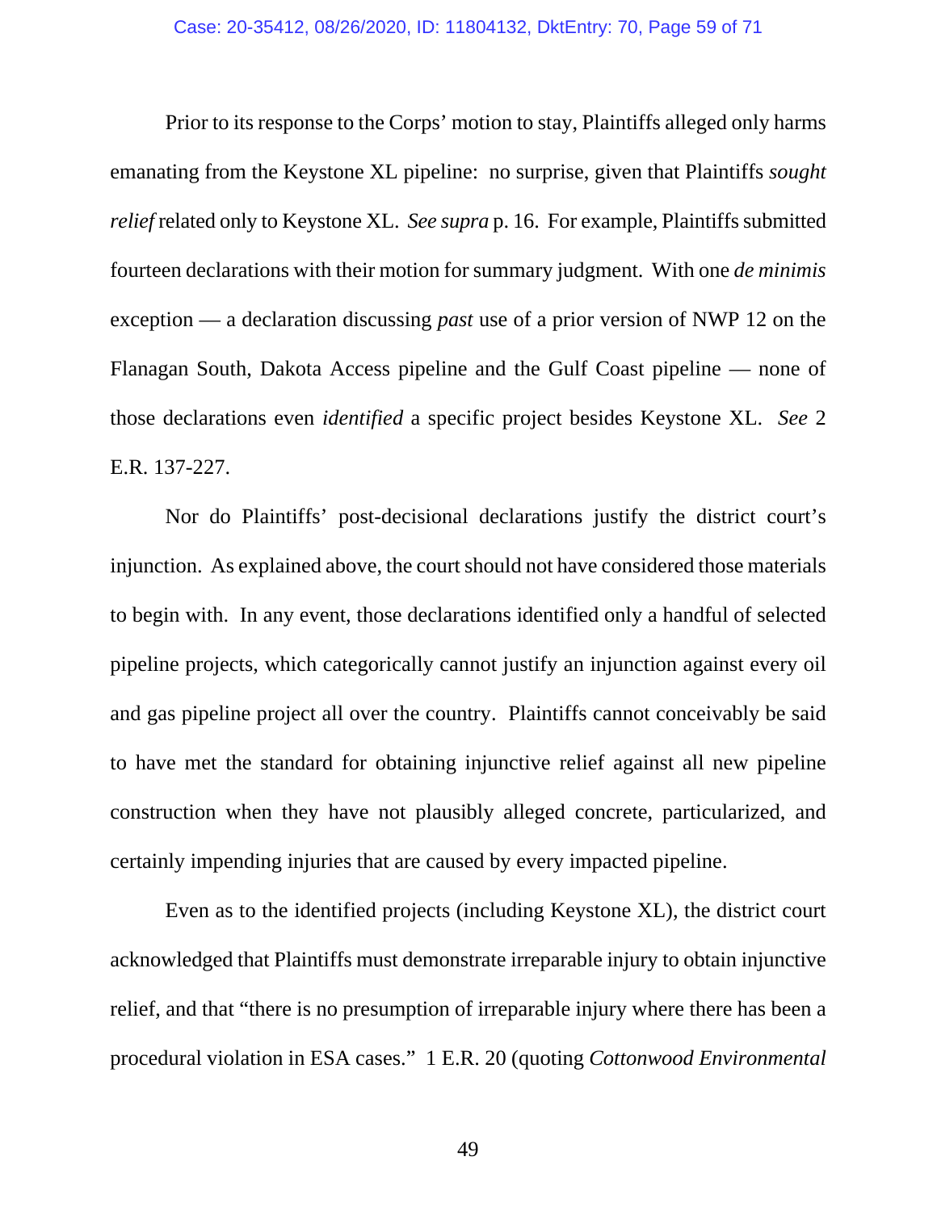Prior to its response to the Corps' motion to stay, Plaintiffs alleged only harms emanating from the Keystone XL pipeline: no surprise, given that Plaintiffs *sought relief* related only to Keystone XL. *See supra* p. 16. For example, Plaintiffs submitted fourteen declarations with their motion for summary judgment. With one *de minimis* exception — a declaration discussing *past* use of a prior version of NWP 12 on the Flanagan South, Dakota Access pipeline and the Gulf Coast pipeline — none of those declarations even *identified* a specific project besides Keystone XL. *See* 2 E.R. 137-227.

Nor do Plaintiffs' post-decisional declarations justify the district court's injunction. As explained above, the court should not have considered those materials to begin with. In any event, those declarations identified only a handful of selected pipeline projects, which categorically cannot justify an injunction against every oil and gas pipeline project all over the country. Plaintiffs cannot conceivably be said to have met the standard for obtaining injunctive relief against all new pipeline construction when they have not plausibly alleged concrete, particularized, and certainly impending injuries that are caused by every impacted pipeline.

Even as to the identified projects (including Keystone XL), the district court acknowledged that Plaintiffs must demonstrate irreparable injury to obtain injunctive relief, and that "there is no presumption of irreparable injury where there has been a procedural violation in ESA cases." 1 E.R. 20 (quoting *Cottonwood Environmental*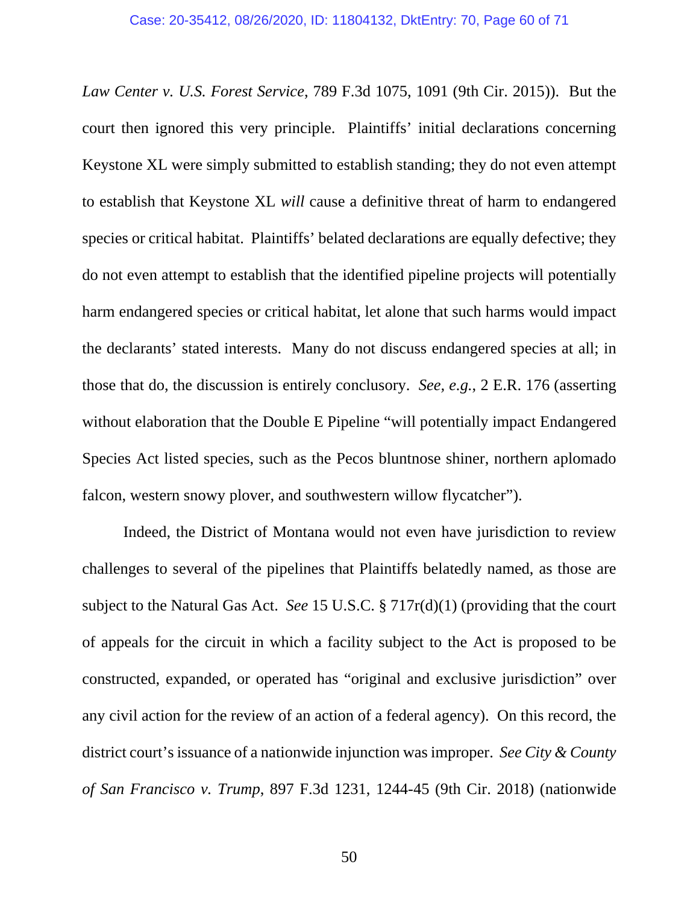*Law Center v. U.S. Forest Service*, 789 F.3d 1075, 1091 (9th Cir. 2015)). But the court then ignored this very principle. Plaintiffs' initial declarations concerning Keystone XL were simply submitted to establish standing; they do not even attempt to establish that Keystone XL *will* cause a definitive threat of harm to endangered species or critical habitat. Plaintiffs' belated declarations are equally defective; they do not even attempt to establish that the identified pipeline projects will potentially harm endangered species or critical habitat, let alone that such harms would impact the declarants' stated interests. Many do not discuss endangered species at all; in those that do, the discussion is entirely conclusory. *See, e.g.*, 2 E.R. 176 (asserting without elaboration that the Double E Pipeline "will potentially impact Endangered Species Act listed species, such as the Pecos bluntnose shiner, northern aplomado falcon, western snowy plover, and southwestern willow flycatcher").

Indeed, the District of Montana would not even have jurisdiction to review challenges to several of the pipelines that Plaintiffs belatedly named, as those are subject to the Natural Gas Act. *See* 15 U.S.C. § 717r(d)(1) (providing that the court of appeals for the circuit in which a facility subject to the Act is proposed to be constructed, expanded, or operated has "original and exclusive jurisdiction" over any civil action for the review of an action of a federal agency). On this record, the district court's issuance of a nationwide injunction was improper. *See City & County of San Francisco v. Trump*, 897 F.3d 1231, 1244-45 (9th Cir. 2018) (nationwide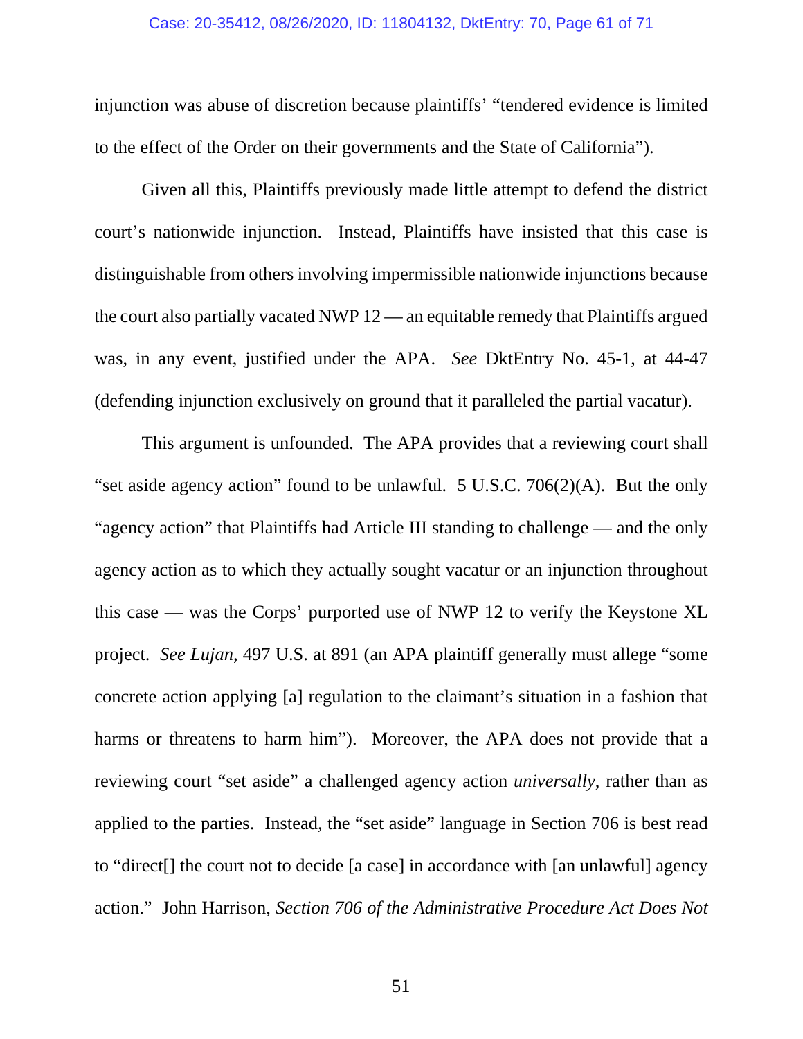injunction was abuse of discretion because plaintiffs' "tendered evidence is limited to the effect of the Order on their governments and the State of California").

Given all this, Plaintiffs previously made little attempt to defend the district court's nationwide injunction. Instead, Plaintiffs have insisted that this case is distinguishable from others involving impermissible nationwide injunctions because the court also partially vacated NWP 12 — an equitable remedy that Plaintiffs argued was, in any event, justified under the APA. *See* DktEntry No. 45-1, at 44-47 (defending injunction exclusively on ground that it paralleled the partial vacatur).

This argument is unfounded. The APA provides that a reviewing court shall "set aside agency action" found to be unlawful. 5 U.S.C. 706(2)(A). But the only "agency action" that Plaintiffs had Article III standing to challenge — and the only agency action as to which they actually sought vacatur or an injunction throughout this case — was the Corps' purported use of NWP 12 to verify the Keystone XL project. *See Lujan*, 497 U.S. at 891 (an APA plaintiff generally must allege "some concrete action applying [a] regulation to the claimant's situation in a fashion that harms or threatens to harm him"). Moreover, the APA does not provide that a reviewing court "set aside" a challenged agency action *universally*, rather than as applied to the parties. Instead, the "set aside" language in Section 706 is best read to "direct[] the court not to decide [a case] in accordance with [an unlawful] agency action." John Harrison, *Section 706 of the Administrative Procedure Act Does Not*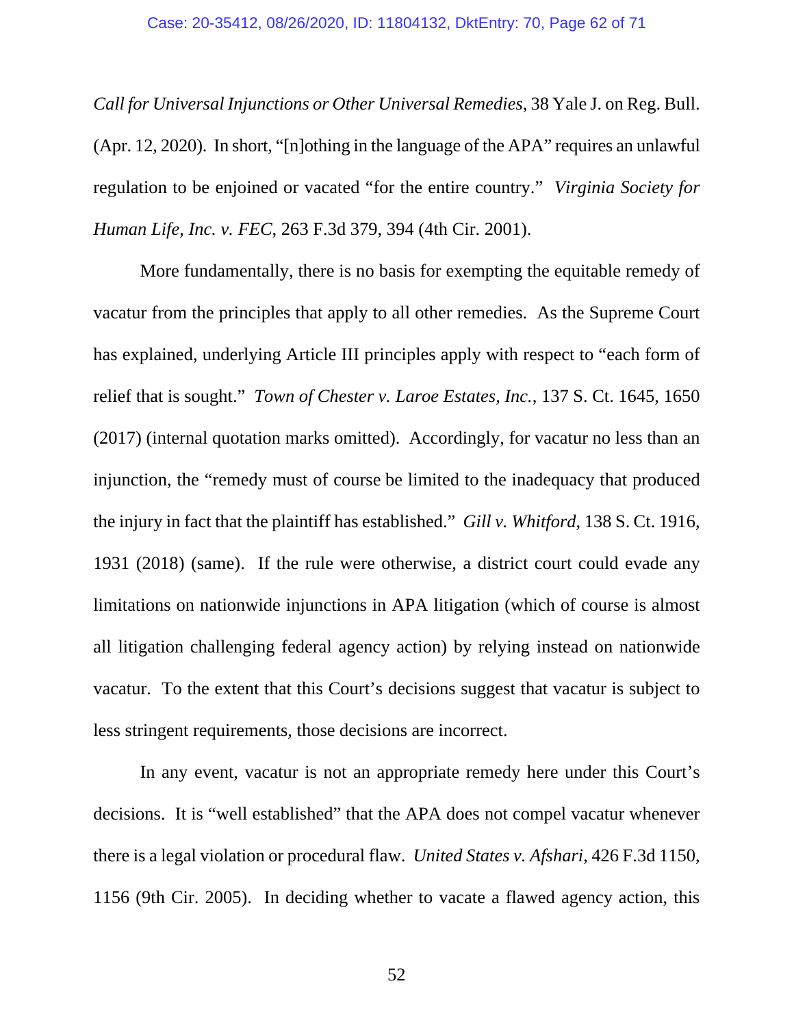*Call for Universal Injunctions or Other Universal Remedies*, 38 Yale J. on Reg. Bull. (Apr. 12, 2020). In short, "[n]othing in the language of the APA" requires an unlawful regulation to be enjoined or vacated "for the entire country." *Virginia Society for Human Life, Inc. v. FEC*, 263 F.3d 379, 394 (4th Cir. 2001).

More fundamentally, there is no basis for exempting the equitable remedy of vacatur from the principles that apply to all other remedies. As the Supreme Court has explained, underlying Article III principles apply with respect to "each form of relief that is sought." *Town of Chester v. Laroe Estates, Inc.*, 137 S. Ct. 1645, 1650 (2017) (internal quotation marks omitted). Accordingly, for vacatur no less than an injunction, the "remedy must of course be limited to the inadequacy that produced the injury in fact that the plaintiff has established." *Gill v. Whitford*, 138 S. Ct. 1916, 1931 (2018) (same). If the rule were otherwise, a district court could evade any limitations on nationwide injunctions in APA litigation (which of course is almost all litigation challenging federal agency action) by relying instead on nationwide vacatur. To the extent that this Court's decisions suggest that vacatur is subject to less stringent requirements, those decisions are incorrect.

In any event, vacatur is not an appropriate remedy here under this Court's decisions. It is "well established" that the APA does not compel vacatur whenever there is a legal violation or procedural flaw. *United States v. Afshari*, 426 F.3d 1150, 1156 (9th Cir. 2005). In deciding whether to vacate a flawed agency action, this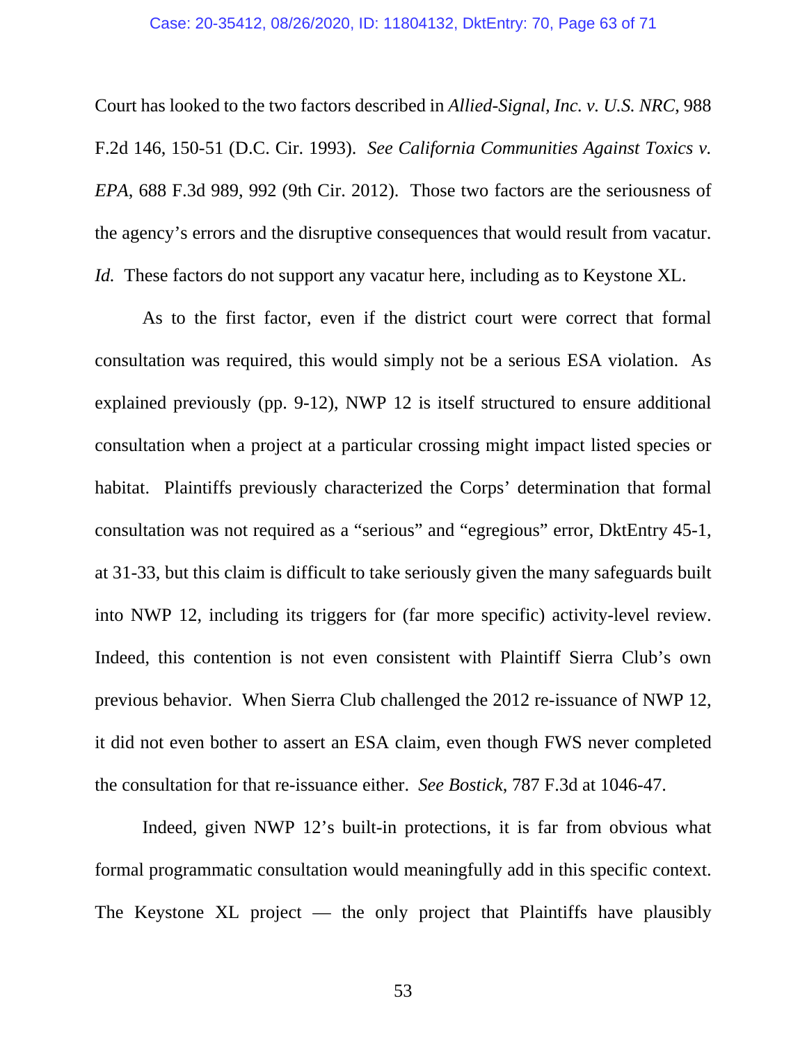Court has looked to the two factors described in *Allied-Signal, Inc. v. U.S. NRC*, 988 F.2d 146, 150-51 (D.C. Cir. 1993). *See California Communities Against Toxics v. EPA*, 688 F.3d 989, 992 (9th Cir. 2012). Those two factors are the seriousness of the agency's errors and the disruptive consequences that would result from vacatur. *Id.* These factors do not support any vacatur here, including as to Keystone XL.

As to the first factor, even if the district court were correct that formal consultation was required, this would simply not be a serious ESA violation. As explained previously (pp. 9-12), NWP 12 is itself structured to ensure additional consultation when a project at a particular crossing might impact listed species or habitat. Plaintiffs previously characterized the Corps' determination that formal consultation was not required as a "serious" and "egregious" error, DktEntry 45-1, at 31-33, but this claim is difficult to take seriously given the many safeguards built into NWP 12, including its triggers for (far more specific) activity-level review. Indeed, this contention is not even consistent with Plaintiff Sierra Club's own previous behavior. When Sierra Club challenged the 2012 re-issuance of NWP 12, it did not even bother to assert an ESA claim, even though FWS never completed the consultation for that re-issuance either. *See Bostick*, 787 F.3d at 1046-47.

Indeed, given NWP 12's built-in protections, it is far from obvious what formal programmatic consultation would meaningfully add in this specific context. The Keystone XL project — the only project that Plaintiffs have plausibly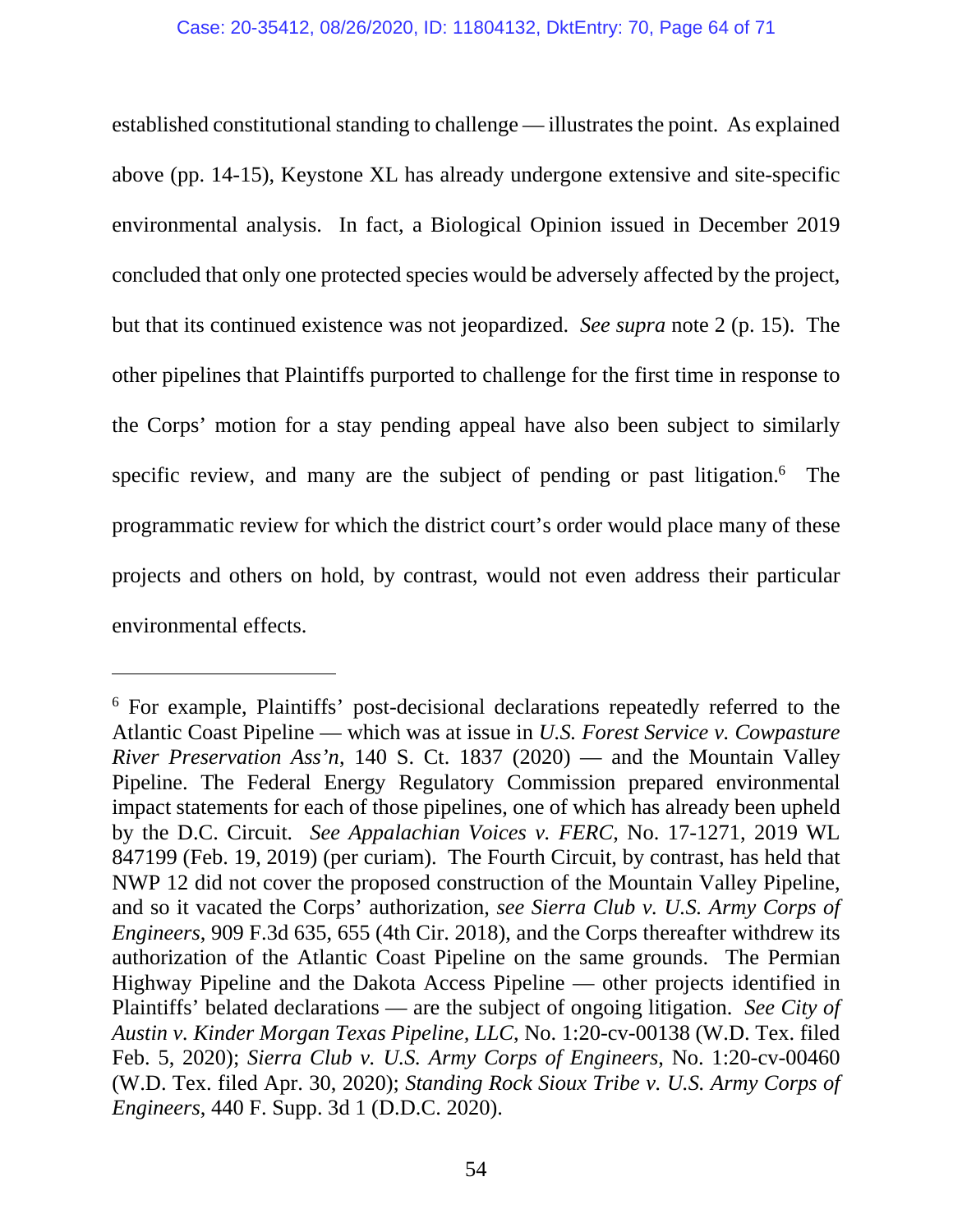established constitutional standing to challenge — illustrates the point. As explained above (pp. 14-15), Keystone XL has already undergone extensive and site-specific environmental analysis. In fact, a Biological Opinion issued in December 2019 concluded that only one protected species would be adversely affected by the project, but that its continued existence was not jeopardized. *See supra* note 2 (p. 15). The other pipelines that Plaintiffs purported to challenge for the first time in response to the Corps' motion for a stay pending appeal have also been subject to similarly specific review, and many are the subject of pending or past litigation.[6] The programmatic review for which the district court's order would place many of these projects and others on hold, by contrast, would not even address their particular environmental effects.

---

[6] For example, Plaintiffs' post-decisional declarations repeatedly referred to the Atlantic Coast Pipeline — which was at issue in *U.S. Forest Service v. Cowpasture River Preservation Ass'n*, 140 S. Ct. 1837 (2020) — and the Mountain Valley Pipeline. The Federal Energy Regulatory Commission prepared environmental impact statements for each of those pipelines, one of which has already been upheld by the D.C. Circuit. *See Appalachian Voices v. FERC*, No. 17-1271, 2019 WL 847199 (Feb. 19, 2019) (per curiam). The Fourth Circuit, by contrast, has held that NWP 12 did not cover the proposed construction of the Mountain Valley Pipeline, and so it vacated the Corps' authorization, *see Sierra Club v. U.S. Army Corps of Engineers*, 909 F.3d 635, 655 (4th Cir. 2018), and the Corps thereafter withdrew its authorization of the Atlantic Coast Pipeline on the same grounds. The Permian Highway Pipeline and the Dakota Access Pipeline — other projects identified in Plaintiffs' belated declarations — are the subject of ongoing litigation. *See City of Austin v. Kinder Morgan Texas Pipeline, LLC*, No. 1:20-cv-00138 (W.D. Tex. filed Feb. 5, 2020); *Sierra Club v. U.S. Army Corps of Engineers*, No. 1:20-cv-00460 (W.D. Tex. filed Apr. 30, 2020); *Standing Rock Sioux Tribe v. U.S. Army Corps of Engineers*, 440 F. Supp. 3d 1 (D.D.C. 2020).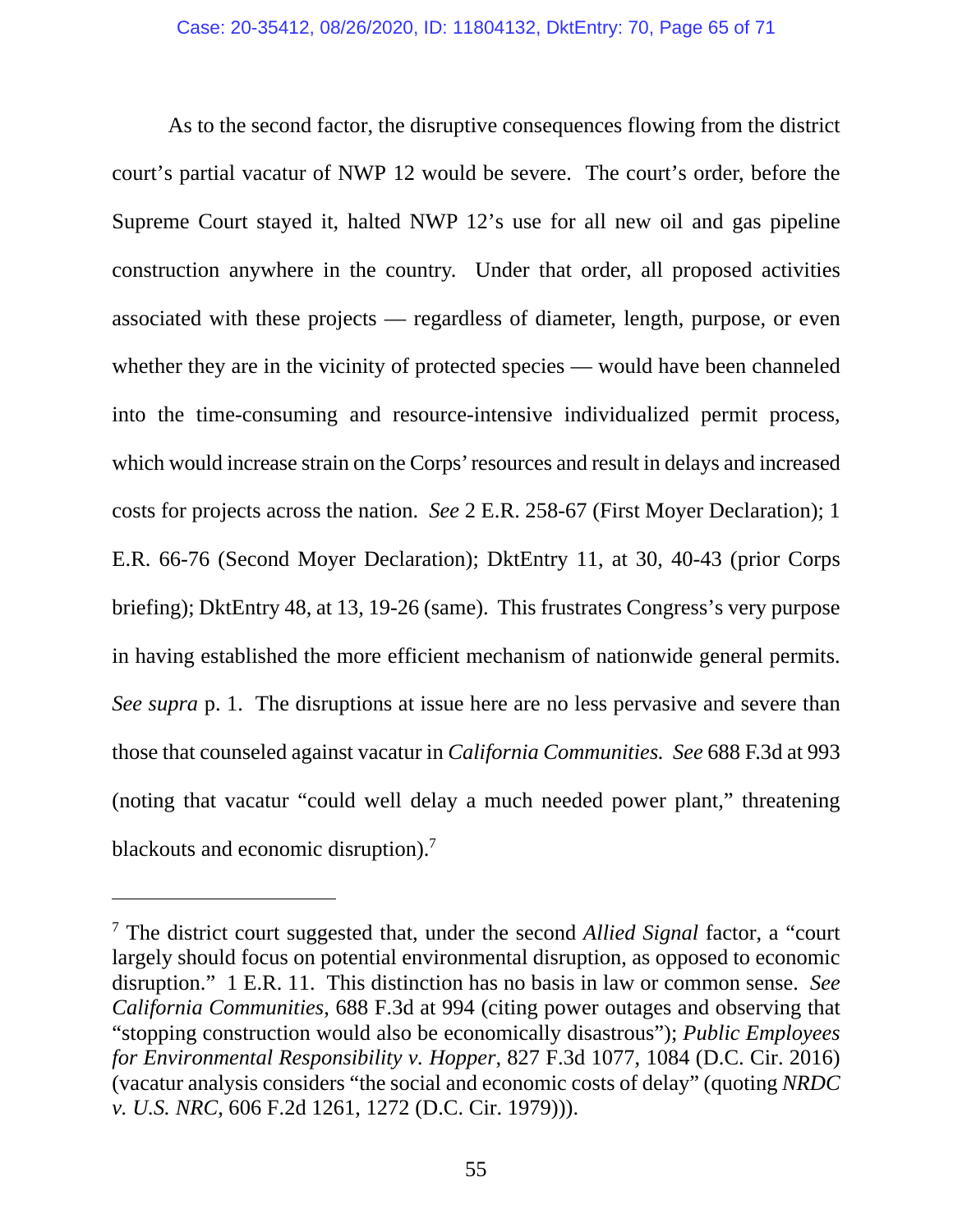As to the second factor, the disruptive consequences flowing from the district court's partial vacatur of NWP 12 would be severe. The court's order, before the Supreme Court stayed it, halted NWP 12's use for all new oil and gas pipeline construction anywhere in the country. Under that order, all proposed activities associated with these projects — regardless of diameter, length, purpose, or even whether they are in the vicinity of protected species — would have been channeled into the time-consuming and resource-intensive individualized permit process, which would increase strain on the Corps' resources and result in delays and increased costs for projects across the nation. *See* 2 E.R. 258-67 (First Moyer Declaration); 1 E.R. 66-76 (Second Moyer Declaration); DktEntry 11, at 30, 40-43 (prior Corps briefing); DktEntry 48, at 13, 19-26 (same). This frustrates Congress's very purpose in having established the more efficient mechanism of nationwide general permits. *See supra* p. 1. The disruptions at issue here are no less pervasive and severe than those that counseled against vacatur in *California Communities. See* 688 F.3d at 993 (noting that vacatur "could well delay a much needed power plant," threatening blackouts and economic disruption).[7]

---

[7] The district court suggested that, under the second *Allied Signal* factor, a "court largely should focus on potential environmental disruption, as opposed to economic disruption." 1 E.R. 11. This distinction has no basis in law or common sense. *See California Communities*, 688 F.3d at 994 (citing power outages and observing that "stopping construction would also be economically disastrous"); *Public Employees for Environmental Responsibility v. Hopper*, 827 F.3d 1077, 1084 (D.C. Cir. 2016) (vacatur analysis considers "the social and economic costs of delay" (quoting *NRDC v. U.S. NRC*, 606 F.2d 1261, 1272 (D.C. Cir. 1979))).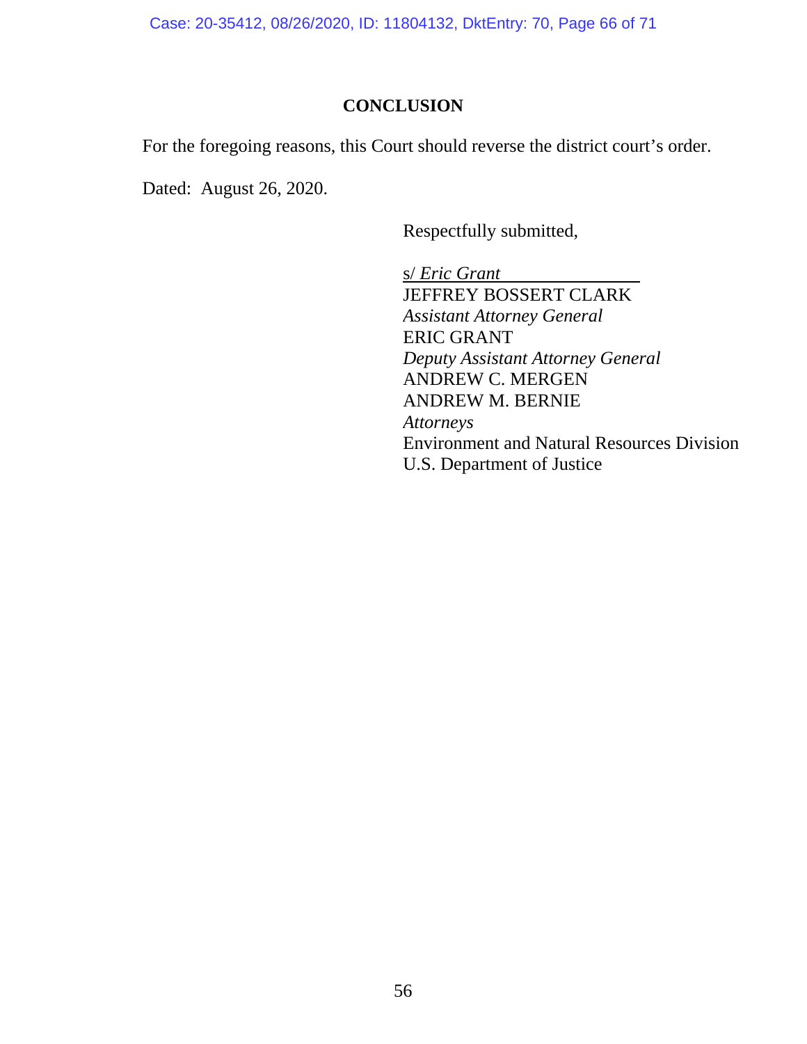## CONCLUSION

For the foregoing reasons, this Court should reverse the district court's order.

Dated: August 26, 2020.

Respectfully submitted,

s/ *Eric Grant*
JEFFREY BOSSERT CLARK
*Assistant Attorney General*
ERIC GRANT
*Deputy Assistant Attorney General*
ANDREW C. MERGEN
ANDREW M. BERNIE
*Attorneys*
Environment and Natural Resources Division
U.S. Department of Justice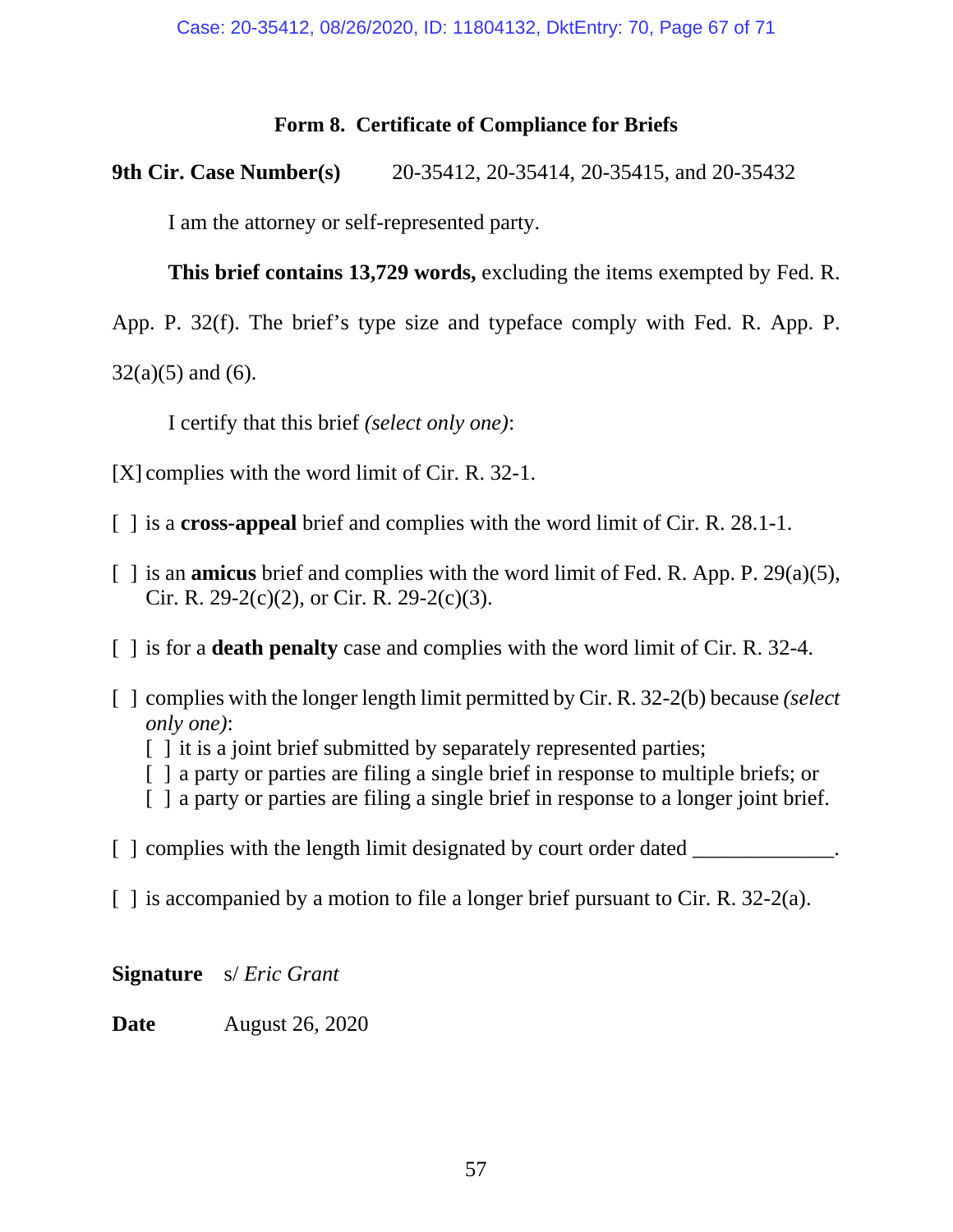## Form 8. Certificate of Compliance for Briefs

**9th Cir. Case Number(s)** 20-35412, 20-35414, 20-35415, and 20-35432

I am the attorney or self-represented party.

**This brief contains 13,729 words,** excluding the items exempted by Fed. R. App. P. 32(f). The brief's type size and typeface comply with Fed. R. App. P. 32(a)(5) and (6).

I certify that this brief *(select only one)*:

[X] complies with the word limit of Cir. R. 32-1.

[ ] is a **cross-appeal** brief and complies with the word limit of Cir. R. 28.1-1.

[ ] is an **amicus** brief and complies with the word limit of Fed. R. App. P. 29(a)(5), Cir. R. 29-2(c)(2), or Cir. R. 29-2(c)(3).

[ ] is for a **death penalty** case and complies with the word limit of Cir. R. 32-4.

[ ] complies with the longer length limit permitted by Cir. R. 32-2(b) because *(select only one)*:
  [ ] it is a joint brief submitted by separately represented parties;
  [ ] a party or parties are filing a single brief in response to multiple briefs; or
  [ ] a party or parties are filing a single brief in response to a longer joint brief.

[ ] complies with the length limit designated by court order dated _____________.

[ ] is accompanied by a motion to file a longer brief pursuant to Cir. R. 32-2(a).

**Signature** s/ *Eric Grant*

**Date** August 26, 2020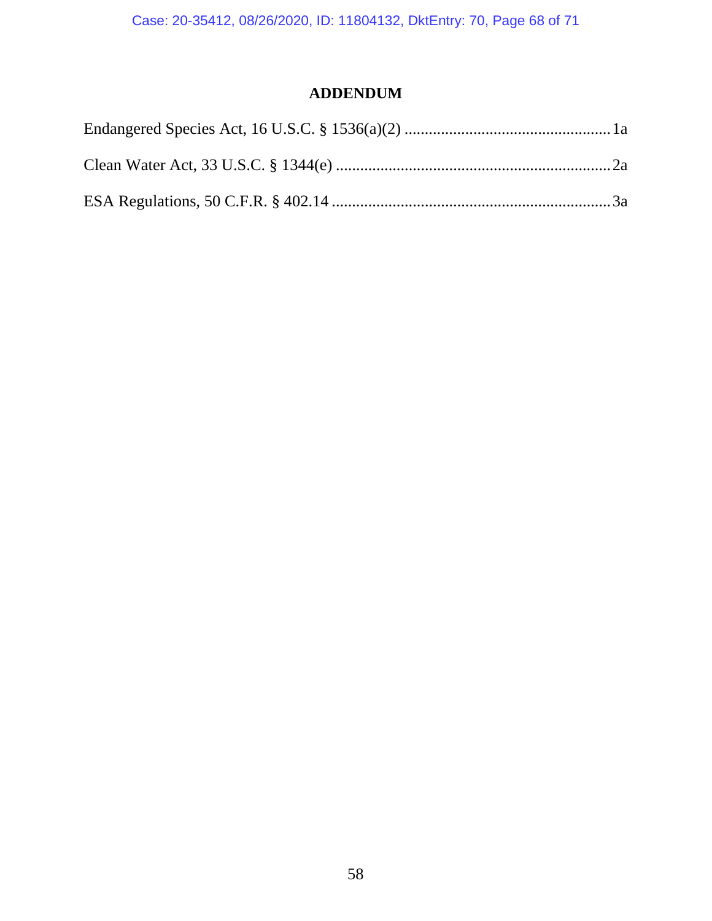# ADDENDUM

| | |
|---|---|
| Endangered Species Act, 16 U.S.C. § 1536(a)(2) | 1a |
| Clean Water Act, 33 U.S.C. § 1344(e) | 2a |
| ESA Regulations, 50 C.F.R. § 402.14 | 3a |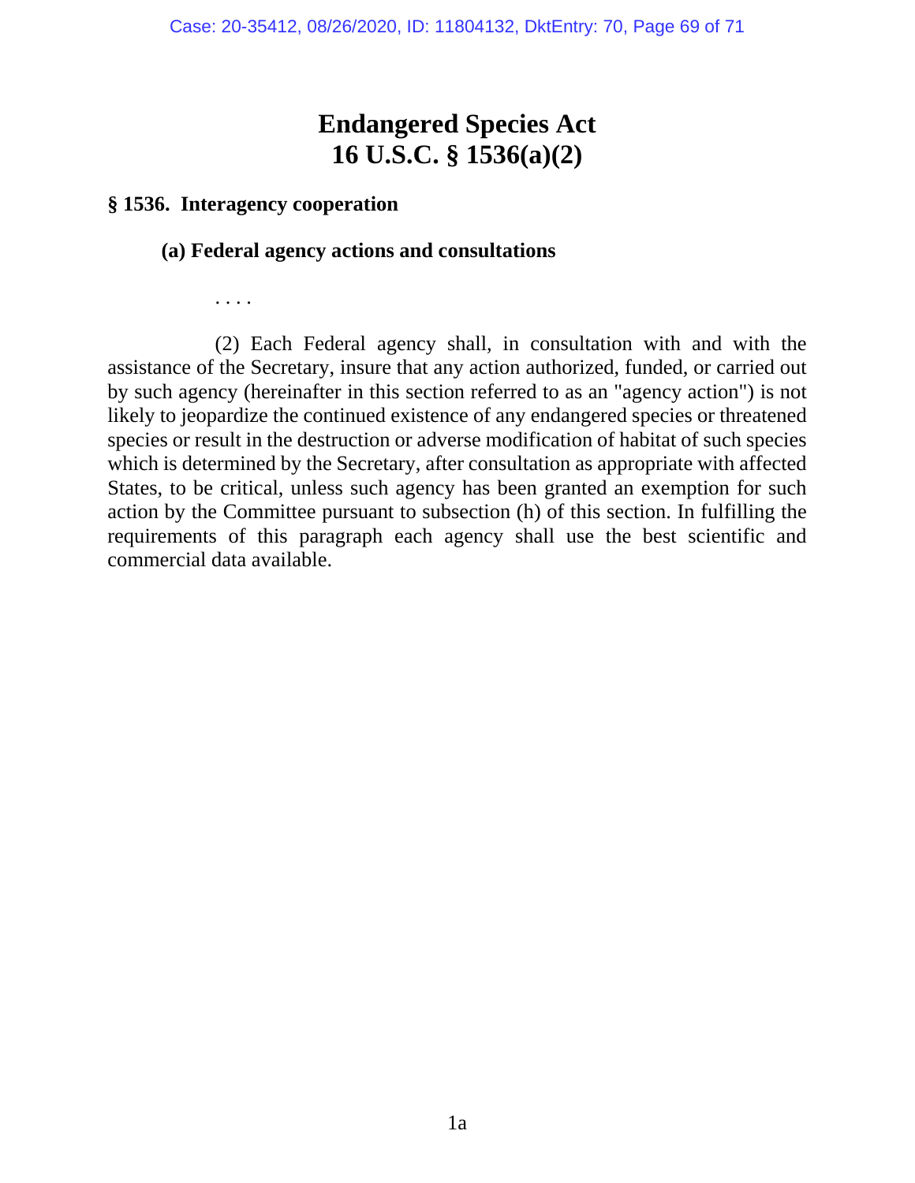# Endangered Species Act
# 16 U.S.C. § 1536(a)(2)

**§ 1536. Interagency cooperation**

**(a) Federal agency actions and consultations**

. . . .

(2) Each Federal agency shall, in consultation with and with the assistance of the Secretary, insure that any action authorized, funded, or carried out by such agency (hereinafter in this section referred to as an "agency action") is not likely to jeopardize the continued existence of any endangered species or threatened species or result in the destruction or adverse modification of habitat of such species which is determined by the Secretary, after consultation as appropriate with affected States, to be critical, unless such agency has been granted an exemption for such action by the Committee pursuant to subsection (h) of this section. In fulfilling the requirements of this paragraph each agency shall use the best scientific and commercial data available.

1a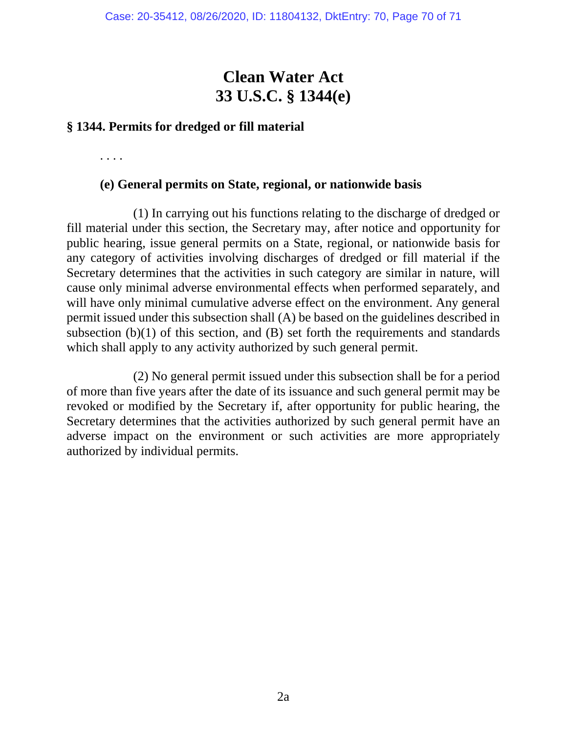# Clean Water Act
# 33 U.S.C. § 1344(e)

**§ 1344. Permits for dredged or fill material**

. . . .

**(e) General permits on State, regional, or nationwide basis**

(1) In carrying out his functions relating to the discharge of dredged or fill material under this section, the Secretary may, after notice and opportunity for public hearing, issue general permits on a State, regional, or nationwide basis for any category of activities involving discharges of dredged or fill material if the Secretary determines that the activities in such category are similar in nature, will cause only minimal adverse environmental effects when performed separately, and will have only minimal cumulative adverse effect on the environment. Any general permit issued under this subsection shall (A) be based on the guidelines described in subsection (b)(1) of this section, and (B) set forth the requirements and standards which shall apply to any activity authorized by such general permit.

(2) No general permit issued under this subsection shall be for a period of more than five years after the date of its issuance and such general permit may be revoked or modified by the Secretary if, after opportunity for public hearing, the Secretary determines that the activities authorized by such general permit have an adverse impact on the environment or such activities are more appropriately authorized by individual permits.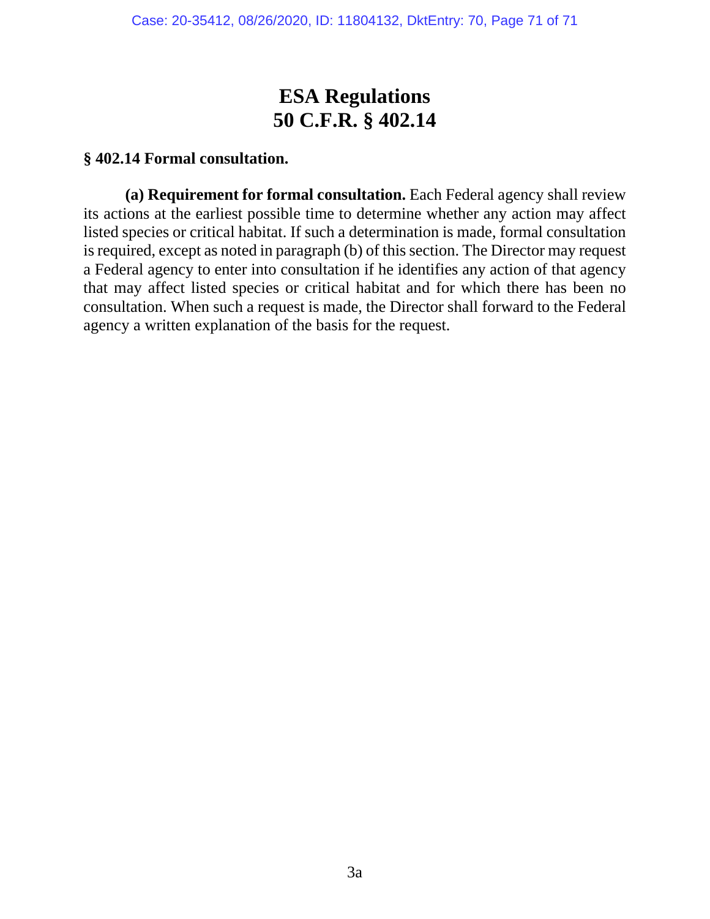# ESA Regulations
# 50 C.F.R. § 402.14

**§ 402.14 Formal consultation.**

**(a) Requirement for formal consultation.** Each Federal agency shall review its actions at the earliest possible time to determine whether any action may affect listed species or critical habitat. If such a determination is made, formal consultation is required, except as noted in paragraph (b) of this section. The Director may request a Federal agency to enter into consultation if he identifies any action of that agency that may affect listed species or critical habitat and for which there has been no consultation. When such a request is made, the Director shall forward to the Federal agency a written explanation of the basis for the request.